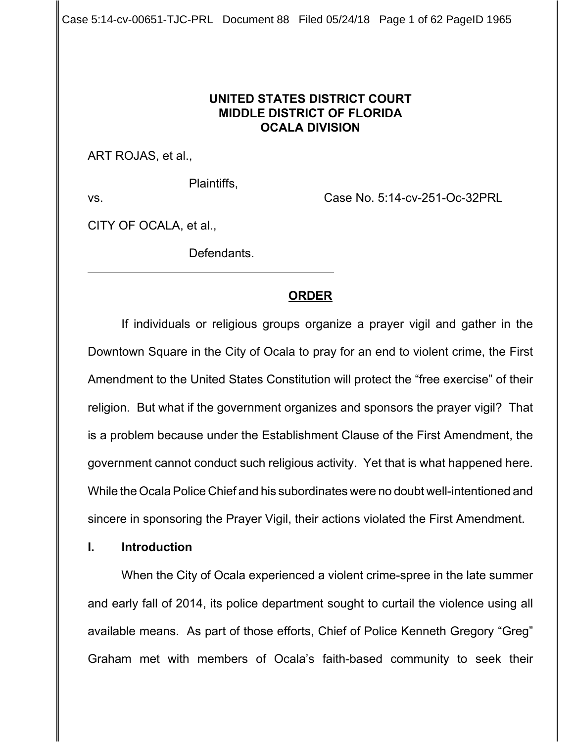**UNITED STATES DISTRICT COURT**
**MIDDLE DISTRICT OF FLORIDA**
**OCALA DIVISION**

ART ROJAS, et al.,

Plaintiffs,

vs. Case No. 5:14-cv-251-Oc-32PRL

CITY OF OCALA, et al.,

Defendants.

---

**ORDER**

If individuals or religious groups organize a prayer vigil and gather in the Downtown Square in the City of Ocala to pray for an end to violent crime, the First Amendment to the United States Constitution will protect the "free exercise" of their religion. But what if the government organizes and sponsors the prayer vigil? That is a problem because under the Establishment Clause of the First Amendment, the government cannot conduct such religious activity. Yet that is what happened here. While the Ocala Police Chief and his subordinates were no doubt well-intentioned and sincere in sponsoring the Prayer Vigil, their actions violated the First Amendment.

## I. Introduction

When the City of Ocala experienced a violent crime-spree in the late summer and early fall of 2014, its police department sought to curtail the violence using all available means. As part of those efforts, Chief of Police Kenneth Gregory "Greg" Graham met with members of Ocala's faith-based community to seek their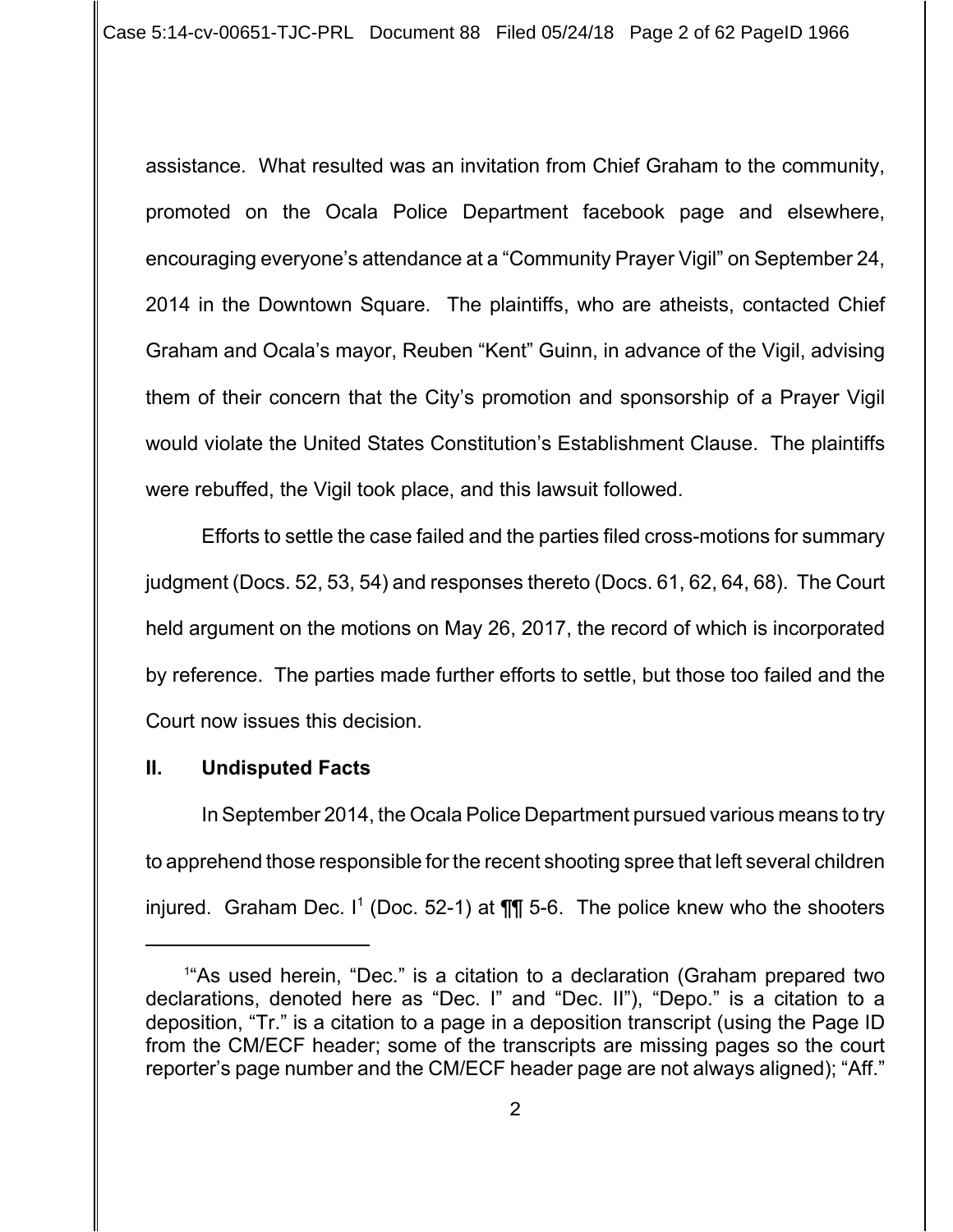assistance. What resulted was an invitation from Chief Graham to the community, promoted on the Ocala Police Department facebook page and elsewhere, encouraging everyone's attendance at a "Community Prayer Vigil" on September 24, 2014 in the Downtown Square. The plaintiffs, who are atheists, contacted Chief Graham and Ocala's mayor, Reuben "Kent" Guinn, in advance of the Vigil, advising them of their concern that the City's promotion and sponsorship of a Prayer Vigil would violate the United States Constitution's Establishment Clause. The plaintiffs were rebuffed, the Vigil took place, and this lawsuit followed.

Efforts to settle the case failed and the parties filed cross-motions for summary judgment (Docs. 52, 53, 54) and responses thereto (Docs. 61, 62, 64, 68). The Court held argument on the motions on May 26, 2017, the record of which is incorporated by reference. The parties made further efforts to settle, but those too failed and the Court now issues this decision.

## II. Undisputed Facts

In September 2014, the Ocala Police Department pursued various means to try to apprehend those responsible for the recent shooting spree that left several children injured. Graham Dec. I[1] (Doc. 52-1) at ¶¶ 5-6. The police knew who the shooters

---

[1]"As used herein, "Dec." is a citation to a declaration (Graham prepared two declarations, denoted here as "Dec. I" and "Dec. II"), "Depo." is a citation to a deposition, "Tr." is a citation to a page in a deposition transcript (using the Page ID from the CM/ECF header; some of the transcripts are missing pages so the court reporter's page number and the CM/ECF header page are not always aligned); "Aff."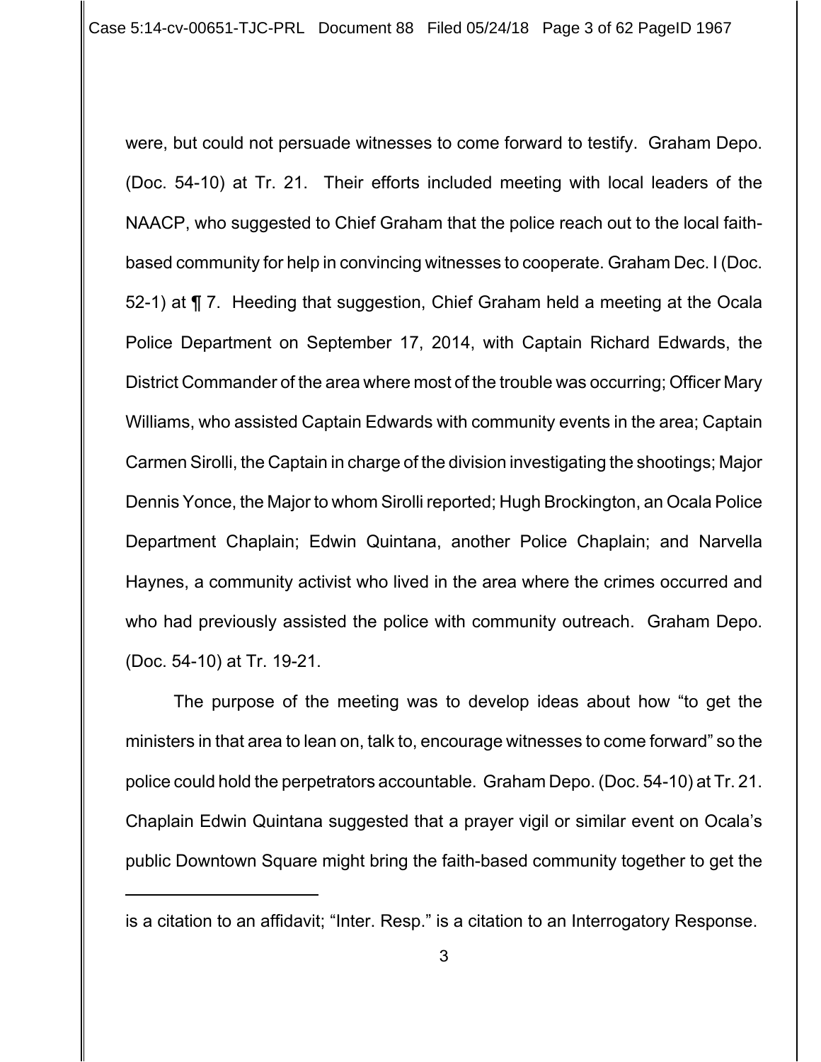were, but could not persuade witnesses to come forward to testify. Graham Depo. (Doc. 54-10) at Tr. 21. Their efforts included meeting with local leaders of the NAACP, who suggested to Chief Graham that the police reach out to the local faith-based community for help in convincing witnesses to cooperate. Graham Dec. I (Doc. 52-1) at ¶ 7. Heeding that suggestion, Chief Graham held a meeting at the Ocala Police Department on September 17, 2014, with Captain Richard Edwards, the District Commander of the area where most of the trouble was occurring; Officer Mary Williams, who assisted Captain Edwards with community events in the area; Captain Carmen Sirolli, the Captain in charge of the division investigating the shootings; Major Dennis Yonce, the Major to whom Sirolli reported; Hugh Brockington, an Ocala Police Department Chaplain; Edwin Quintana, another Police Chaplain; and Narvella Haynes, a community activist who lived in the area where the crimes occurred and who had previously assisted the police with community outreach. Graham Depo. (Doc. 54-10) at Tr. 19-21.

The purpose of the meeting was to develop ideas about how "to get the ministers in that area to lean on, talk to, encourage witnesses to come forward" so the police could hold the perpetrators accountable. Graham Depo. (Doc. 54-10) at Tr. 21. Chaplain Edwin Quintana suggested that a prayer vigil or similar event on Ocala's public Downtown Square might bring the faith-based community together to get the

---

is a citation to an affidavit; "Inter. Resp." is a citation to an Interrogatory Response.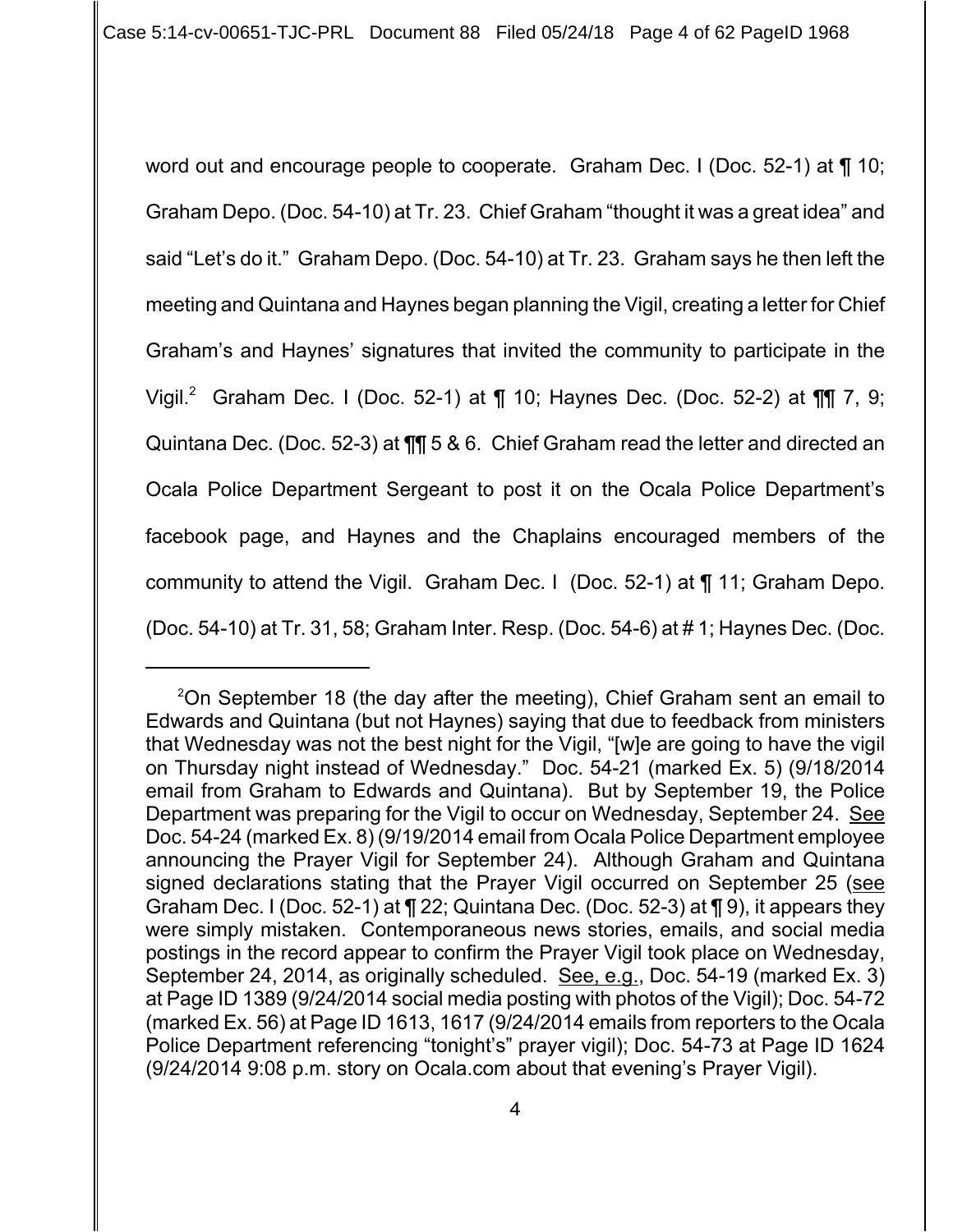word out and encourage people to cooperate. Graham Dec. I (Doc. 52-1) at ¶ 10; Graham Depo. (Doc. 54-10) at Tr. 23. Chief Graham "thought it was a great idea" and said "Let's do it." Graham Depo. (Doc. 54-10) at Tr. 23. Graham says he then left the meeting and Quintana and Haynes began planning the Vigil, creating a letter for Chief Graham's and Haynes' signatures that invited the community to participate in the Vigil.[2] Graham Dec. I (Doc. 52-1) at ¶ 10; Haynes Dec. (Doc. 52-2) at ¶¶ 7, 9; Quintana Dec. (Doc. 52-3) at ¶¶ 5 & 6. Chief Graham read the letter and directed an Ocala Police Department Sergeant to post it on the Ocala Police Department's facebook page, and Haynes and the Chaplains encouraged members of the community to attend the Vigil. Graham Dec. I (Doc. 52-1) at ¶ 11; Graham Depo. (Doc. 54-10) at Tr. 31, 58; Graham Inter. Resp. (Doc. 54-6) at # 1; Haynes Dec. (Doc.

---

[2]On September 18 (the day after the meeting), Chief Graham sent an email to Edwards and Quintana (but not Haynes) saying that due to feedback from ministers that Wednesday was not the best night for the Vigil, "[w]e are going to have the vigil on Thursday night instead of Wednesday." Doc. 54-21 (marked Ex. 5) (9/18/2014 email from Graham to Edwards and Quintana). But by September 19, the Police Department was preparing for the Vigil to occur on Wednesday, September 24. See Doc. 54-24 (marked Ex. 8) (9/19/2014 email from Ocala Police Department employee announcing the Prayer Vigil for September 24). Although Graham and Quintana signed declarations stating that the Prayer Vigil occurred on September 25 (see Graham Dec. I (Doc. 52-1) at ¶ 22; Quintana Dec. (Doc. 52-3) at ¶ 9), it appears they were simply mistaken. Contemporaneous news stories, emails, and social media postings in the record appear to confirm the Prayer Vigil took place on Wednesday, September 24, 2014, as originally scheduled. See, e.g., Doc. 54-19 (marked Ex. 3) at Page ID 1389 (9/24/2014 social media posting with photos of the Vigil); Doc. 54-72 (marked Ex. 56) at Page ID 1613, 1617 (9/24/2014 emails from reporters to the Ocala Police Department referencing "tonight's" prayer vigil); Doc. 54-73 at Page ID 1624 (9/24/2014 9:08 p.m. story on Ocala.com about that evening's Prayer Vigil).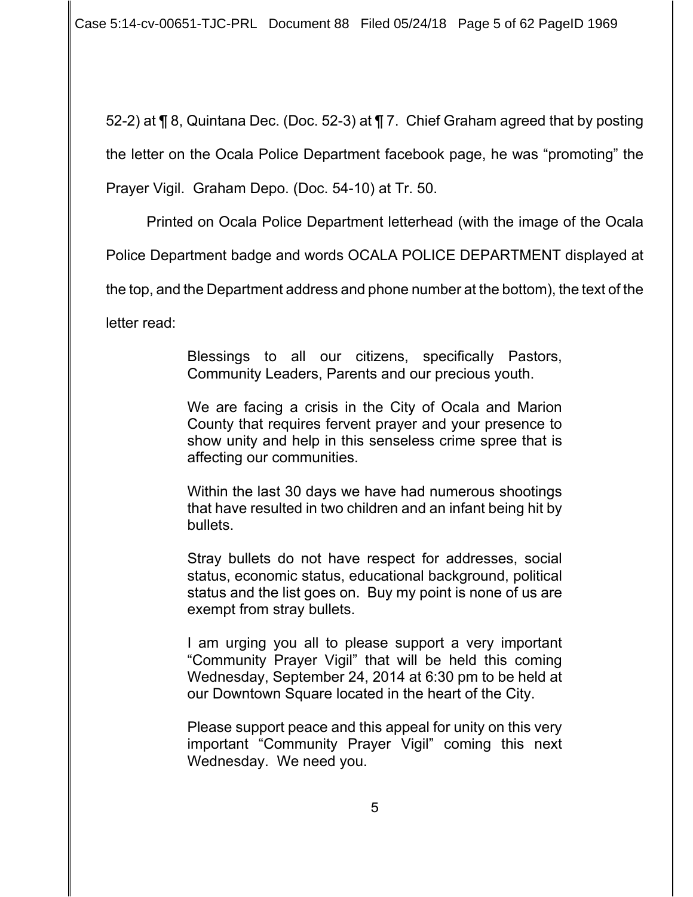52-2) at ¶ 8, Quintana Dec. (Doc. 52-3) at ¶ 7. Chief Graham agreed that by posting the letter on the Ocala Police Department facebook page, he was "promoting" the Prayer Vigil. Graham Depo. (Doc. 54-10) at Tr. 50.

Printed on Ocala Police Department letterhead (with the image of the Ocala Police Department badge and words OCALA POLICE DEPARTMENT displayed at the top, and the Department address and phone number at the bottom), the text of the letter read:

> Blessings to all our citizens, specifically Pastors, Community Leaders, Parents and our precious youth.
>
> We are facing a crisis in the City of Ocala and Marion County that requires fervent prayer and your presence to show unity and help in this senseless crime spree that is affecting our communities.
>
> Within the last 30 days we have had numerous shootings that have resulted in two children and an infant being hit by bullets.
>
> Stray bullets do not have respect for addresses, social status, economic status, educational background, political status and the list goes on. Buy my point is none of us are exempt from stray bullets.
>
> I am urging you all to please support a very important "Community Prayer Vigil" that will be held this coming Wednesday, September 24, 2014 at 6:30 pm to be held at our Downtown Square located in the heart of the City.
>
> Please support peace and this appeal for unity on this very important "Community Prayer Vigil" coming this next Wednesday. We need you.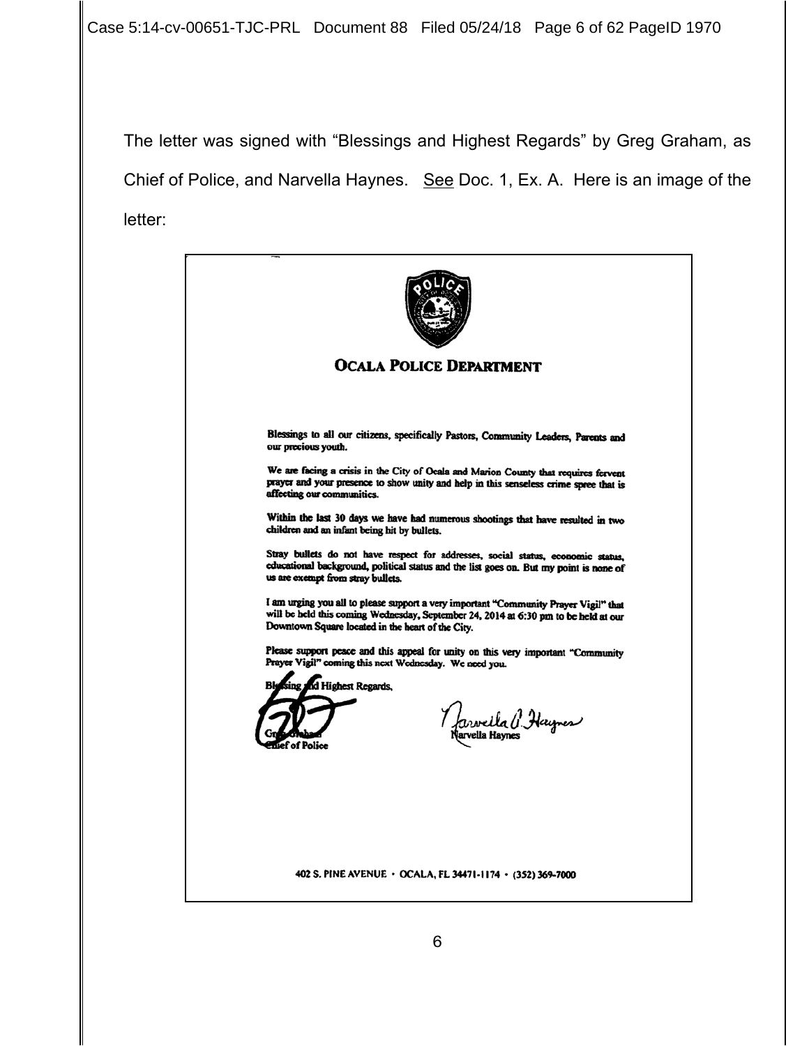The letter was signed with "Blessings and Highest Regards" by Greg Graham, as Chief of Police, and Narvella Haynes. See Doc. 1, Ex. A. Here is an image of the letter:

**OCALA POLICE DEPARTMENT**

Blessings to all our citizens, specifically Pastors, Community Leaders, Parents and our precious youth.

We are facing a crisis in the City of Ocala and Marion County that requires fervent prayer and your presence to show unity and help in this senseless crime spree that is affecting our communities.

Within the last 30 days we have had numerous shootings that have resulted in two children and an infant being hit by bullets.

Stray bullets do not have respect for addresses, social status, economic status, educational background, political status and the list goes on. But my point is none of us are exempt from stray bullets.

I am urging you all to please support a very important "Community Prayer Vigil" that will be held this coming Wednesday, September 24, 2014 at 6:30 pm to be held at our Downtown Square located in the heart of the City.

Please support peace and this appeal for unity on this very important "Community Prayer Vigil" coming this next Wednesday. We need you.

Blessing and Highest Regards,

Greg Graham
Chief of Police

Narvella Haynes

402 S. PINE AVENUE • OCALA, FL 34471-1174 • (352) 369-7000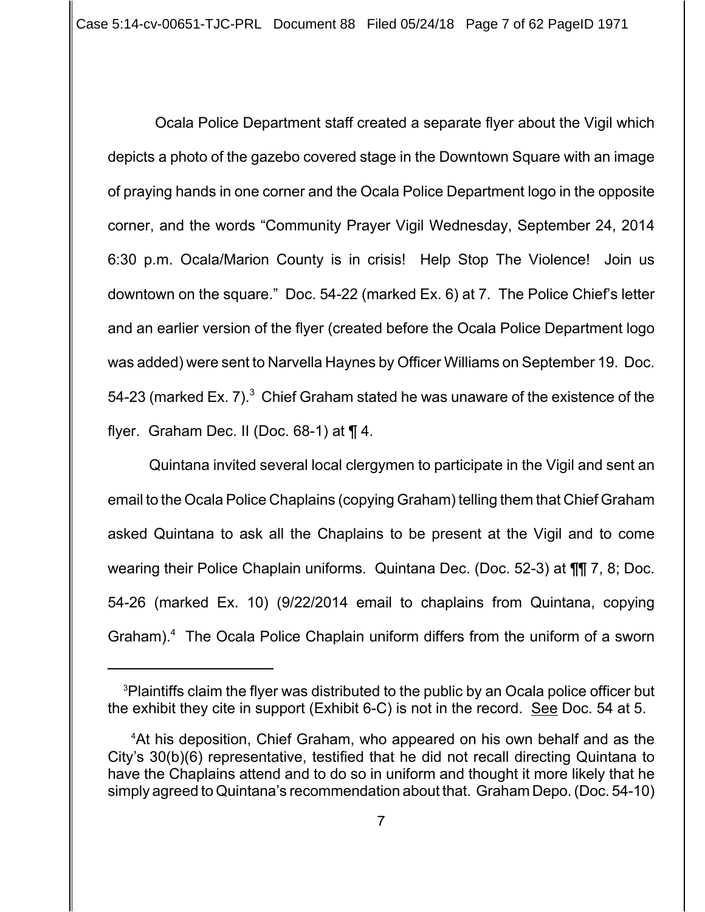Ocala Police Department staff created a separate flyer about the Vigil which depicts a photo of the gazebo covered stage in the Downtown Square with an image of praying hands in one corner and the Ocala Police Department logo in the opposite corner, and the words "Community Prayer Vigil Wednesday, September 24, 2014 6:30 p.m. Ocala/Marion County is in crisis! Help Stop The Violence! Join us downtown on the square." Doc. 54-22 (marked Ex. 6) at 7. The Police Chief's letter and an earlier version of the flyer (created before the Ocala Police Department logo was added) were sent to Narvella Haynes by Officer Williams on September 19. Doc. 54-23 (marked Ex. 7).[3] Chief Graham stated he was unaware of the existence of the flyer. Graham Dec. II (Doc. 68-1) at ¶ 4.

Quintana invited several local clergymen to participate in the Vigil and sent an email to the Ocala Police Chaplains (copying Graham) telling them that Chief Graham asked Quintana to ask all the Chaplains to be present at the Vigil and to come wearing their Police Chaplain uniforms. Quintana Dec. (Doc. 52-3) at ¶¶ 7, 8; Doc. 54-26 (marked Ex. 10) (9/22/2014 email to chaplains from Quintana, copying Graham).[4] The Ocala Police Chaplain uniform differs from the uniform of a sworn

---

[3]Plaintiffs claim the flyer was distributed to the public by an Ocala police officer but the exhibit they cite in support (Exhibit 6-C) is not in the record. See Doc. 54 at 5.

[4]At his deposition, Chief Graham, who appeared on his own behalf and as the City's 30(b)(6) representative, testified that he did not recall directing Quintana to have the Chaplains attend and to do so in uniform and thought it more likely that he simply agreed to Quintana's recommendation about that. Graham Depo. (Doc. 54-10)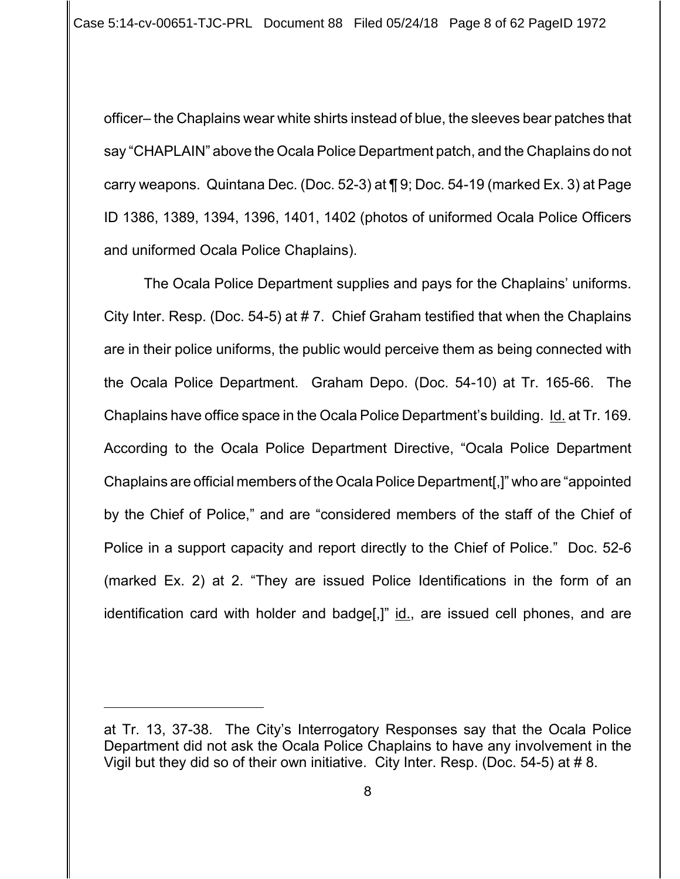officer– the Chaplains wear white shirts instead of blue, the sleeves bear patches that say "CHAPLAIN" above the Ocala Police Department patch, and the Chaplains do not carry weapons. Quintana Dec. (Doc. 52-3) at ¶ 9; Doc. 54-19 (marked Ex. 3) at Page ID 1386, 1389, 1394, 1396, 1401, 1402 (photos of uniformed Ocala Police Officers and uniformed Ocala Police Chaplains).

The Ocala Police Department supplies and pays for the Chaplains' uniforms. City Inter. Resp. (Doc. 54-5) at # 7. Chief Graham testified that when the Chaplains are in their police uniforms, the public would perceive them as being connected with the Ocala Police Department. Graham Depo. (Doc. 54-10) at Tr. 165-66. The Chaplains have office space in the Ocala Police Department's building. Id. at Tr. 169. According to the Ocala Police Department Directive, "Ocala Police Department Chaplains are official members of the Ocala Police Department[,]" who are "appointed by the Chief of Police," and are "considered members of the staff of the Chief of Police in a support capacity and report directly to the Chief of Police." Doc. 52-6 (marked Ex. 2) at 2. "They are issued Police Identifications in the form of an identification card with holder and badge[,]" id., are issued cell phones, and are

---

at Tr. 13, 37-38. The City's Interrogatory Responses say that the Ocala Police Department did not ask the Ocala Police Chaplains to have any involvement in the Vigil but they did so of their own initiative. City Inter. Resp. (Doc. 54-5) at # 8.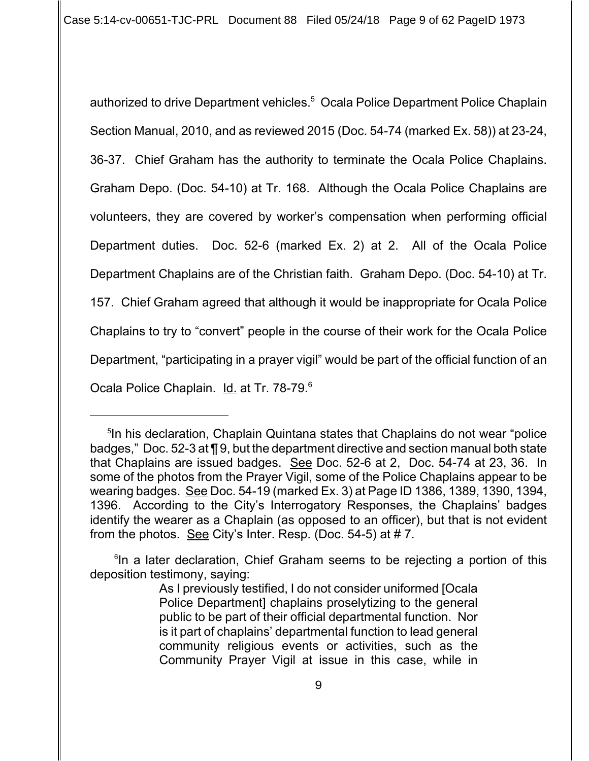authorized to drive Department vehicles.[5] Ocala Police Department Police Chaplain Section Manual, 2010, and as reviewed 2015 (Doc. 54-74 (marked Ex. 58)) at 23-24, 36-37. Chief Graham has the authority to terminate the Ocala Police Chaplains. Graham Depo. (Doc. 54-10) at Tr. 168. Although the Ocala Police Chaplains are volunteers, they are covered by worker's compensation when performing official Department duties. Doc. 52-6 (marked Ex. 2) at 2. All of the Ocala Police Department Chaplains are of the Christian faith. Graham Depo. (Doc. 54-10) at Tr. 157. Chief Graham agreed that although it would be inappropriate for Ocala Police Chaplains to try to "convert" people in the course of their work for the Ocala Police Department, "participating in a prayer vigil" would be part of the official function of an Ocala Police Chaplain. Id. at Tr. 78-79.[6]

---

[5] In his declaration, Chaplain Quintana states that Chaplains do not wear "police badges," Doc. 52-3 at ¶ 9, but the department directive and section manual both state that Chaplains are issued badges. See Doc. 52-6 at 2, Doc. 54-74 at 23, 36. In some of the photos from the Prayer Vigil, some of the Police Chaplains appear to be wearing badges. See Doc. 54-19 (marked Ex. 3) at Page ID 1386, 1389, 1390, 1394, 1396. According to the City's Interrogatory Responses, the Chaplains' badges identify the wearer as a Chaplain (as opposed to an officer), but that is not evident from the photos. See City's Inter. Resp. (Doc. 54-5) at # 7.

[6] In a later declaration, Chief Graham seems to be rejecting a portion of this deposition testimony, saying:

> As I previously testified, I do not consider uniformed [Ocala Police Department] chaplains proselytizing to the general public to be part of their official departmental function. Nor is it part of chaplains' departmental function to lead general community religious events or activities, such as the Community Prayer Vigil at issue in this case, while in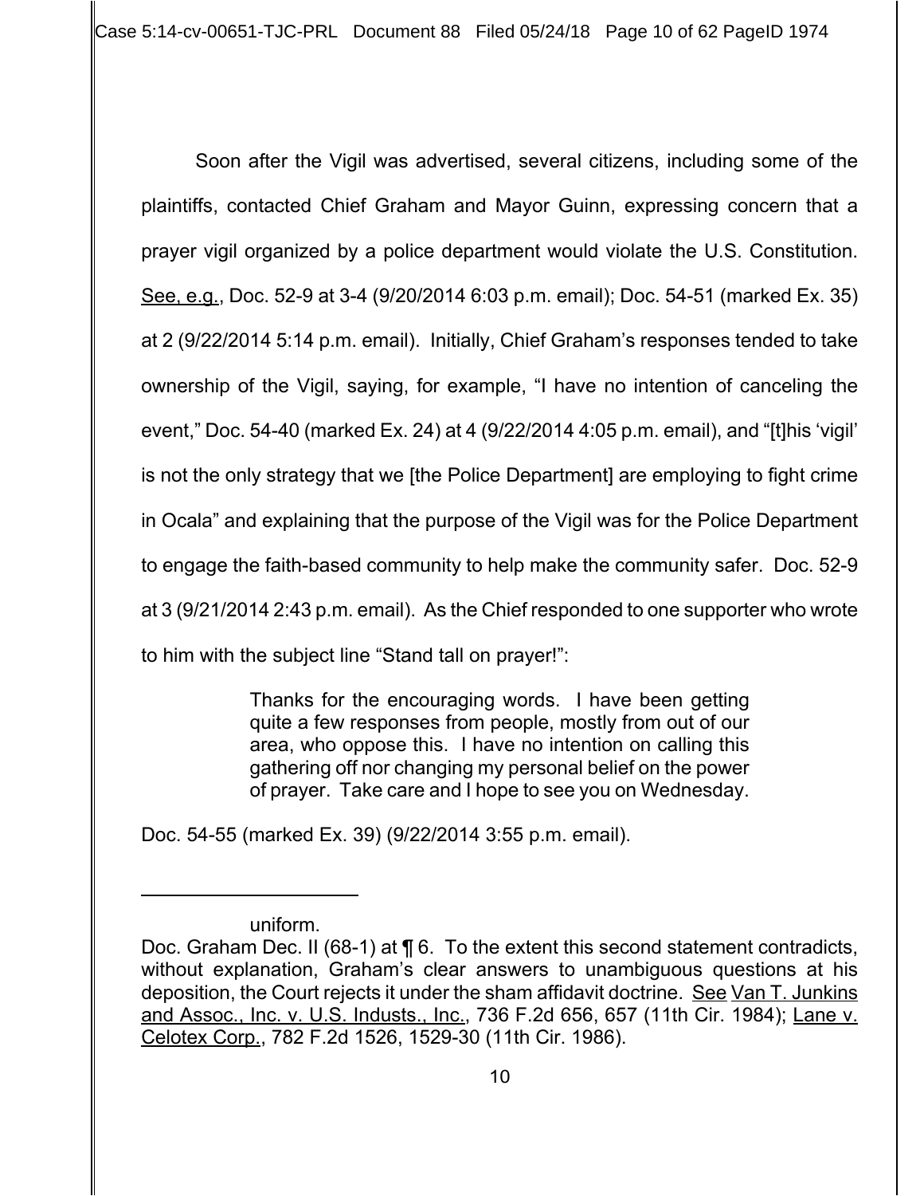Soon after the Vigil was advertised, several citizens, including some of the plaintiffs, contacted Chief Graham and Mayor Guinn, expressing concern that a prayer vigil organized by a police department would violate the U.S. Constitution. See, e.g., Doc. 52-9 at 3-4 (9/20/2014 6:03 p.m. email); Doc. 54-51 (marked Ex. 35) at 2 (9/22/2014 5:14 p.m. email). Initially, Chief Graham's responses tended to take ownership of the Vigil, saying, for example, "I have no intention of canceling the event," Doc. 54-40 (marked Ex. 24) at 4 (9/22/2014 4:05 p.m. email), and "[t]his 'vigil' is not the only strategy that we [the Police Department] are employing to fight crime in Ocala" and explaining that the purpose of the Vigil was for the Police Department to engage the faith-based community to help make the community safer. Doc. 52-9 at 3 (9/21/2014 2:43 p.m. email). As the Chief responded to one supporter who wrote to him with the subject line "Stand tall on prayer!":

> Thanks for the encouraging words. I have been getting quite a few responses from people, mostly from out of our area, who oppose this. I have no intention on calling this gathering off nor changing my personal belief on the power of prayer. Take care and I hope to see you on Wednesday.

Doc. 54-55 (marked Ex. 39) (9/22/2014 3:55 p.m. email).

---

uniform.

Doc. Graham Dec. II (68-1) at ¶ 6. To the extent this second statement contradicts, without explanation, Graham's clear answers to unambiguous questions at his deposition, the Court rejects it under the sham affidavit doctrine. See Van T. Junkins and Assoc., Inc. v. U.S. Industs., Inc., 736 F.2d 656, 657 (11th Cir. 1984); Lane v. Celotex Corp., 782 F.2d 1526, 1529-30 (11th Cir. 1986).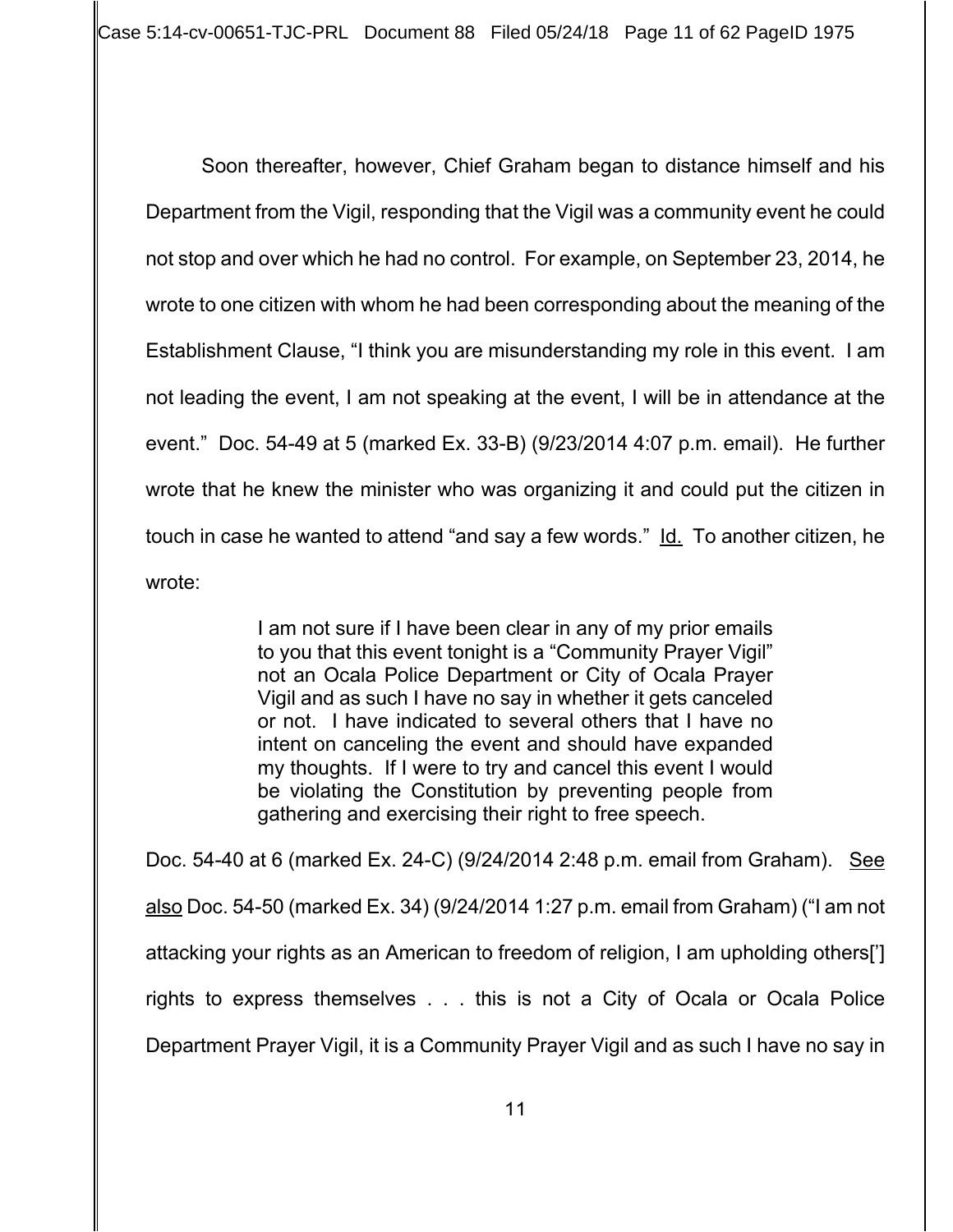Soon thereafter, however, Chief Graham began to distance himself and his Department from the Vigil, responding that the Vigil was a community event he could not stop and over which he had no control. For example, on September 23, 2014, he wrote to one citizen with whom he had been corresponding about the meaning of the Establishment Clause, "I think you are misunderstanding my role in this event. I am not leading the event, I am not speaking at the event, I will be in attendance at the event." Doc. 54-49 at 5 (marked Ex. 33-B) (9/23/2014 4:07 p.m. email). He further wrote that he knew the minister who was organizing it and could put the citizen in touch in case he wanted to attend "and say a few words." Id. To another citizen, he wrote:

> I am not sure if I have been clear in any of my prior emails to you that this event tonight is a "Community Prayer Vigil" not an Ocala Police Department or City of Ocala Prayer Vigil and as such I have no say in whether it gets canceled or not. I have indicated to several others that I have no intent on canceling the event and should have expanded my thoughts. If I were to try and cancel this event I would be violating the Constitution by preventing people from gathering and exercising their right to free speech.

Doc. 54-40 at 6 (marked Ex. 24-C) (9/24/2014 2:48 p.m. email from Graham). See also Doc. 54-50 (marked Ex. 34) (9/24/2014 1:27 p.m. email from Graham) ("I am not attacking your rights as an American to freedom of religion, I am upholding others['] rights to express themselves . . . this is not a City of Ocala or Ocala Police Department Prayer Vigil, it is a Community Prayer Vigil and as such I have no say in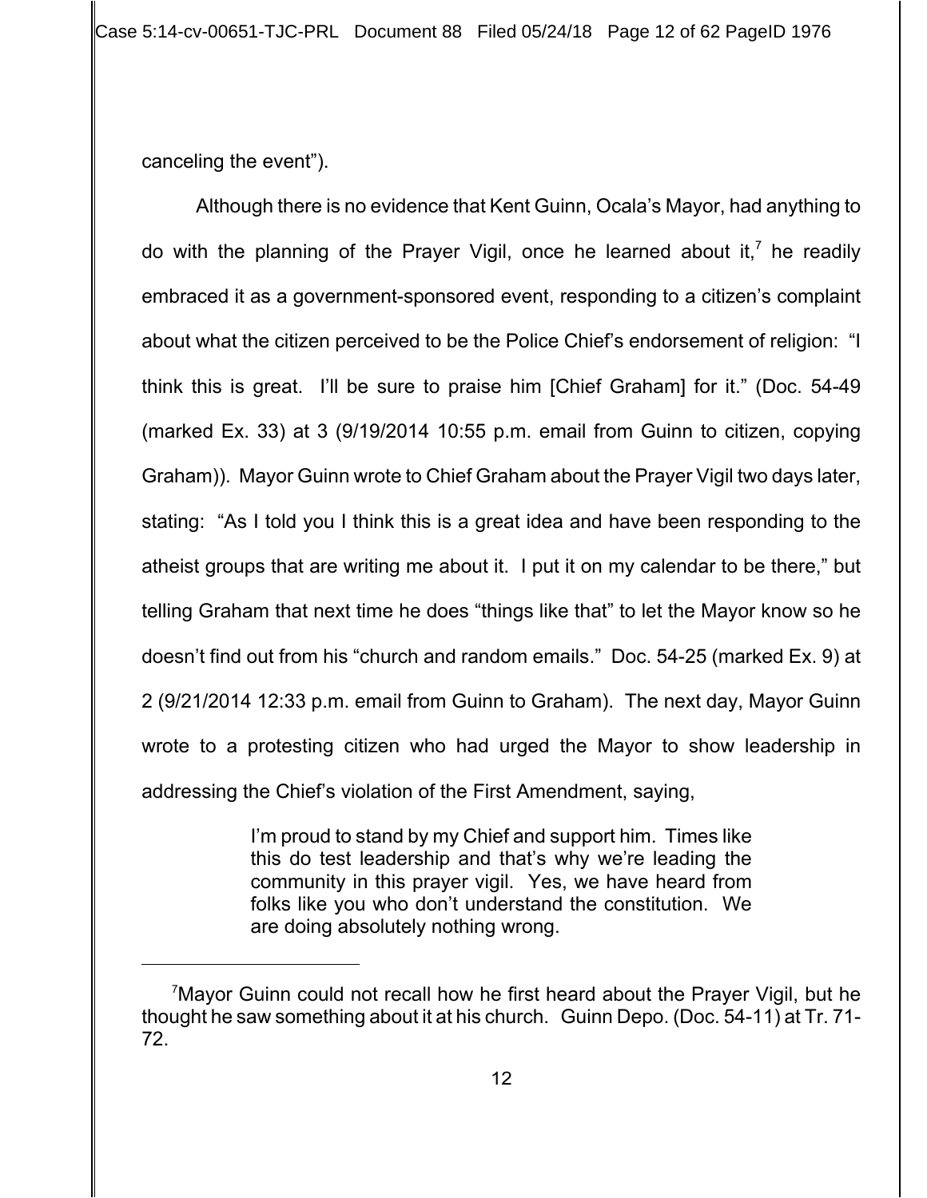canceling the event").

Although there is no evidence that Kent Guinn, Ocala's Mayor, had anything to do with the planning of the Prayer Vigil, once he learned about it,[7] he readily embraced it as a government-sponsored event, responding to a citizen's complaint about what the citizen perceived to be the Police Chief's endorsement of religion: "I think this is great. I'll be sure to praise him [Chief Graham] for it." (Doc. 54-49 (marked Ex. 33) at 3 (9/19/2014 10:55 p.m. email from Guinn to citizen, copying Graham)). Mayor Guinn wrote to Chief Graham about the Prayer Vigil two days later, stating: "As I told you I think this is a great idea and have been responding to the atheist groups that are writing me about it. I put it on my calendar to be there," but telling Graham that next time he does "things like that" to let the Mayor know so he doesn't find out from his "church and random emails." Doc. 54-25 (marked Ex. 9) at 2 (9/21/2014 12:33 p.m. email from Guinn to Graham). The next day, Mayor Guinn wrote to a protesting citizen who had urged the Mayor to show leadership in addressing the Chief's violation of the First Amendment, saying,

> I'm proud to stand by my Chief and support him. Times like this do test leadership and that's why we're leading the community in this prayer vigil. Yes, we have heard from folks like you who don't understand the constitution. We are doing absolutely nothing wrong.

---

[7]Mayor Guinn could not recall how he first heard about the Prayer Vigil, but he thought he saw something about it at his church. Guinn Depo. (Doc. 54-11) at Tr. 71-72.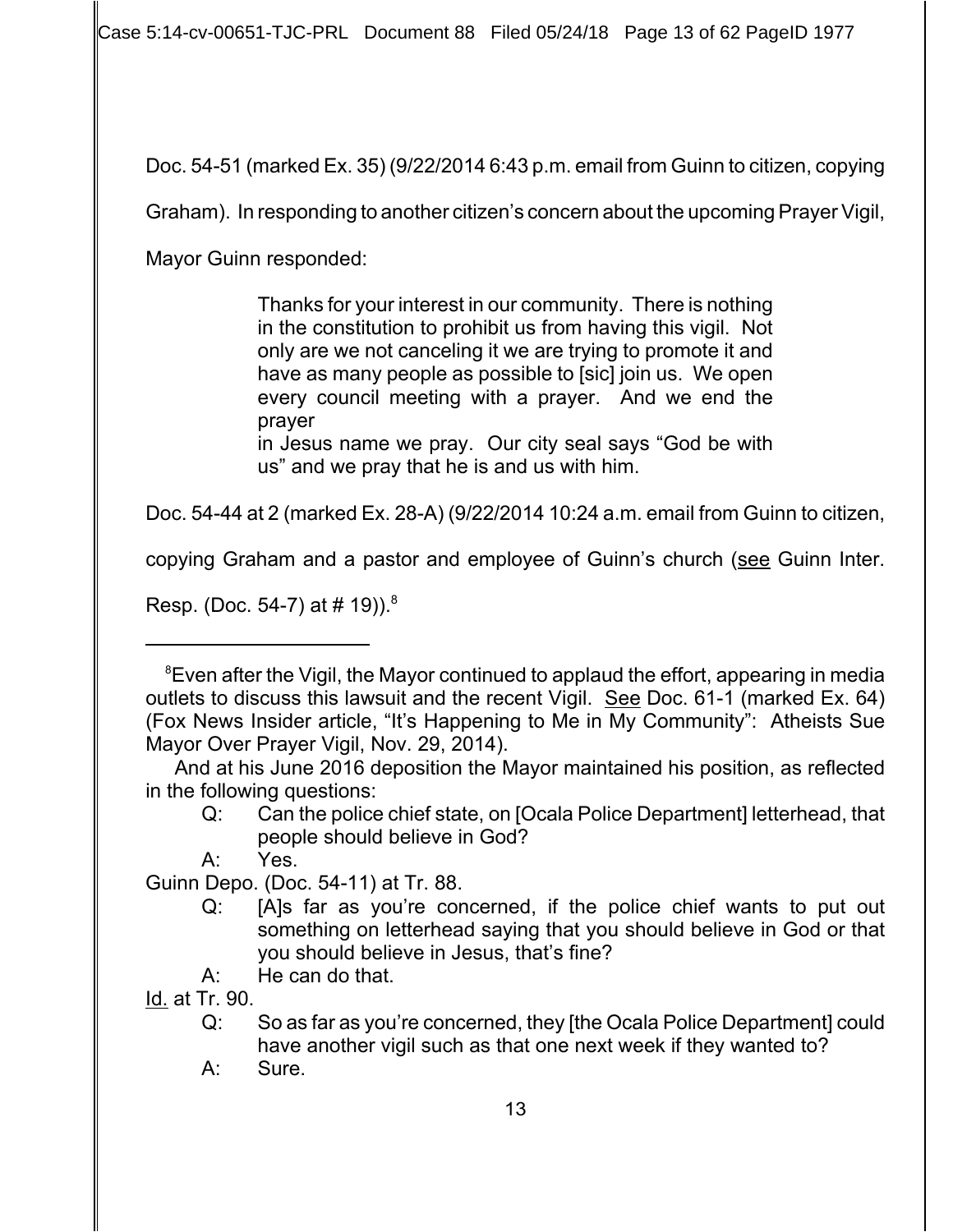Doc. 54-51 (marked Ex. 35) (9/22/2014 6:43 p.m. email from Guinn to citizen, copying Graham). In responding to another citizen's concern about the upcoming Prayer Vigil, Mayor Guinn responded:

> Thanks for your interest in our community. There is nothing in the constitution to prohibit us from having this vigil. Not only are we not canceling it we are trying to promote it and have as many people as possible to [sic] join us. We open every council meeting with a prayer. And we end the prayer
> in Jesus name we pray. Our city seal says "God be with us" and we pray that he is and us with him.

Doc. 54-44 at 2 (marked Ex. 28-A) (9/22/2014 10:24 a.m. email from Guinn to citizen, copying Graham and a pastor and employee of Guinn's church (see Guinn Inter. Resp. (Doc. 54-7) at # 19)).[8]

---

[8]Even after the Vigil, the Mayor continued to applaud the effort, appearing in media outlets to discuss this lawsuit and the recent Vigil. See Doc. 61-1 (marked Ex. 64) (Fox News Insider article, "It's Happening to Me in My Community": Atheists Sue Mayor Over Prayer Vigil, Nov. 29, 2014).

And at his June 2016 deposition the Mayor maintained his position, as reflected in the following questions:

> Q: Can the police chief state, on [Ocala Police Department] letterhead, that people should believe in God?
>
> A: Yes.

Guinn Depo. (Doc. 54-11) at Tr. 88.

> Q: [A]s far as you're concerned, if the police chief wants to put out something on letterhead saying that you should believe in God or that you should believe in Jesus, that's fine?
>
> A: He can do that.

Id. at Tr. 90.

> Q: So as far as you're concerned, they [the Ocala Police Department] could have another vigil such as that one next week if they wanted to?
>
> A: Sure.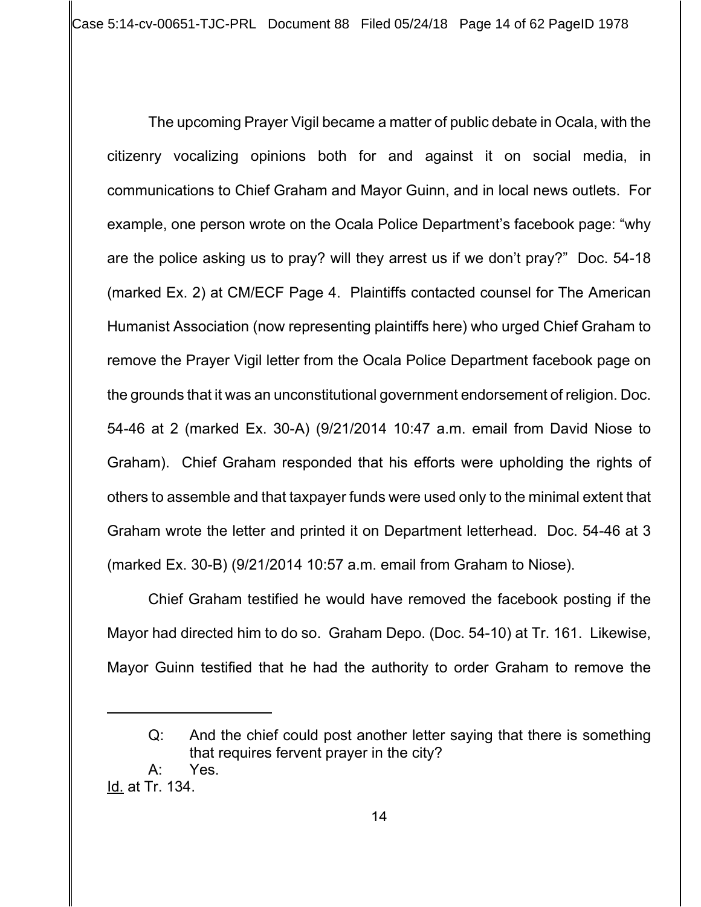The upcoming Prayer Vigil became a matter of public debate in Ocala, with the citizenry vocalizing opinions both for and against it on social media, in communications to Chief Graham and Mayor Guinn, and in local news outlets. For example, one person wrote on the Ocala Police Department's facebook page: "why are the police asking us to pray? will they arrest us if we don't pray?" Doc. 54-18 (marked Ex. 2) at CM/ECF Page 4. Plaintiffs contacted counsel for The American Humanist Association (now representing plaintiffs here) who urged Chief Graham to remove the Prayer Vigil letter from the Ocala Police Department facebook page on the grounds that it was an unconstitutional government endorsement of religion. Doc. 54-46 at 2 (marked Ex. 30-A) (9/21/2014 10:47 a.m. email from David Niose to Graham). Chief Graham responded that his efforts were upholding the rights of others to assemble and that taxpayer funds were used only to the minimal extent that Graham wrote the letter and printed it on Department letterhead. Doc. 54-46 at 3 (marked Ex. 30-B) (9/21/2014 10:57 a.m. email from Graham to Niose).

Chief Graham testified he would have removed the facebook posting if the Mayor had directed him to do so. Graham Depo. (Doc. 54-10) at Tr. 161. Likewise, Mayor Guinn testified that he had the authority to order Graham to remove the

---

Q: And the chief could post another letter saying that there is something that requires fervent prayer in the city?

A: Yes.

Id. at Tr. 134.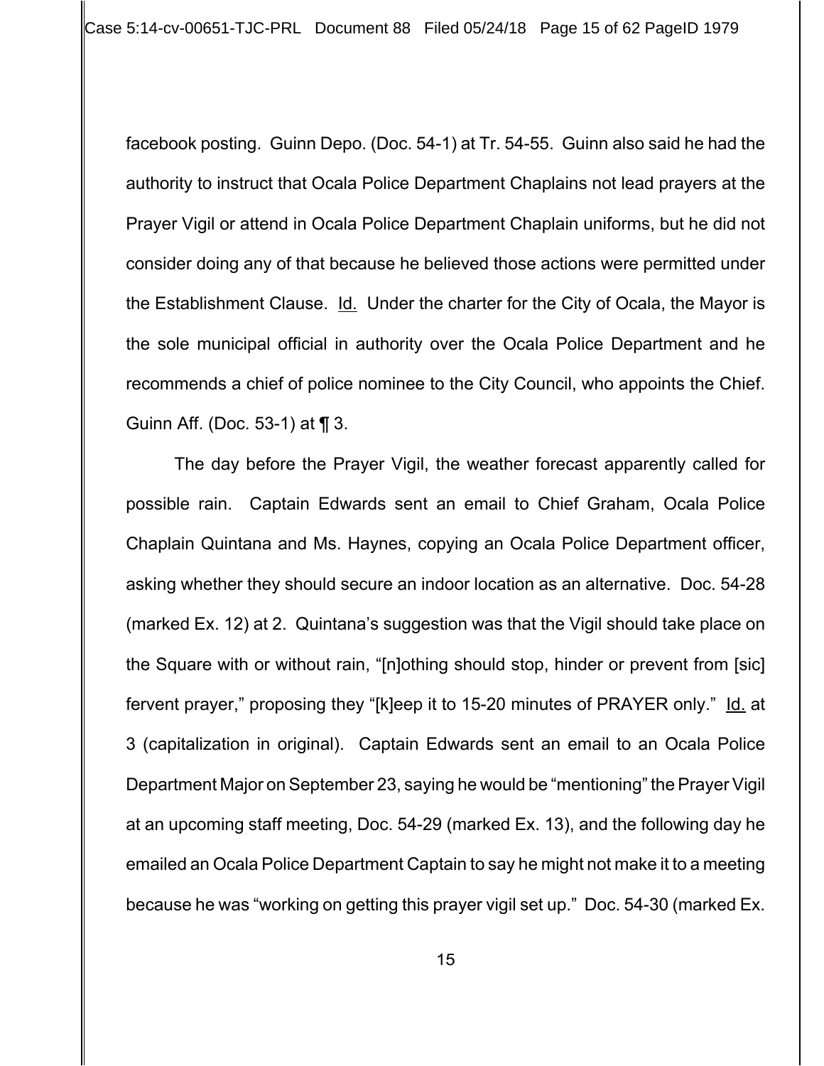facebook posting. Guinn Depo. (Doc. 54-1) at Tr. 54-55. Guinn also said he had the authority to instruct that Ocala Police Department Chaplains not lead prayers at the Prayer Vigil or attend in Ocala Police Department Chaplain uniforms, but he did not consider doing any of that because he believed those actions were permitted under the Establishment Clause. Id. Under the charter for the City of Ocala, the Mayor is the sole municipal official in authority over the Ocala Police Department and he recommends a chief of police nominee to the City Council, who appoints the Chief. Guinn Aff. (Doc. 53-1) at ¶ 3.

The day before the Prayer Vigil, the weather forecast apparently called for possible rain. Captain Edwards sent an email to Chief Graham, Ocala Police Chaplain Quintana and Ms. Haynes, copying an Ocala Police Department officer, asking whether they should secure an indoor location as an alternative. Doc. 54-28 (marked Ex. 12) at 2. Quintana's suggestion was that the Vigil should take place on the Square with or without rain, "[n]othing should stop, hinder or prevent from [sic] fervent prayer," proposing they "[k]eep it to 15-20 minutes of PRAYER only." Id. at 3 (capitalization in original). Captain Edwards sent an email to an Ocala Police Department Major on September 23, saying he would be "mentioning" the Prayer Vigil at an upcoming staff meeting, Doc. 54-29 (marked Ex. 13), and the following day he emailed an Ocala Police Department Captain to say he might not make it to a meeting because he was "working on getting this prayer vigil set up." Doc. 54-30 (marked Ex.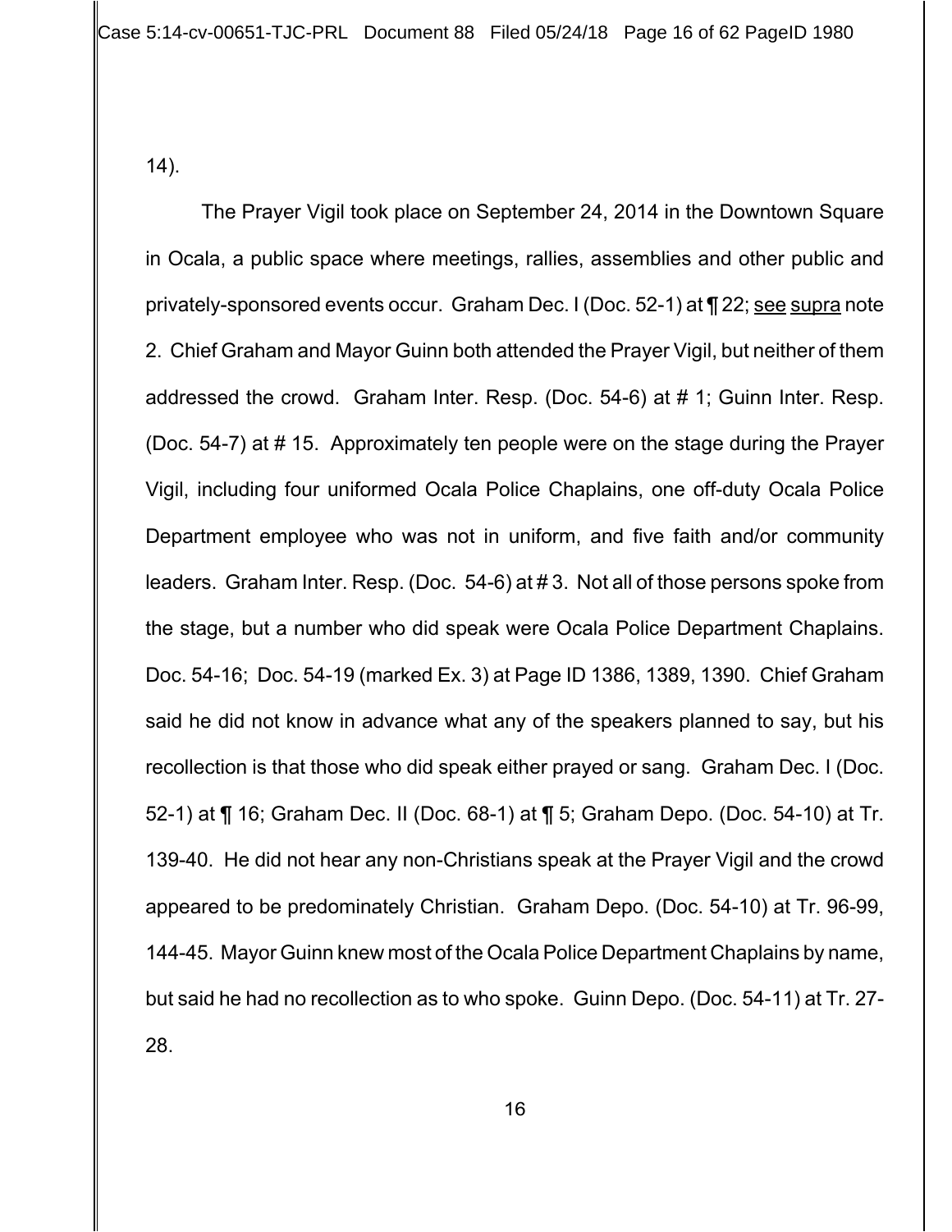14).

The Prayer Vigil took place on September 24, 2014 in the Downtown Square in Ocala, a public space where meetings, rallies, assemblies and other public and privately-sponsored events occur. Graham Dec. I (Doc. 52-1) at ¶ 22; see supra note 2. Chief Graham and Mayor Guinn both attended the Prayer Vigil, but neither of them addressed the crowd. Graham Inter. Resp. (Doc. 54-6) at # 1; Guinn Inter. Resp. (Doc. 54-7) at # 15. Approximately ten people were on the stage during the Prayer Vigil, including four uniformed Ocala Police Chaplains, one off-duty Ocala Police Department employee who was not in uniform, and five faith and/or community leaders. Graham Inter. Resp. (Doc. 54-6) at # 3. Not all of those persons spoke from the stage, but a number who did speak were Ocala Police Department Chaplains. Doc. 54-16; Doc. 54-19 (marked Ex. 3) at Page ID 1386, 1389, 1390. Chief Graham said he did not know in advance what any of the speakers planned to say, but his recollection is that those who did speak either prayed or sang. Graham Dec. I (Doc. 52-1) at ¶ 16; Graham Dec. II (Doc. 68-1) at ¶ 5; Graham Depo. (Doc. 54-10) at Tr. 139-40. He did not hear any non-Christians speak at the Prayer Vigil and the crowd appeared to be predominately Christian. Graham Depo. (Doc. 54-10) at Tr. 96-99, 144-45. Mayor Guinn knew most of the Ocala Police Department Chaplains by name, but said he had no recollection as to who spoke. Guinn Depo. (Doc. 54-11) at Tr. 27-28.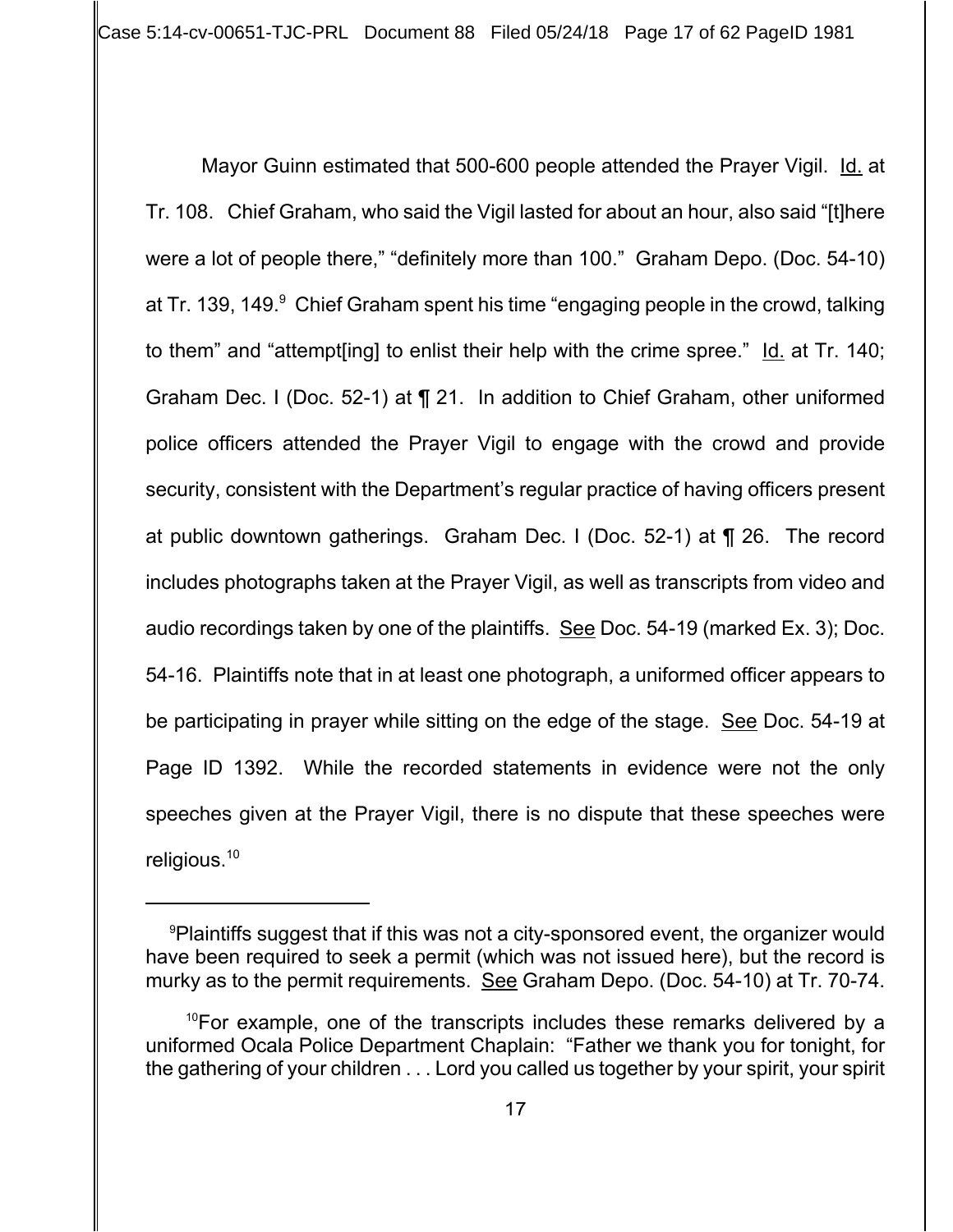Mayor Guinn estimated that 500-600 people attended the Prayer Vigil. Id. at Tr. 108. Chief Graham, who said the Vigil lasted for about an hour, also said "[t]here were a lot of people there," "definitely more than 100." Graham Depo. (Doc. 54-10) at Tr. 139, 149.[9] Chief Graham spent his time "engaging people in the crowd, talking to them" and "attempt[ing] to enlist their help with the crime spree." Id. at Tr. 140; Graham Dec. I (Doc. 52-1) at ¶ 21. In addition to Chief Graham, other uniformed police officers attended the Prayer Vigil to engage with the crowd and provide security, consistent with the Department's regular practice of having officers present at public downtown gatherings. Graham Dec. I (Doc. 52-1) at ¶ 26. The record includes photographs taken at the Prayer Vigil, as well as transcripts from video and audio recordings taken by one of the plaintiffs. See Doc. 54-19 (marked Ex. 3); Doc. 54-16. Plaintiffs note that in at least one photograph, a uniformed officer appears to be participating in prayer while sitting on the edge of the stage. See Doc. 54-19 at Page ID 1392. While the recorded statements in evidence were not the only speeches given at the Prayer Vigil, there is no dispute that these speeches were religious.[10]

---

[9] Plaintiffs suggest that if this was not a city-sponsored event, the organizer would have been required to seek a permit (which was not issued here), but the record is murky as to the permit requirements. See Graham Depo. (Doc. 54-10) at Tr. 70-74.

[10] For example, one of the transcripts includes these remarks delivered by a uniformed Ocala Police Department Chaplain: "Father we thank you for tonight, for the gathering of your children . . . Lord you called us together by your spirit, your spirit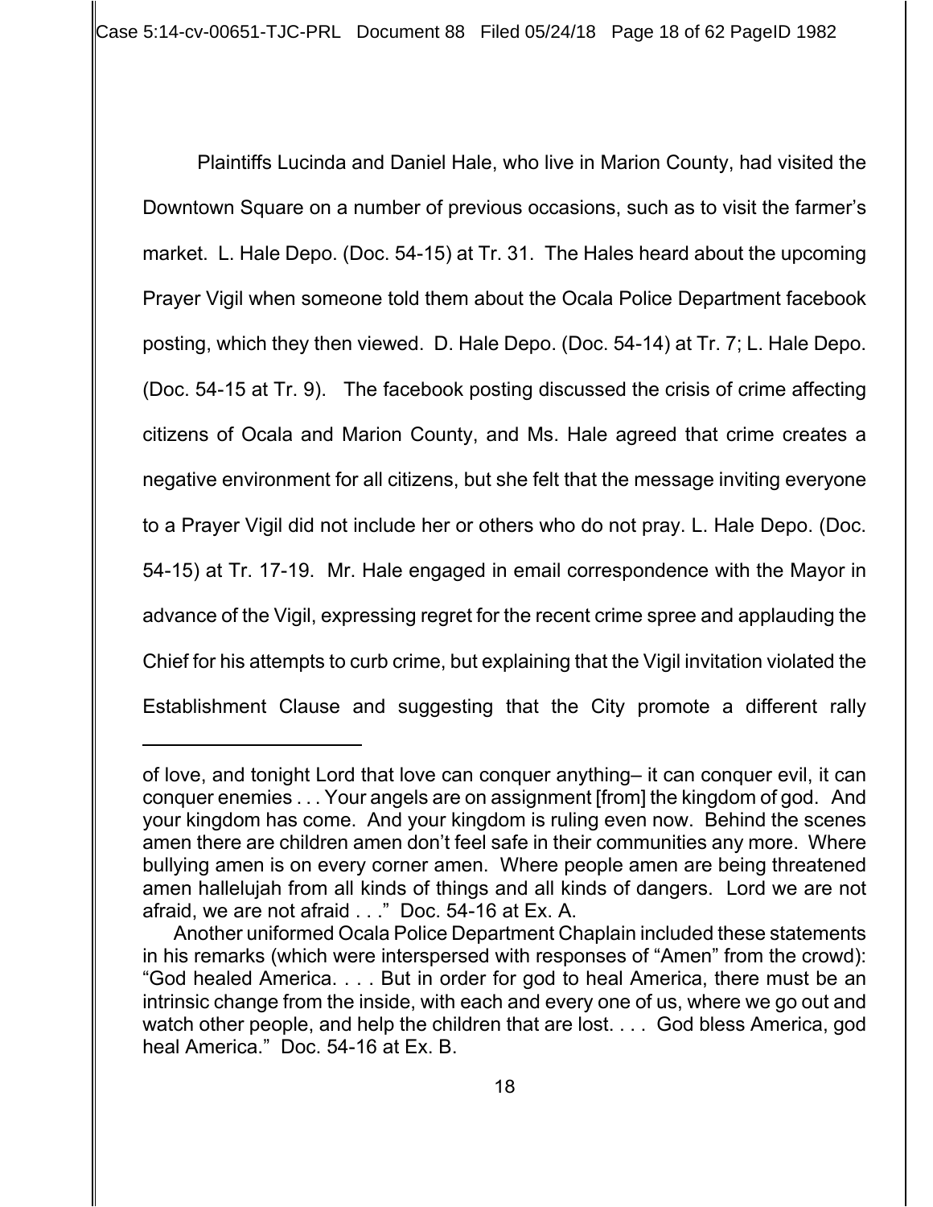Plaintiffs Lucinda and Daniel Hale, who live in Marion County, had visited the Downtown Square on a number of previous occasions, such as to visit the farmer's market. L. Hale Depo. (Doc. 54-15) at Tr. 31. The Hales heard about the upcoming Prayer Vigil when someone told them about the Ocala Police Department facebook posting, which they then viewed. D. Hale Depo. (Doc. 54-14) at Tr. 7; L. Hale Depo. (Doc. 54-15 at Tr. 9). The facebook posting discussed the crisis of crime affecting citizens of Ocala and Marion County, and Ms. Hale agreed that crime creates a negative environment for all citizens, but she felt that the message inviting everyone to a Prayer Vigil did not include her or others who do not pray. L. Hale Depo. (Doc. 54-15) at Tr. 17-19. Mr. Hale engaged in email correspondence with the Mayor in advance of the Vigil, expressing regret for the recent crime spree and applauding the Chief for his attempts to curb crime, but explaining that the Vigil invitation violated the Establishment Clause and suggesting that the City promote a different rally

---

of love, and tonight Lord that love can conquer anything– it can conquer evil, it can conquer enemies . . . Your angels are on assignment [from] the kingdom of god. And your kingdom has come. And your kingdom is ruling even now. Behind the scenes amen there are children amen don't feel safe in their communities any more. Where bullying amen is on every corner amen. Where people amen are being threatened amen hallelujah from all kinds of things and all kinds of dangers. Lord we are not afraid, we are not afraid . . ." Doc. 54-16 at Ex. A.

Another uniformed Ocala Police Department Chaplain included these statements in his remarks (which were interspersed with responses of "Amen" from the crowd): "God healed America. . . . But in order for god to heal America, there must be an intrinsic change from the inside, with each and every one of us, where we go out and watch other people, and help the children that are lost. . . . God bless America, god heal America." Doc. 54-16 at Ex. B.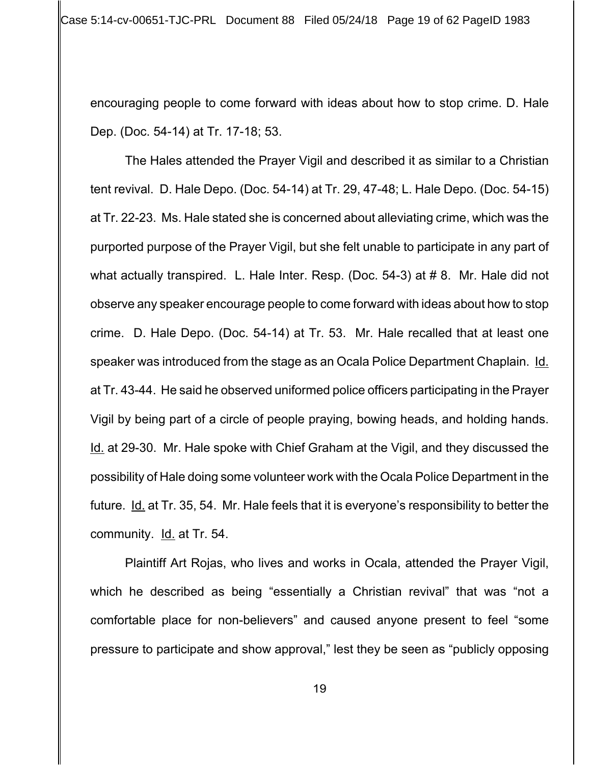encouraging people to come forward with ideas about how to stop crime. D. Hale Dep. (Doc. 54-14) at Tr. 17-18; 53.

The Hales attended the Prayer Vigil and described it as similar to a Christian tent revival. D. Hale Depo. (Doc. 54-14) at Tr. 29, 47-48; L. Hale Depo. (Doc. 54-15) at Tr. 22-23. Ms. Hale stated she is concerned about alleviating crime, which was the purported purpose of the Prayer Vigil, but she felt unable to participate in any part of what actually transpired. L. Hale Inter. Resp. (Doc. 54-3) at # 8. Mr. Hale did not observe any speaker encourage people to come forward with ideas about how to stop crime. D. Hale Depo. (Doc. 54-14) at Tr. 53. Mr. Hale recalled that at least one speaker was introduced from the stage as an Ocala Police Department Chaplain. Id. at Tr. 43-44. He said he observed uniformed police officers participating in the Prayer Vigil by being part of a circle of people praying, bowing heads, and holding hands. Id. at 29-30. Mr. Hale spoke with Chief Graham at the Vigil, and they discussed the possibility of Hale doing some volunteer work with the Ocala Police Department in the future. Id. at Tr. 35, 54. Mr. Hale feels that it is everyone's responsibility to better the community. Id. at Tr. 54.

Plaintiff Art Rojas, who lives and works in Ocala, attended the Prayer Vigil, which he described as being "essentially a Christian revival" that was "not a comfortable place for non-believers" and caused anyone present to feel "some pressure to participate and show approval," lest they be seen as "publicly opposing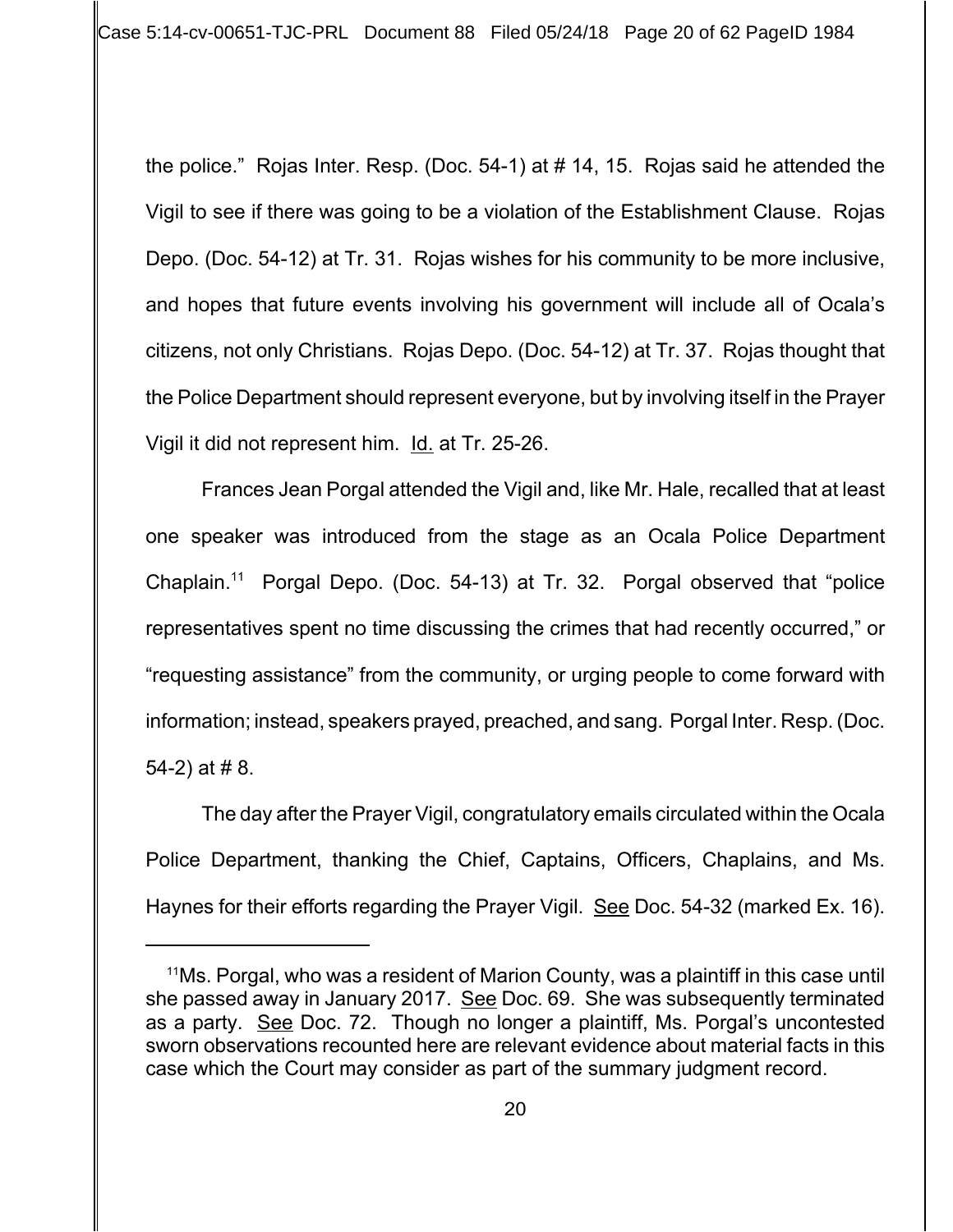the police." Rojas Inter. Resp. (Doc. 54-1) at # 14, 15. Rojas said he attended the Vigil to see if there was going to be a violation of the Establishment Clause. Rojas Depo. (Doc. 54-12) at Tr. 31. Rojas wishes for his community to be more inclusive, and hopes that future events involving his government will include all of Ocala's citizens, not only Christians. Rojas Depo. (Doc. 54-12) at Tr. 37. Rojas thought that the Police Department should represent everyone, but by involving itself in the Prayer Vigil it did not represent him. Id. at Tr. 25-26.

Frances Jean Porgal attended the Vigil and, like Mr. Hale, recalled that at least one speaker was introduced from the stage as an Ocala Police Department Chaplain.[11] Porgal Depo. (Doc. 54-13) at Tr. 32. Porgal observed that "police representatives spent no time discussing the crimes that had recently occurred," or "requesting assistance" from the community, or urging people to come forward with information; instead, speakers prayed, preached, and sang. Porgal Inter. Resp. (Doc. 54-2) at # 8.

The day after the Prayer Vigil, congratulatory emails circulated within the Ocala Police Department, thanking the Chief, Captains, Officers, Chaplains, and Ms. Haynes for their efforts regarding the Prayer Vigil. See Doc. 54-32 (marked Ex. 16).

---

[11] Ms. Porgal, who was a resident of Marion County, was a plaintiff in this case until she passed away in January 2017. See Doc. 69. She was subsequently terminated as a party. See Doc. 72. Though no longer a plaintiff, Ms. Porgal's uncontested sworn observations recounted here are relevant evidence about material facts in this case which the Court may consider as part of the summary judgment record.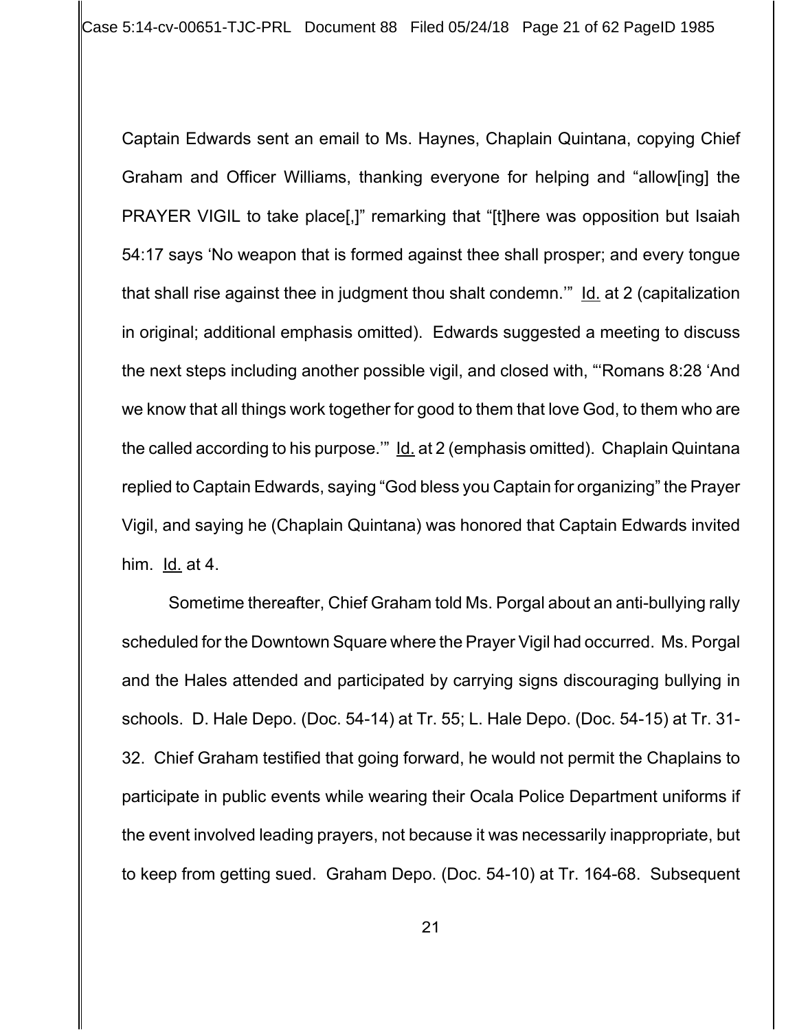Captain Edwards sent an email to Ms. Haynes, Chaplain Quintana, copying Chief Graham and Officer Williams, thanking everyone for helping and "allow[ing] the PRAYER VIGIL to take place[,]" remarking that "[t]here was opposition but Isaiah 54:17 says 'No weapon that is formed against thee shall prosper; and every tongue that shall rise against thee in judgment thou shalt condemn.'" Id. at 2 (capitalization in original; additional emphasis omitted). Edwards suggested a meeting to discuss the next steps including another possible vigil, and closed with, "'Romans 8:28 'And we know that all things work together for good to them that love God, to them who are the called according to his purpose.'" Id. at 2 (emphasis omitted). Chaplain Quintana replied to Captain Edwards, saying "God bless you Captain for organizing" the Prayer Vigil, and saying he (Chaplain Quintana) was honored that Captain Edwards invited him. Id. at 4.

Sometime thereafter, Chief Graham told Ms. Porgal about an anti-bullying rally scheduled for the Downtown Square where the Prayer Vigil had occurred. Ms. Porgal and the Hales attended and participated by carrying signs discouraging bullying in schools. D. Hale Depo. (Doc. 54-14) at Tr. 55; L. Hale Depo. (Doc. 54-15) at Tr. 31-32. Chief Graham testified that going forward, he would not permit the Chaplains to participate in public events while wearing their Ocala Police Department uniforms if the event involved leading prayers, not because it was necessarily inappropriate, but to keep from getting sued. Graham Depo. (Doc. 54-10) at Tr. 164-68. Subsequent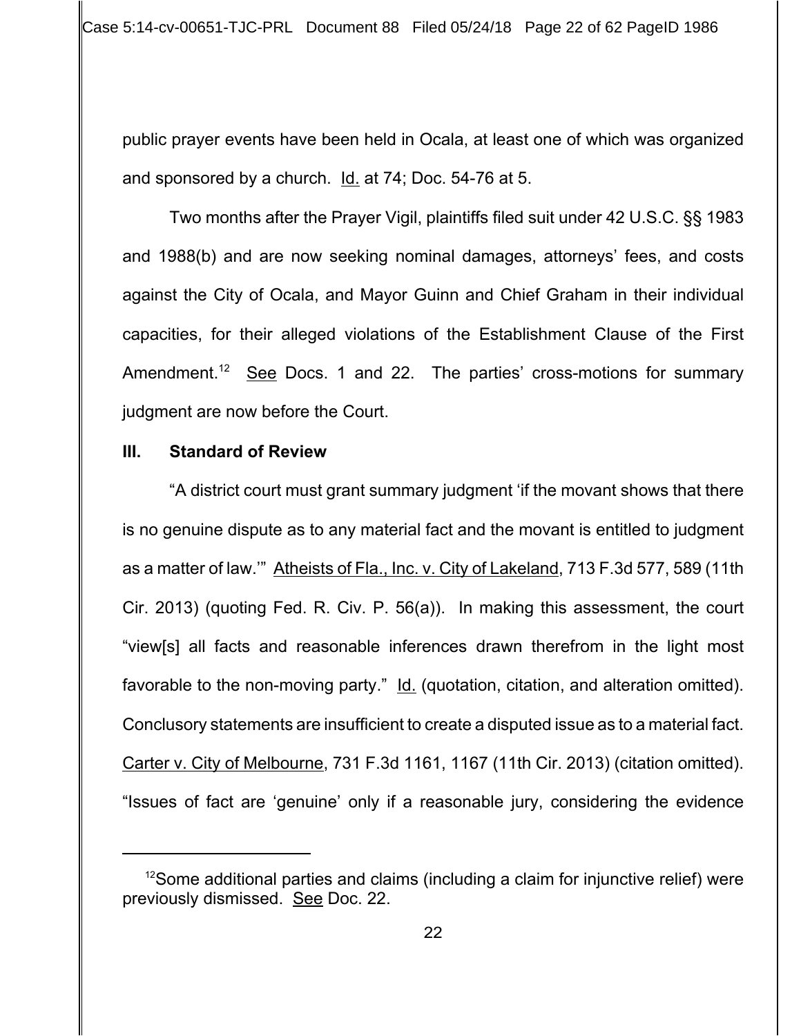public prayer events have been held in Ocala, at least one of which was organized and sponsored by a church. Id. at 74; Doc. 54-76 at 5.

Two months after the Prayer Vigil, plaintiffs filed suit under 42 U.S.C. §§ 1983 and 1988(b) and are now seeking nominal damages, attorneys' fees, and costs against the City of Ocala, and Mayor Guinn and Chief Graham in their individual capacities, for their alleged violations of the Establishment Clause of the First Amendment.[12] See Docs. 1 and 22. The parties' cross-motions for summary judgment are now before the Court.

## III. Standard of Review

"A district court must grant summary judgment 'if the movant shows that there is no genuine dispute as to any material fact and the movant is entitled to judgment as a matter of law.'" Atheists of Fla., Inc. v. City of Lakeland, 713 F.3d 577, 589 (11th Cir. 2013) (quoting Fed. R. Civ. P. 56(a)). In making this assessment, the court "view[s] all facts and reasonable inferences drawn therefrom in the light most favorable to the non-moving party." Id. (quotation, citation, and alteration omitted). Conclusory statements are insufficient to create a disputed issue as to a material fact. Carter v. City of Melbourne, 731 F.3d 1161, 1167 (11th Cir. 2013) (citation omitted). "Issues of fact are 'genuine' only if a reasonable jury, considering the evidence

---

[12] Some additional parties and claims (including a claim for injunctive relief) were previously dismissed. See Doc. 22.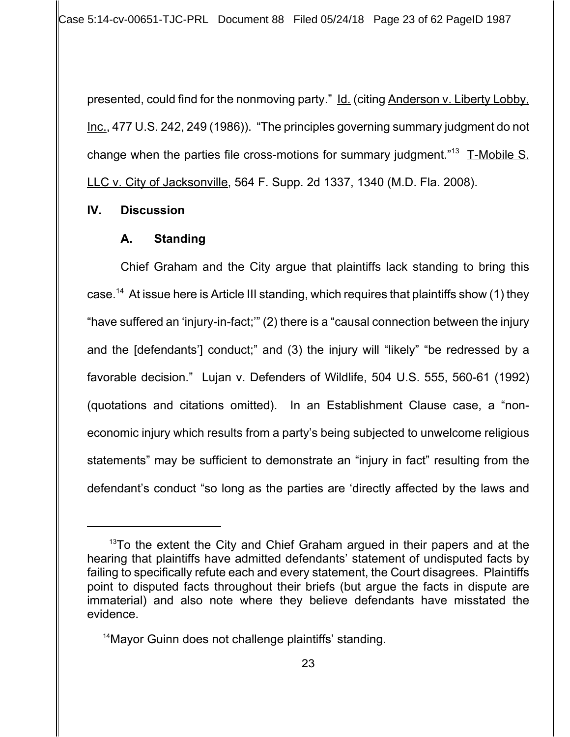presented, could find for the nonmoving party." Id. (citing Anderson v. Liberty Lobby, Inc., 477 U.S. 242, 249 (1986)). "The principles governing summary judgment do not change when the parties file cross-motions for summary judgment."[13] T-Mobile S. LLC v. City of Jacksonville, 564 F. Supp. 2d 1337, 1340 (M.D. Fla. 2008).

## IV. Discussion

### A. Standing

Chief Graham and the City argue that plaintiffs lack standing to bring this case.[14] At issue here is Article III standing, which requires that plaintiffs show (1) they "have suffered an 'injury-in-fact;'" (2) there is a "causal connection between the injury and the [defendants'] conduct;" and (3) the injury will "likely" "be redressed by a favorable decision." Lujan v. Defenders of Wildlife, 504 U.S. 555, 560-61 (1992) (quotations and citations omitted). In an Establishment Clause case, a "non-economic injury which results from a party's being subjected to unwelcome religious statements" may be sufficient to demonstrate an "injury in fact" resulting from the defendant's conduct "so long as the parties are 'directly affected by the laws and

---

[13] To the extent the City and Chief Graham argued in their papers and at the hearing that plaintiffs have admitted defendants' statement of undisputed facts by failing to specifically refute each and every statement, the Court disagrees. Plaintiffs point to disputed facts throughout their briefs (but argue the facts in dispute are immaterial) and also note where they believe defendants have misstated the evidence.

[14] Mayor Guinn does not challenge plaintiffs' standing.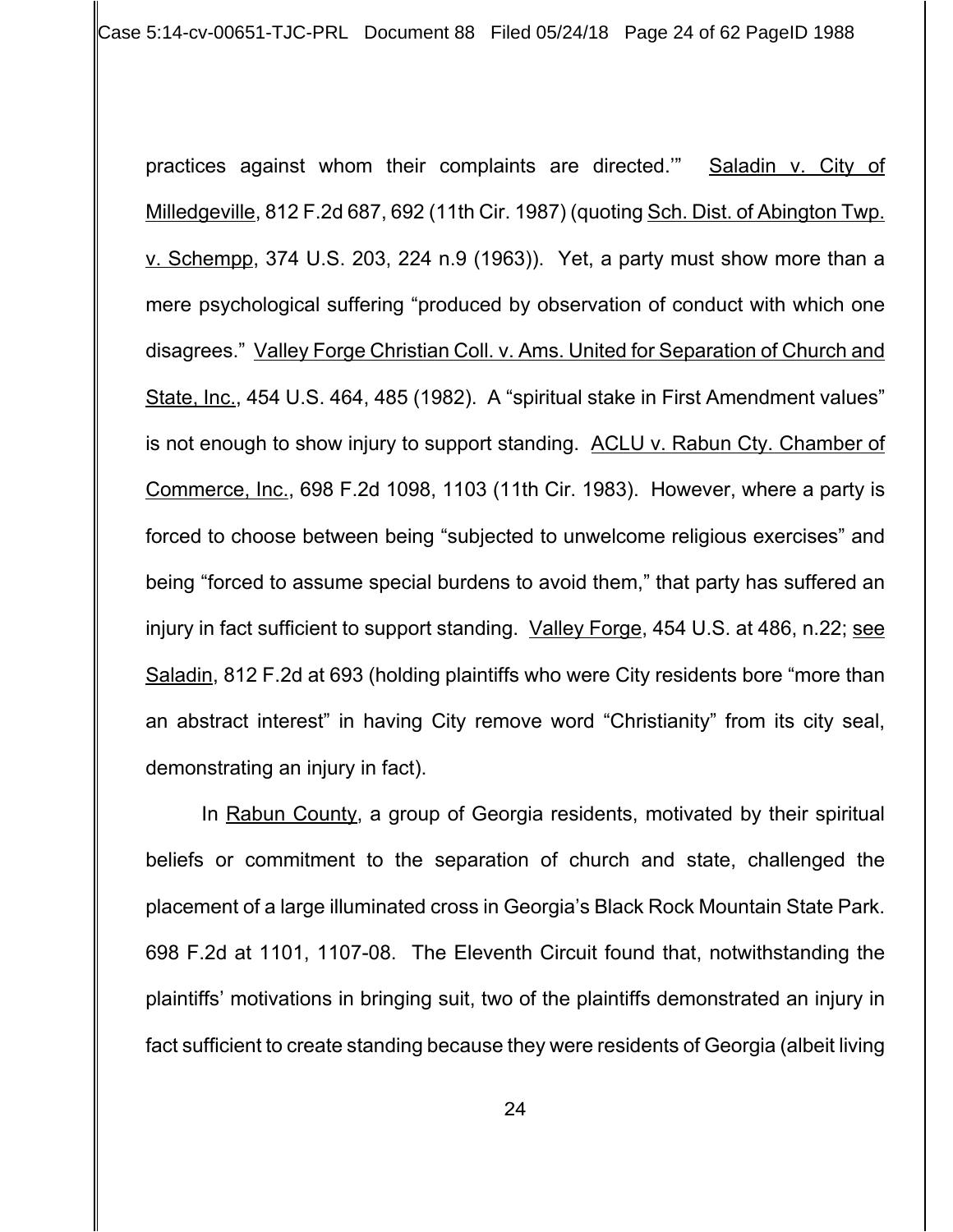practices against whom their complaints are directed.'" Saladin v. City of Milledgeville, 812 F.2d 687, 692 (11th Cir. 1987) (quoting Sch. Dist. of Abington Twp. v. Schempp, 374 U.S. 203, 224 n.9 (1963)). Yet, a party must show more than a mere psychological suffering "produced by observation of conduct with which one disagrees." Valley Forge Christian Coll. v. Ams. United for Separation of Church and State, Inc., 454 U.S. 464, 485 (1982). A "spiritual stake in First Amendment values" is not enough to show injury to support standing. ACLU v. Rabun Cty. Chamber of Commerce, Inc., 698 F.2d 1098, 1103 (11th Cir. 1983). However, where a party is forced to choose between being "subjected to unwelcome religious exercises" and being "forced to assume special burdens to avoid them," that party has suffered an injury in fact sufficient to support standing. Valley Forge, 454 U.S. at 486, n.22; see Saladin, 812 F.2d at 693 (holding plaintiffs who were City residents bore "more than an abstract interest" in having City remove word "Christianity" from its city seal, demonstrating an injury in fact).

In Rabun County, a group of Georgia residents, motivated by their spiritual beliefs or commitment to the separation of church and state, challenged the placement of a large illuminated cross in Georgia's Black Rock Mountain State Park. 698 F.2d at 1101, 1107-08. The Eleventh Circuit found that, notwithstanding the plaintiffs' motivations in bringing suit, two of the plaintiffs demonstrated an injury in fact sufficient to create standing because they were residents of Georgia (albeit living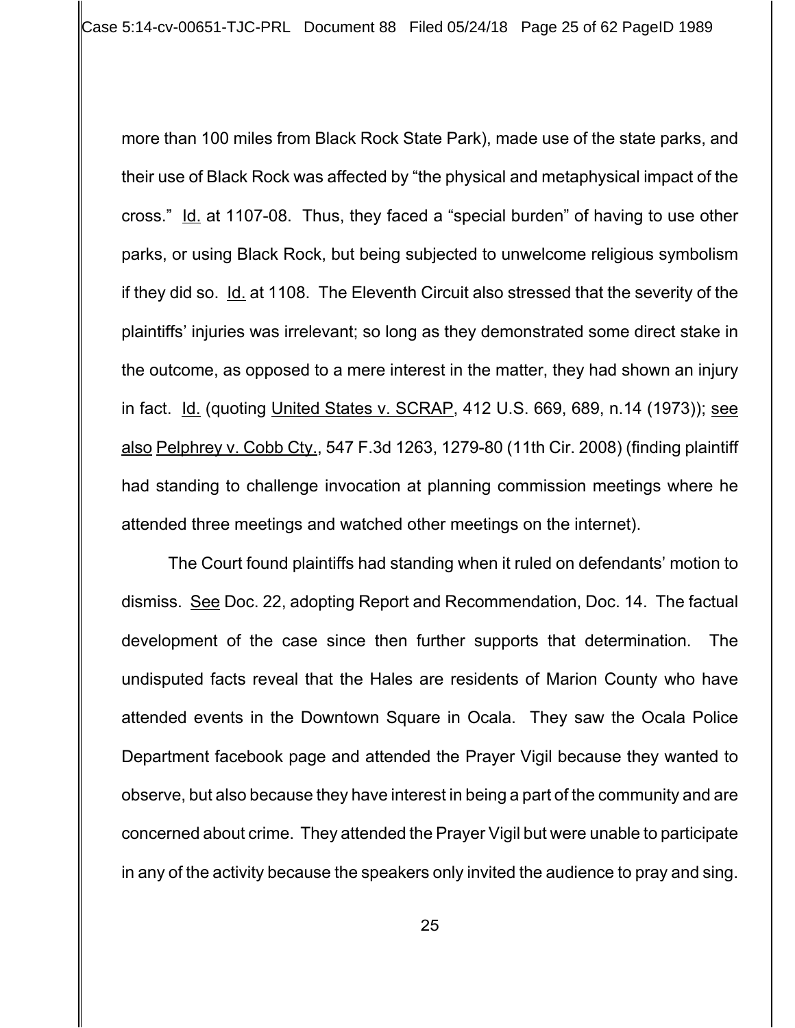more than 100 miles from Black Rock State Park), made use of the state parks, and their use of Black Rock was affected by "the physical and metaphysical impact of the cross." Id. at 1107-08. Thus, they faced a "special burden" of having to use other parks, or using Black Rock, but being subjected to unwelcome religious symbolism if they did so. Id. at 1108. The Eleventh Circuit also stressed that the severity of the plaintiffs' injuries was irrelevant; so long as they demonstrated some direct stake in the outcome, as opposed to a mere interest in the matter, they had shown an injury in fact. Id. (quoting United States v. SCRAP, 412 U.S. 669, 689, n.14 (1973)); see also Pelphrey v. Cobb Cty., 547 F.3d 1263, 1279-80 (11th Cir. 2008) (finding plaintiff had standing to challenge invocation at planning commission meetings where he attended three meetings and watched other meetings on the internet).

The Court found plaintiffs had standing when it ruled on defendants' motion to dismiss. See Doc. 22, adopting Report and Recommendation, Doc. 14. The factual development of the case since then further supports that determination. The undisputed facts reveal that the Hales are residents of Marion County who have attended events in the Downtown Square in Ocala. They saw the Ocala Police Department facebook page and attended the Prayer Vigil because they wanted to observe, but also because they have interest in being a part of the community and are concerned about crime. They attended the Prayer Vigil but were unable to participate in any of the activity because the speakers only invited the audience to pray and sing.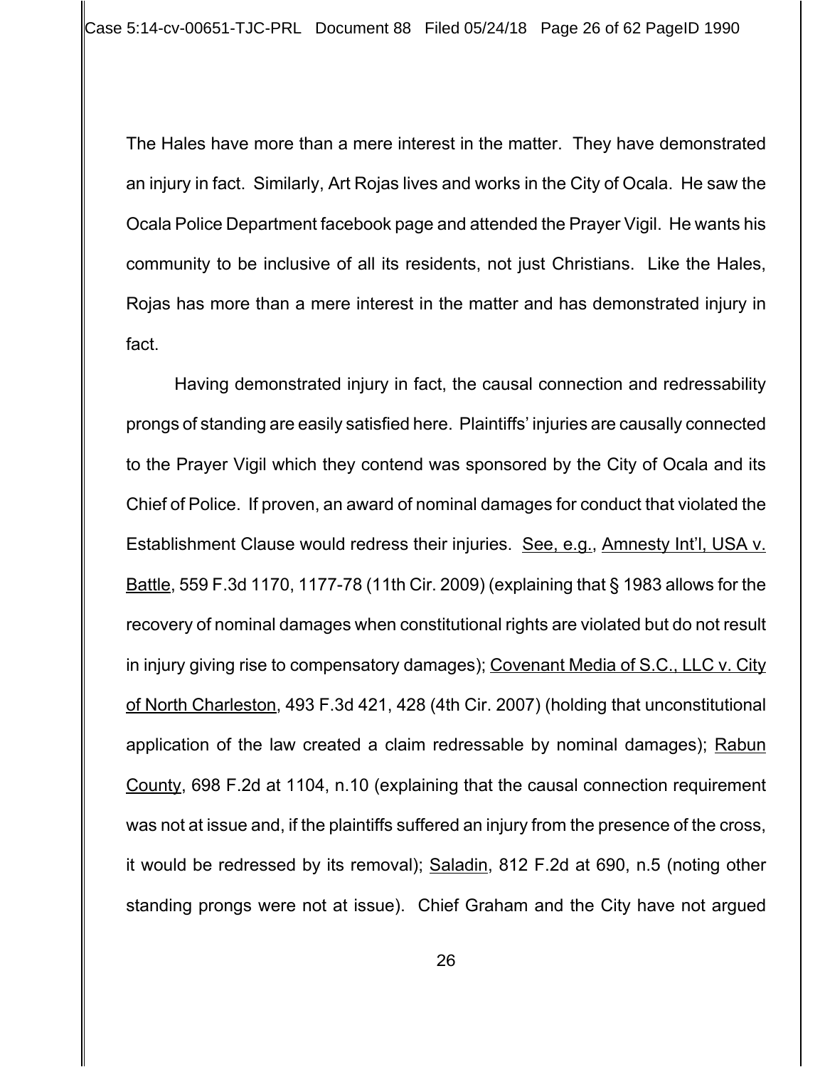The Hales have more than a mere interest in the matter. They have demonstrated an injury in fact. Similarly, Art Rojas lives and works in the City of Ocala. He saw the Ocala Police Department facebook page and attended the Prayer Vigil. He wants his community to be inclusive of all its residents, not just Christians. Like the Hales, Rojas has more than a mere interest in the matter and has demonstrated injury in fact.

Having demonstrated injury in fact, the causal connection and redressability prongs of standing are easily satisfied here. Plaintiffs' injuries are causally connected to the Prayer Vigil which they contend was sponsored by the City of Ocala and its Chief of Police. If proven, an award of nominal damages for conduct that violated the Establishment Clause would redress their injuries. See, e.g., Amnesty Int'l, USA v. Battle, 559 F.3d 1170, 1177-78 (11th Cir. 2009) (explaining that § 1983 allows for the recovery of nominal damages when constitutional rights are violated but do not result in injury giving rise to compensatory damages); Covenant Media of S.C., LLC v. City of North Charleston, 493 F.3d 421, 428 (4th Cir. 2007) (holding that unconstitutional application of the law created a claim redressable by nominal damages); Rabun County, 698 F.2d at 1104, n.10 (explaining that the causal connection requirement was not at issue and, if the plaintiffs suffered an injury from the presence of the cross, it would be redressed by its removal); Saladin, 812 F.2d at 690, n.5 (noting other standing prongs were not at issue). Chief Graham and the City have not argued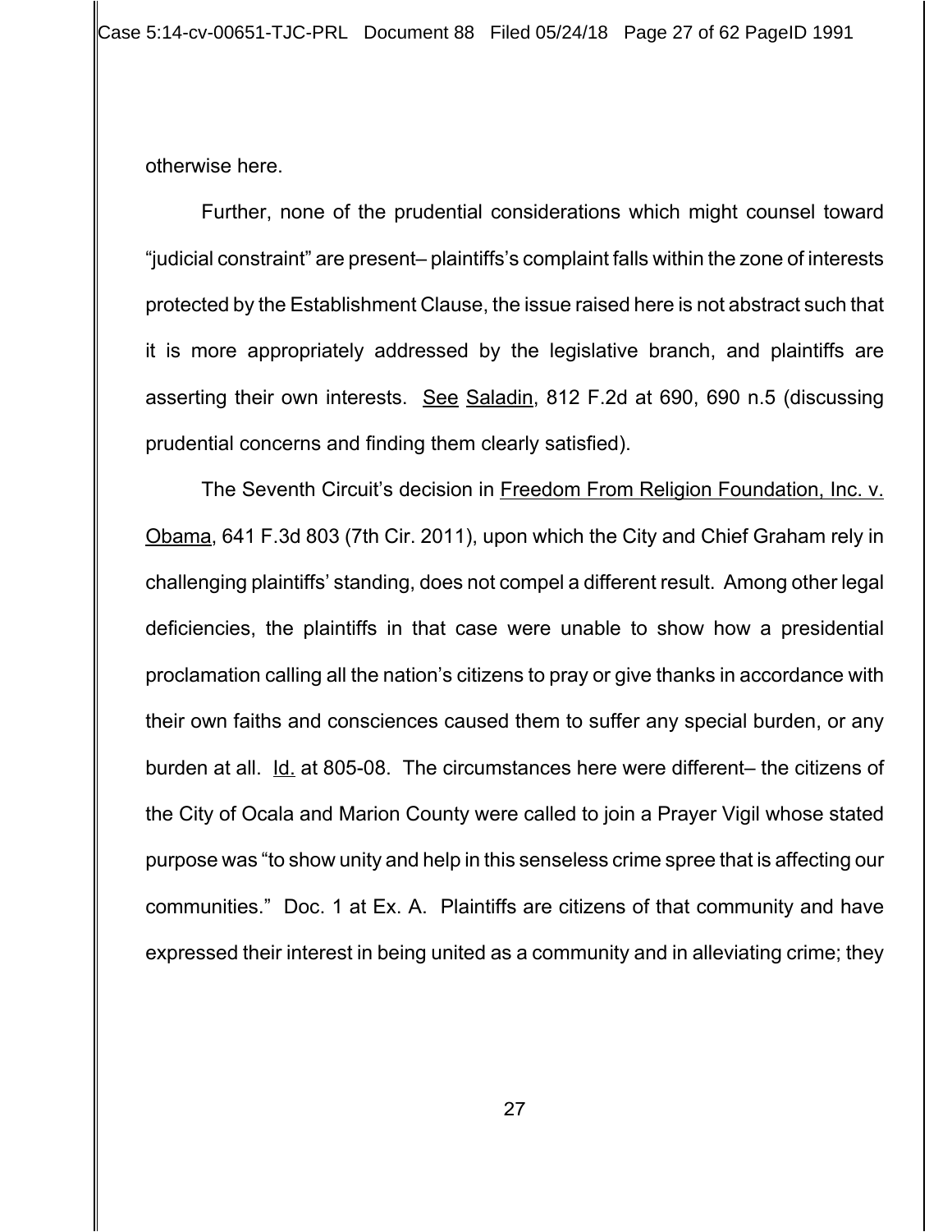otherwise here.

Further, none of the prudential considerations which might counsel toward "judicial constraint" are present– plaintiffs's complaint falls within the zone of interests protected by the Establishment Clause, the issue raised here is not abstract such that it is more appropriately addressed by the legislative branch, and plaintiffs are asserting their own interests. See Saladin, 812 F.2d at 690, 690 n.5 (discussing prudential concerns and finding them clearly satisfied).

The Seventh Circuit's decision in Freedom From Religion Foundation, Inc. v. Obama, 641 F.3d 803 (7th Cir. 2011), upon which the City and Chief Graham rely in challenging plaintiffs' standing, does not compel a different result. Among other legal deficiencies, the plaintiffs in that case were unable to show how a presidential proclamation calling all the nation's citizens to pray or give thanks in accordance with their own faiths and consciences caused them to suffer any special burden, or any burden at all. Id. at 805-08. The circumstances here were different– the citizens of the City of Ocala and Marion County were called to join a Prayer Vigil whose stated purpose was "to show unity and help in this senseless crime spree that is affecting our communities." Doc. 1 at Ex. A. Plaintiffs are citizens of that community and have expressed their interest in being united as a community and in alleviating crime; they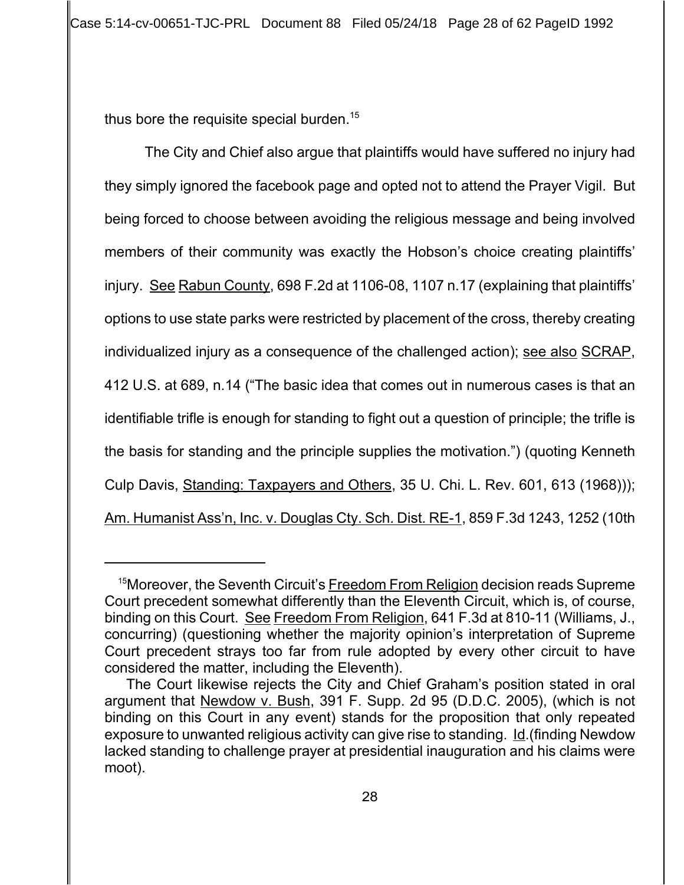thus bore the requisite special burden.[15]

The City and Chief also argue that plaintiffs would have suffered no injury had they simply ignored the facebook page and opted not to attend the Prayer Vigil. But being forced to choose between avoiding the religious message and being involved members of their community was exactly the Hobson's choice creating plaintiffs' injury. See Rabun County, 698 F.2d at 1106-08, 1107 n.17 (explaining that plaintiffs' options to use state parks were restricted by placement of the cross, thereby creating individualized injury as a consequence of the challenged action); see also SCRAP, 412 U.S. at 689, n.14 ("The basic idea that comes out in numerous cases is that an identifiable trifle is enough for standing to fight out a question of principle; the trifle is the basis for standing and the principle supplies the motivation.") (quoting Kenneth Culp Davis, Standing: Taxpayers and Others, 35 U. Chi. L. Rev. 601, 613 (1968))); Am. Humanist Ass'n, Inc. v. Douglas Cty. Sch. Dist. RE-1, 859 F.3d 1243, 1252 (10th

---

[15]Moreover, the Seventh Circuit's Freedom From Religion decision reads Supreme Court precedent somewhat differently than the Eleventh Circuit, which is, of course, binding on this Court. See Freedom From Religion, 641 F.3d at 810-11 (Williams, J., concurring) (questioning whether the majority opinion's interpretation of Supreme Court precedent strays too far from rule adopted by every other circuit to have considered the matter, including the Eleventh).

The Court likewise rejects the City and Chief Graham's position stated in oral argument that Newdow v. Bush, 391 F. Supp. 2d 95 (D.D.C. 2005), (which is not binding on this Court in any event) stands for the proposition that only repeated exposure to unwanted religious activity can give rise to standing. Id.(finding Newdow lacked standing to challenge prayer at presidential inauguration and his claims were moot).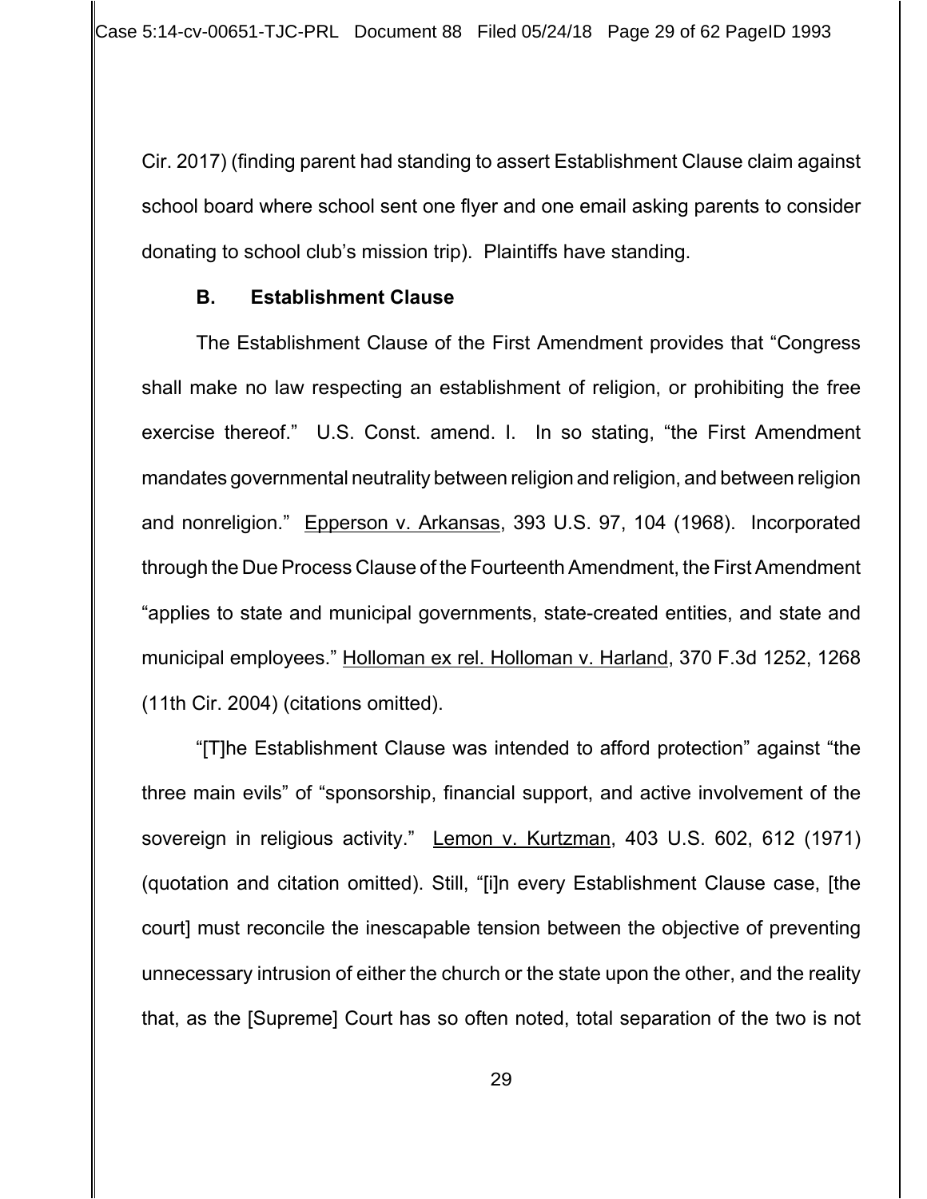Cir. 2017) (finding parent had standing to assert Establishment Clause claim against school board where school sent one flyer and one email asking parents to consider donating to school club's mission trip). Plaintiffs have standing.

### B. Establishment Clause

The Establishment Clause of the First Amendment provides that "Congress shall make no law respecting an establishment of religion, or prohibiting the free exercise thereof." U.S. Const. amend. I. In so stating, "the First Amendment mandates governmental neutrality between religion and religion, and between religion and nonreligion." Epperson v. Arkansas, 393 U.S. 97, 104 (1968). Incorporated through the Due Process Clause of the Fourteenth Amendment, the First Amendment "applies to state and municipal governments, state-created entities, and state and municipal employees." Holloman ex rel. Holloman v. Harland, 370 F.3d 1252, 1268 (11th Cir. 2004) (citations omitted).

"[T]he Establishment Clause was intended to afford protection" against "the three main evils" of "sponsorship, financial support, and active involvement of the sovereign in religious activity." Lemon v. Kurtzman, 403 U.S. 602, 612 (1971) (quotation and citation omitted). Still, "[i]n every Establishment Clause case, [the court] must reconcile the inescapable tension between the objective of preventing unnecessary intrusion of either the church or the state upon the other, and the reality that, as the [Supreme] Court has so often noted, total separation of the two is not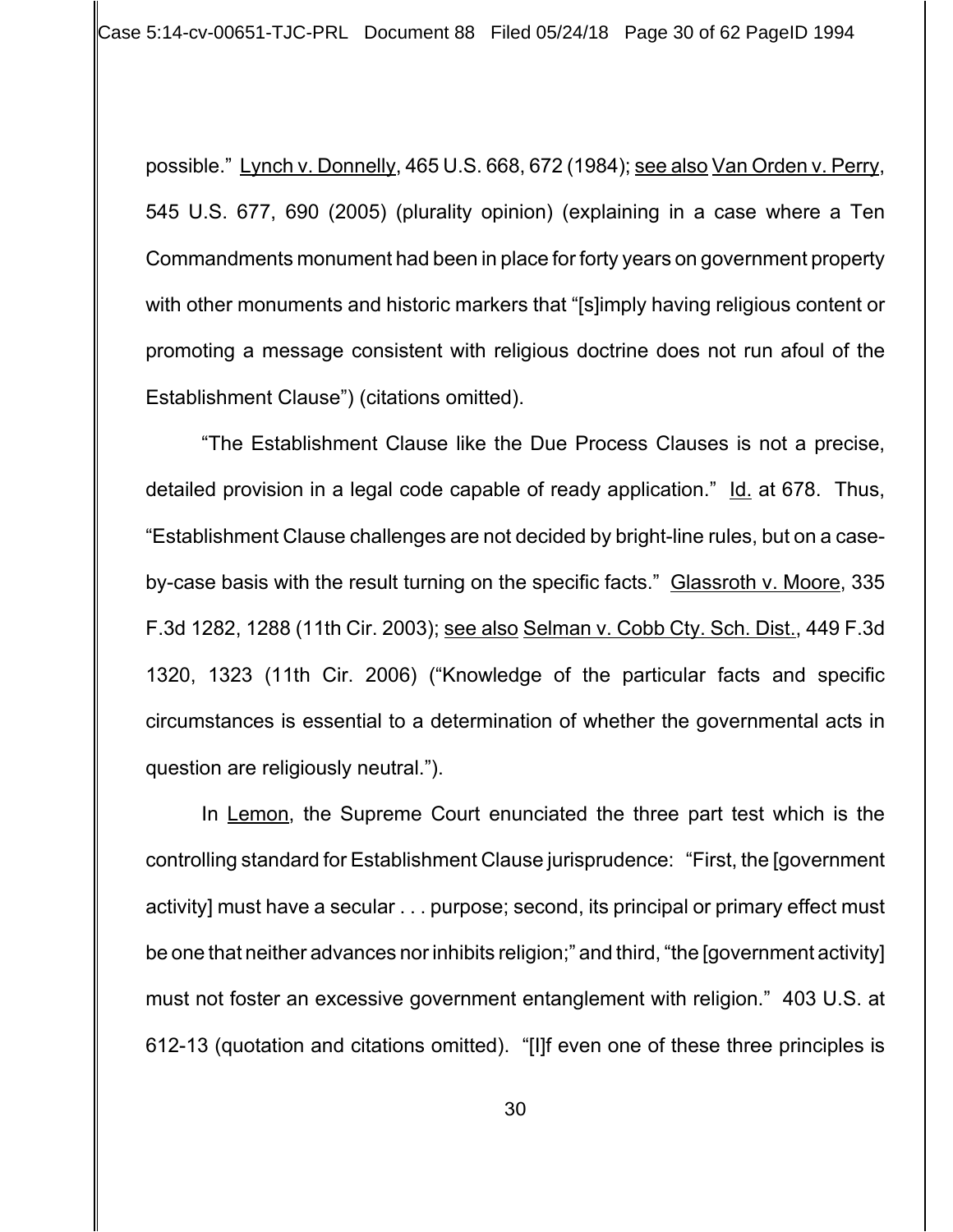possible." Lynch v. Donnelly, 465 U.S. 668, 672 (1984); see also Van Orden v. Perry, 545 U.S. 677, 690 (2005) (plurality opinion) (explaining in a case where a Ten Commandments monument had been in place for forty years on government property with other monuments and historic markers that "[s]imply having religious content or promoting a message consistent with religious doctrine does not run afoul of the Establishment Clause") (citations omitted).

"The Establishment Clause like the Due Process Clauses is not a precise, detailed provision in a legal code capable of ready application." Id. at 678. Thus, "Establishment Clause challenges are not decided by bright-line rules, but on a case-by-case basis with the result turning on the specific facts." Glassroth v. Moore, 335 F.3d 1282, 1288 (11th Cir. 2003); see also Selman v. Cobb Cty. Sch. Dist., 449 F.3d 1320, 1323 (11th Cir. 2006) ("Knowledge of the particular facts and specific circumstances is essential to a determination of whether the governmental acts in question are religiously neutral.").

In Lemon, the Supreme Court enunciated the three part test which is the controlling standard for Establishment Clause jurisprudence: "First, the [government activity] must have a secular . . . purpose; second, its principal or primary effect must be one that neither advances nor inhibits religion;" and third, "the [government activity] must not foster an excessive government entanglement with religion." 403 U.S. at 612-13 (quotation and citations omitted). "[I]f even one of these three principles is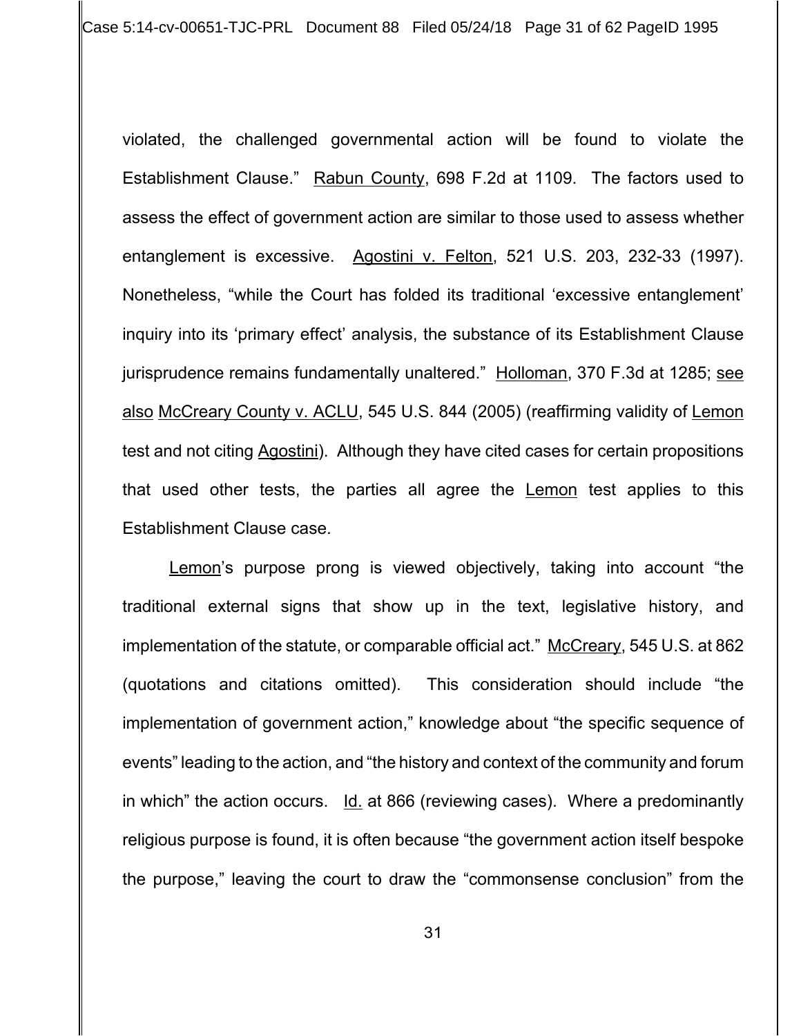violated, the challenged governmental action will be found to violate the Establishment Clause." Rabun County, 698 F.2d at 1109. The factors used to assess the effect of government action are similar to those used to assess whether entanglement is excessive. Agostini v. Felton, 521 U.S. 203, 232-33 (1997). Nonetheless, "while the Court has folded its traditional 'excessive entanglement' inquiry into its 'primary effect' analysis, the substance of its Establishment Clause jurisprudence remains fundamentally unaltered." Holloman, 370 F.3d at 1285; see also McCreary County v. ACLU, 545 U.S. 844 (2005) (reaffirming validity of Lemon test and not citing Agostini). Although they have cited cases for certain propositions that used other tests, the parties all agree the Lemon test applies to this Establishment Clause case.

Lemon's purpose prong is viewed objectively, taking into account "the traditional external signs that show up in the text, legislative history, and implementation of the statute, or comparable official act." McCreary, 545 U.S. at 862 (quotations and citations omitted). This consideration should include "the implementation of government action," knowledge about "the specific sequence of events" leading to the action, and "the history and context of the community and forum in which" the action occurs. Id. at 866 (reviewing cases). Where a predominantly religious purpose is found, it is often because "the government action itself bespoke the purpose," leaving the court to draw the "commonsense conclusion" from the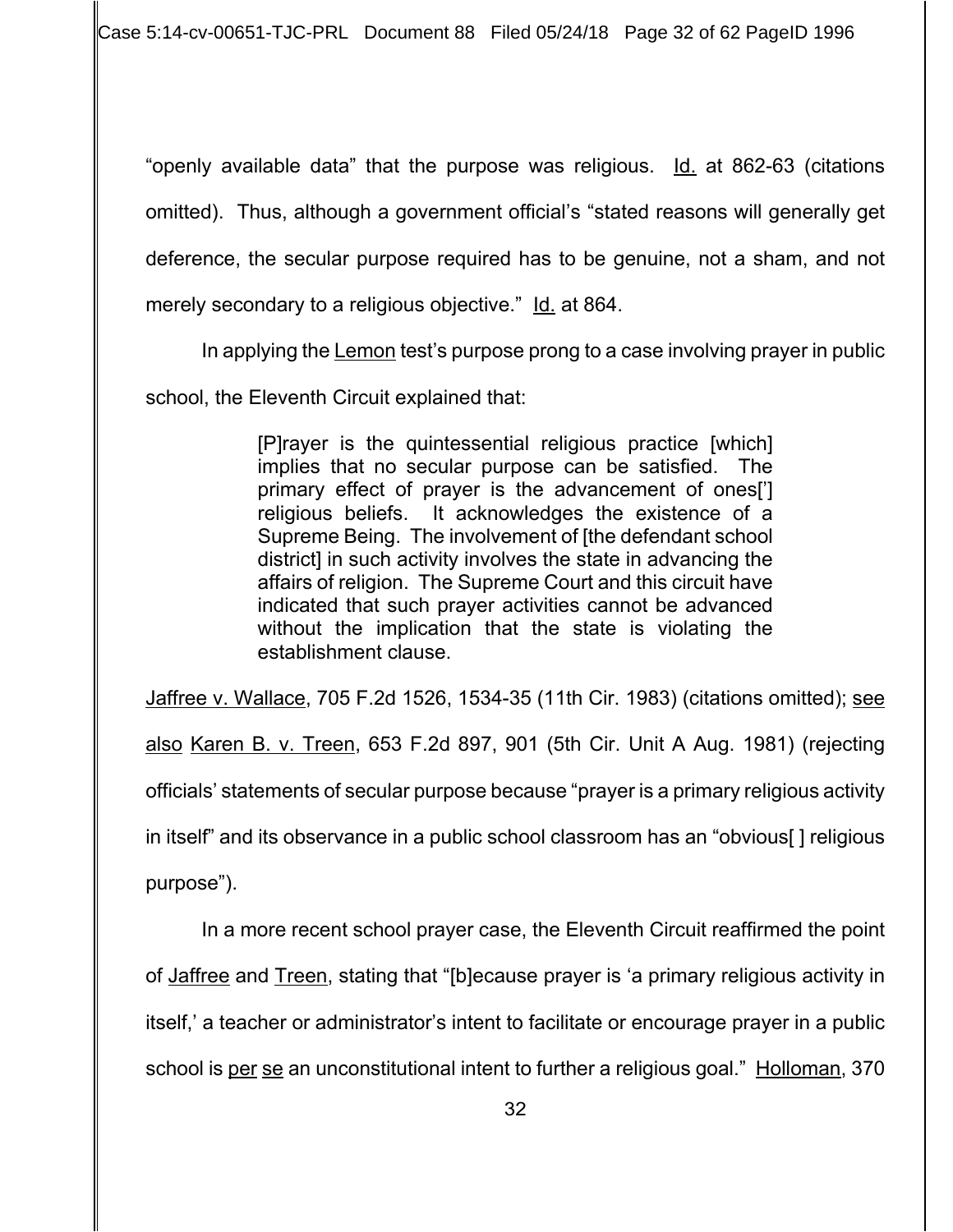"openly available data" that the purpose was religious. Id. at 862-63 (citations omitted). Thus, although a government official's "stated reasons will generally get deference, the secular purpose required has to be genuine, not a sham, and not merely secondary to a religious objective." Id. at 864.

In applying the Lemon test's purpose prong to a case involving prayer in public school, the Eleventh Circuit explained that:

> [P]rayer is the quintessential religious practice [which] implies that no secular purpose can be satisfied. The primary effect of prayer is the advancement of ones['] religious beliefs. It acknowledges the existence of a Supreme Being. The involvement of [the defendant school district] in such activity involves the state in advancing the affairs of religion. The Supreme Court and this circuit have indicated that such prayer activities cannot be advanced without the implication that the state is violating the establishment clause.

Jaffree v. Wallace, 705 F.2d 1526, 1534-35 (11th Cir. 1983) (citations omitted); see also Karen B. v. Treen, 653 F.2d 897, 901 (5th Cir. Unit A Aug. 1981) (rejecting officials' statements of secular purpose because "prayer is a primary religious activity in itself" and its observance in a public school classroom has an "obvious[ ] religious purpose").

In a more recent school prayer case, the Eleventh Circuit reaffirmed the point of Jaffree and Treen, stating that "[b]ecause prayer is 'a primary religious activity in itself,' a teacher or administrator's intent to facilitate or encourage prayer in a public school is per se an unconstitutional intent to further a religious goal." Holloman, 370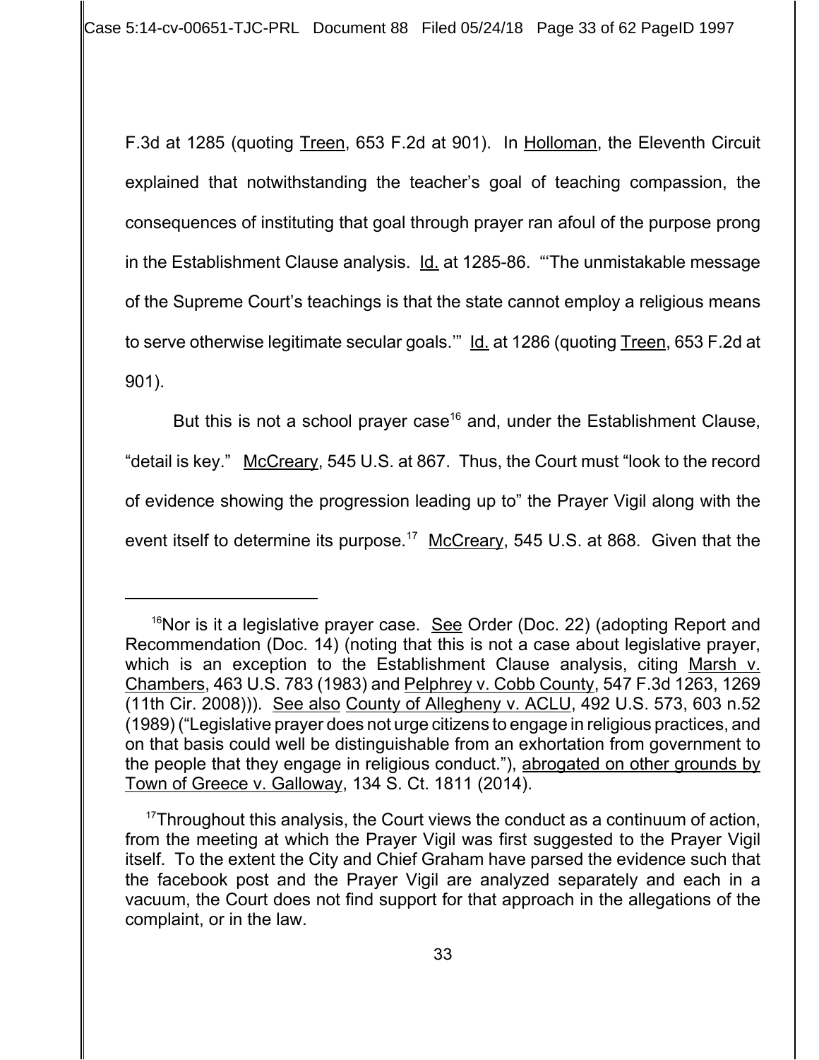F.3d at 1285 (quoting Treen, 653 F.2d at 901). In Holloman, the Eleventh Circuit explained that notwithstanding the teacher's goal of teaching compassion, the consequences of instituting that goal through prayer ran afoul of the purpose prong in the Establishment Clause analysis. Id. at 1285-86. "'The unmistakable message of the Supreme Court's teachings is that the state cannot employ a religious means to serve otherwise legitimate secular goals.'" Id. at 1286 (quoting Treen, 653 F.2d at 901).

But this is not a school prayer case[16] and, under the Establishment Clause, "detail is key." McCreary, 545 U.S. at 867. Thus, the Court must "look to the record of evidence showing the progression leading up to" the Prayer Vigil along with the event itself to determine its purpose.[17] McCreary, 545 U.S. at 868. Given that the

---

[16]Nor is it a legislative prayer case. See Order (Doc. 22) (adopting Report and Recommendation (Doc. 14) (noting that this is not a case about legislative prayer, which is an exception to the Establishment Clause analysis, citing Marsh v. Chambers, 463 U.S. 783 (1983) and Pelphrey v. Cobb County, 547 F.3d 1263, 1269 (11th Cir. 2008))). See also County of Allegheny v. ACLU, 492 U.S. 573, 603 n.52 (1989) ("Legislative prayer does not urge citizens to engage in religious practices, and on that basis could well be distinguishable from an exhortation from government to the people that they engage in religious conduct."), abrogated on other grounds by Town of Greece v. Galloway, 134 S. Ct. 1811 (2014).

[17]Throughout this analysis, the Court views the conduct as a continuum of action, from the meeting at which the Prayer Vigil was first suggested to the Prayer Vigil itself. To the extent the City and Chief Graham have parsed the evidence such that the facebook post and the Prayer Vigil are analyzed separately and each in a vacuum, the Court does not find support for that approach in the allegations of the complaint, or in the law.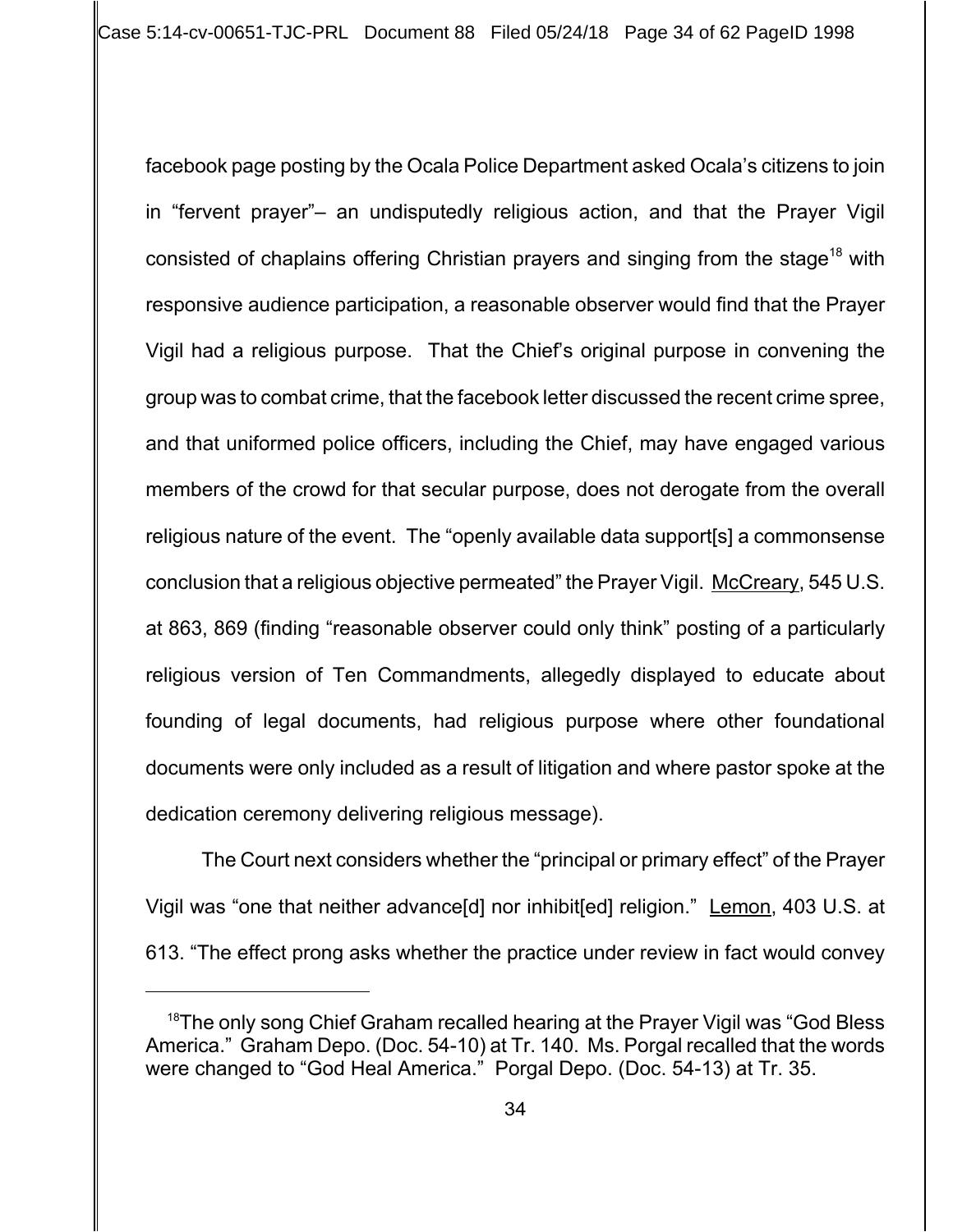facebook page posting by the Ocala Police Department asked Ocala's citizens to join in "fervent prayer"– an undisputedly religious action, and that the Prayer Vigil consisted of chaplains offering Christian prayers and singing from the stage[18] with responsive audience participation, a reasonable observer would find that the Prayer Vigil had a religious purpose. That the Chief's original purpose in convening the group was to combat crime, that the facebook letter discussed the recent crime spree, and that uniformed police officers, including the Chief, may have engaged various members of the crowd for that secular purpose, does not derogate from the overall religious nature of the event. The "openly available data support[s] a commonsense conclusion that a religious objective permeated" the Prayer Vigil. McCreary, 545 U.S. at 863, 869 (finding "reasonable observer could only think" posting of a particularly religious version of Ten Commandments, allegedly displayed to educate about founding of legal documents, had religious purpose where other foundational documents were only included as a result of litigation and where pastor spoke at the dedication ceremony delivering religious message).

The Court next considers whether the "principal or primary effect" of the Prayer Vigil was "one that neither advance[d] nor inhibit[ed] religion." Lemon, 403 U.S. at 613. "The effect prong asks whether the practice under review in fact would convey

[18] The only song Chief Graham recalled hearing at the Prayer Vigil was "God Bless America." Graham Depo. (Doc. 54-10) at Tr. 140. Ms. Porgal recalled that the words were changed to "God Heal America." Porgal Depo. (Doc. 54-13) at Tr. 35.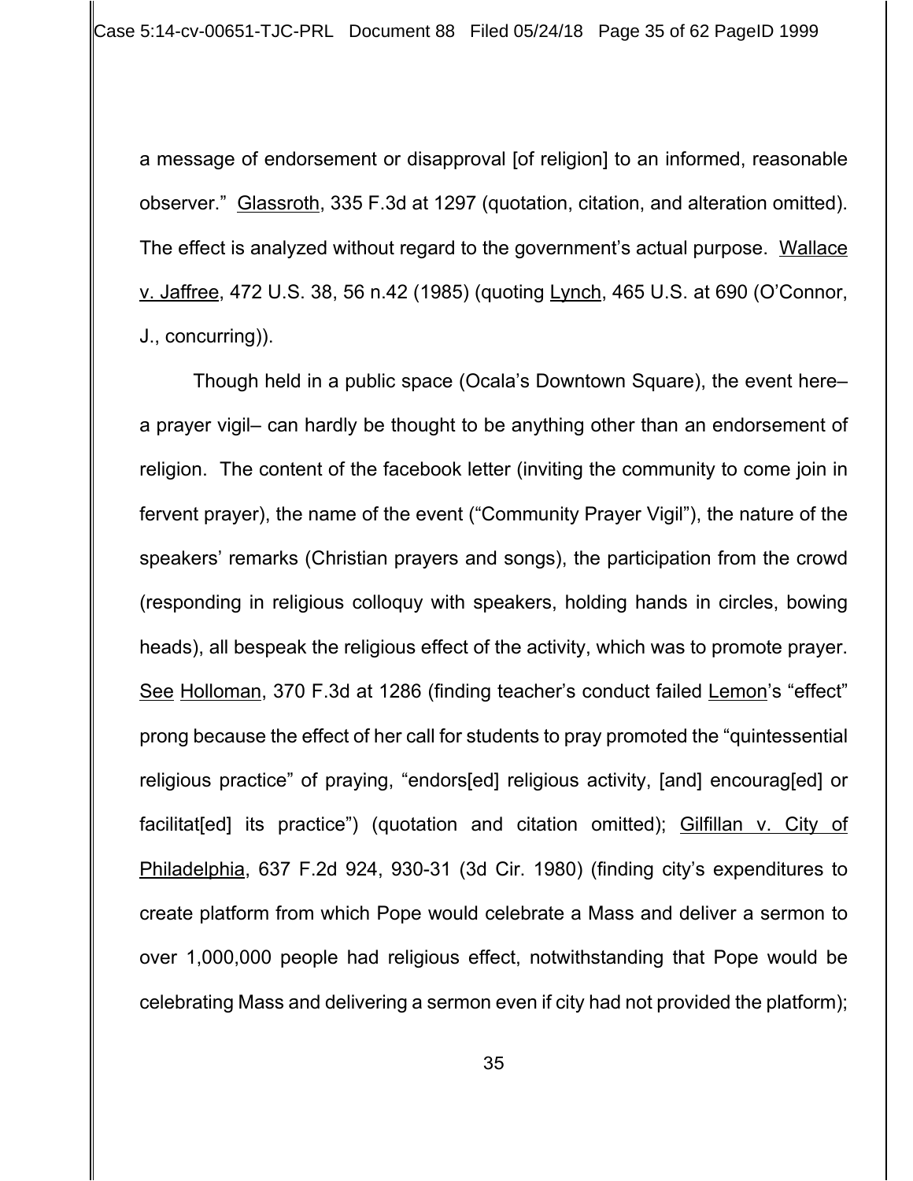a message of endorsement or disapproval [of religion] to an informed, reasonable observer." Glassroth, 335 F.3d at 1297 (quotation, citation, and alteration omitted). The effect is analyzed without regard to the government's actual purpose. Wallace v. Jaffree, 472 U.S. 38, 56 n.42 (1985) (quoting Lynch, 465 U.S. at 690 (O'Connor, J., concurring)).

Though held in a public space (Ocala's Downtown Square), the event here– a prayer vigil– can hardly be thought to be anything other than an endorsement of religion. The content of the facebook letter (inviting the community to come join in fervent prayer), the name of the event ("Community Prayer Vigil"), the nature of the speakers' remarks (Christian prayers and songs), the participation from the crowd (responding in religious colloquy with speakers, holding hands in circles, bowing heads), all bespeak the religious effect of the activity, which was to promote prayer. See Holloman, 370 F.3d at 1286 (finding teacher's conduct failed Lemon's "effect" prong because the effect of her call for students to pray promoted the "quintessential religious practice" of praying, "endors[ed] religious activity, [and] encourag[ed] or facilitat[ed] its practice") (quotation and citation omitted); Gilfillan v. City of Philadelphia, 637 F.2d 924, 930-31 (3d Cir. 1980) (finding city's expenditures to create platform from which Pope would celebrate a Mass and deliver a sermon to over 1,000,000 people had religious effect, notwithstanding that Pope would be celebrating Mass and delivering a sermon even if city had not provided the platform);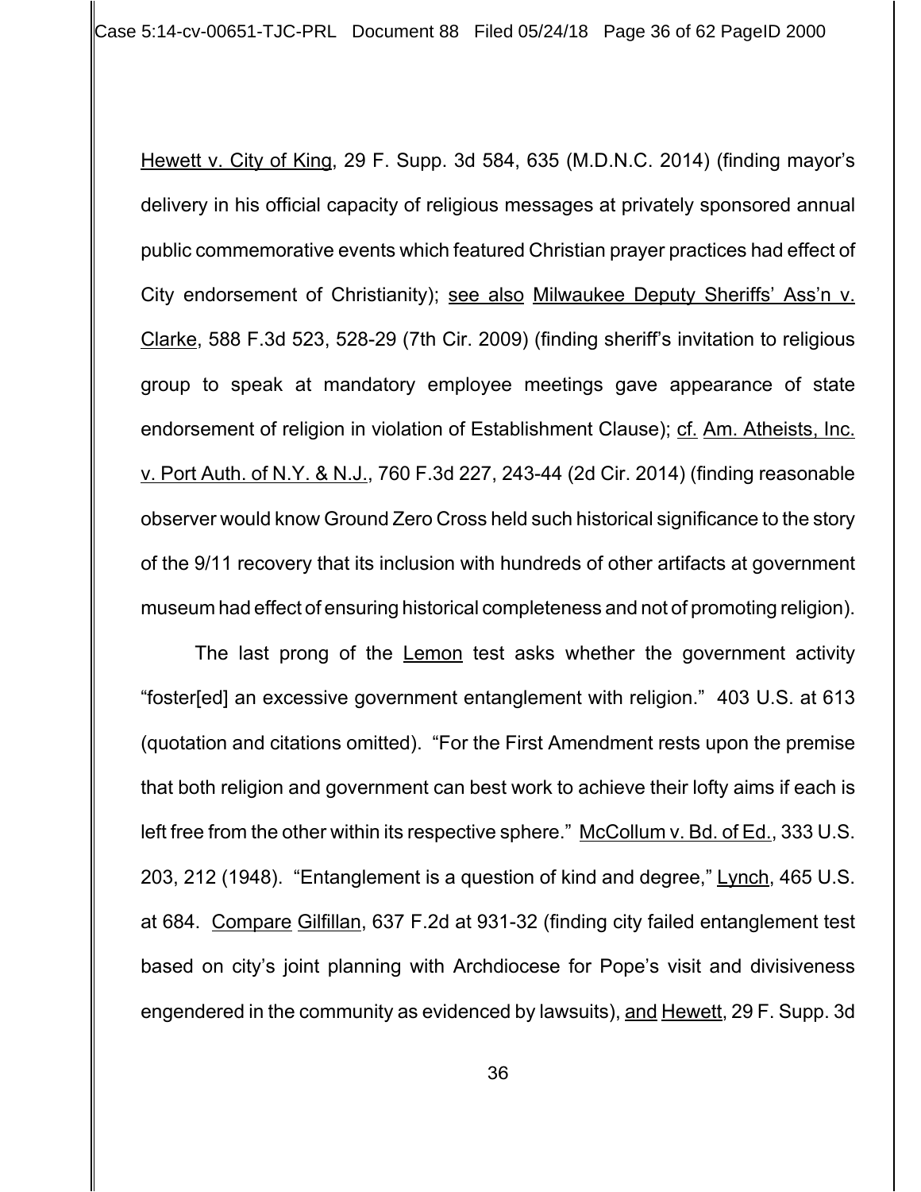Hewett v. City of King, 29 F. Supp. 3d 584, 635 (M.D.N.C. 2014) (finding mayor's delivery in his official capacity of religious messages at privately sponsored annual public commemorative events which featured Christian prayer practices had effect of City endorsement of Christianity); see also Milwaukee Deputy Sheriffs' Ass'n v. Clarke, 588 F.3d 523, 528-29 (7th Cir. 2009) (finding sheriff's invitation to religious group to speak at mandatory employee meetings gave appearance of state endorsement of religion in violation of Establishment Clause); cf. Am. Atheists, Inc. v. Port Auth. of N.Y. & N.J., 760 F.3d 227, 243-44 (2d Cir. 2014) (finding reasonable observer would know Ground Zero Cross held such historical significance to the story of the 9/11 recovery that its inclusion with hundreds of other artifacts at government museum had effect of ensuring historical completeness and not of promoting religion).

The last prong of the Lemon test asks whether the government activity "foster[ed] an excessive government entanglement with religion." 403 U.S. at 613 (quotation and citations omitted). "For the First Amendment rests upon the premise that both religion and government can best work to achieve their lofty aims if each is left free from the other within its respective sphere." McCollum v. Bd. of Ed., 333 U.S. 203, 212 (1948). "Entanglement is a question of kind and degree," Lynch, 465 U.S. at 684. Compare Gilfillan, 637 F.2d at 931-32 (finding city failed entanglement test based on city's joint planning with Archdiocese for Pope's visit and divisiveness engendered in the community as evidenced by lawsuits), and Hewett, 29 F. Supp. 3d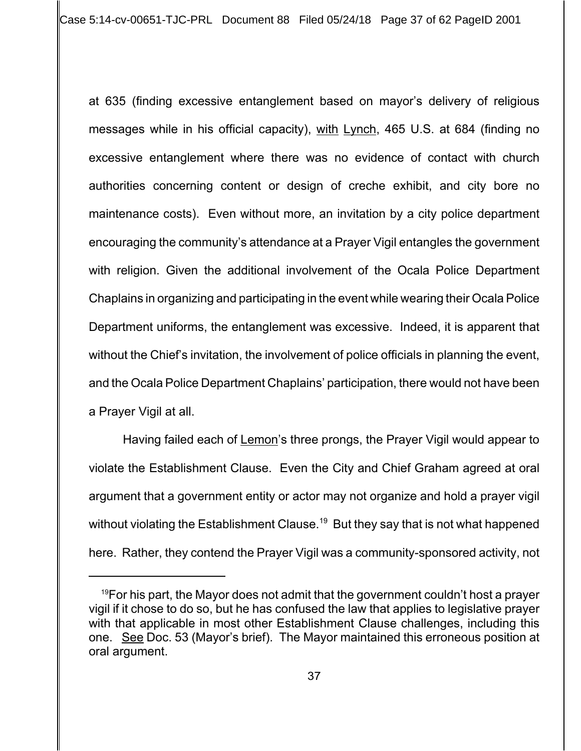at 635 (finding excessive entanglement based on mayor's delivery of religious messages while in his official capacity), with Lynch, 465 U.S. at 684 (finding no excessive entanglement where there was no evidence of contact with church authorities concerning content or design of creche exhibit, and city bore no maintenance costs). Even without more, an invitation by a city police department encouraging the community's attendance at a Prayer Vigil entangles the government with religion. Given the additional involvement of the Ocala Police Department Chaplains in organizing and participating in the event while wearing their Ocala Police Department uniforms, the entanglement was excessive. Indeed, it is apparent that without the Chief's invitation, the involvement of police officials in planning the event, and the Ocala Police Department Chaplains' participation, there would not have been a Prayer Vigil at all.

Having failed each of Lemon's three prongs, the Prayer Vigil would appear to violate the Establishment Clause. Even the City and Chief Graham agreed at oral argument that a government entity or actor may not organize and hold a prayer vigil without violating the Establishment Clause.[19] But they say that is not what happened here. Rather, they contend the Prayer Vigil was a community-sponsored activity, not

---

[19] For his part, the Mayor does not admit that the government couldn't host a prayer vigil if it chose to do so, but he has confused the law that applies to legislative prayer with that applicable in most other Establishment Clause challenges, including this one. See Doc. 53 (Mayor's brief). The Mayor maintained this erroneous position at oral argument.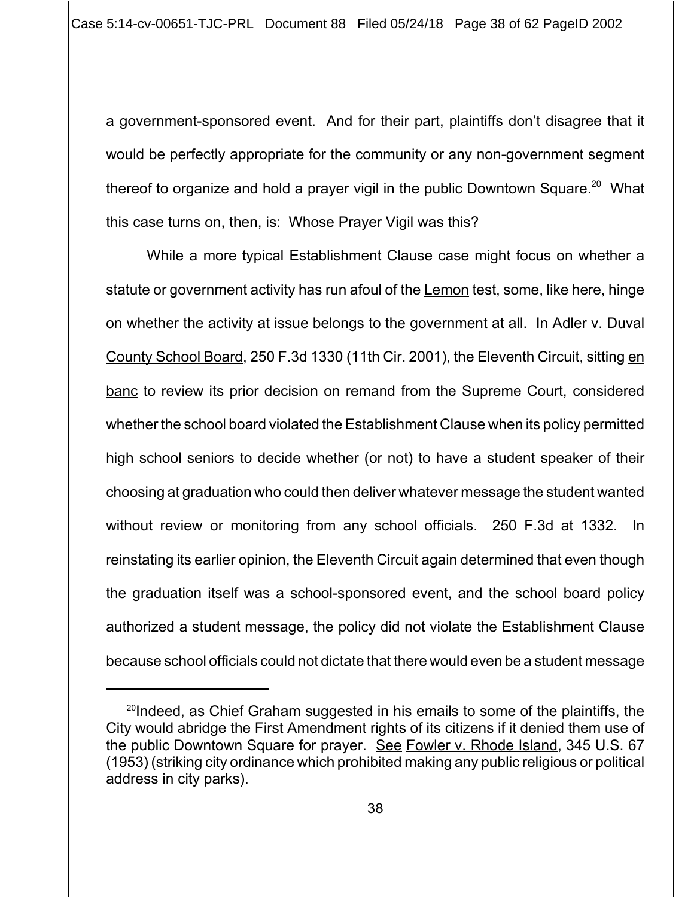a government-sponsored event. And for their part, plaintiffs don't disagree that it would be perfectly appropriate for the community or any non-government segment thereof to organize and hold a prayer vigil in the public Downtown Square.[20] What this case turns on, then, is: Whose Prayer Vigil was this?

While a more typical Establishment Clause case might focus on whether a statute or government activity has run afoul of the Lemon test, some, like here, hinge on whether the activity at issue belongs to the government at all. In Adler v. Duval County School Board, 250 F.3d 1330 (11th Cir. 2001), the Eleventh Circuit, sitting en banc to review its prior decision on remand from the Supreme Court, considered whether the school board violated the Establishment Clause when its policy permitted high school seniors to decide whether (or not) to have a student speaker of their choosing at graduation who could then deliver whatever message the student wanted without review or monitoring from any school officials. 250 F.3d at 1332. In reinstating its earlier opinion, the Eleventh Circuit again determined that even though the graduation itself was a school-sponsored event, and the school board policy authorized a student message, the policy did not violate the Establishment Clause because school officials could not dictate that there would even be a student message

---

[20] Indeed, as Chief Graham suggested in his emails to some of the plaintiffs, the City would abridge the First Amendment rights of its citizens if it denied them use of the public Downtown Square for prayer. See Fowler v. Rhode Island, 345 U.S. 67 (1953) (striking city ordinance which prohibited making any public religious or political address in city parks).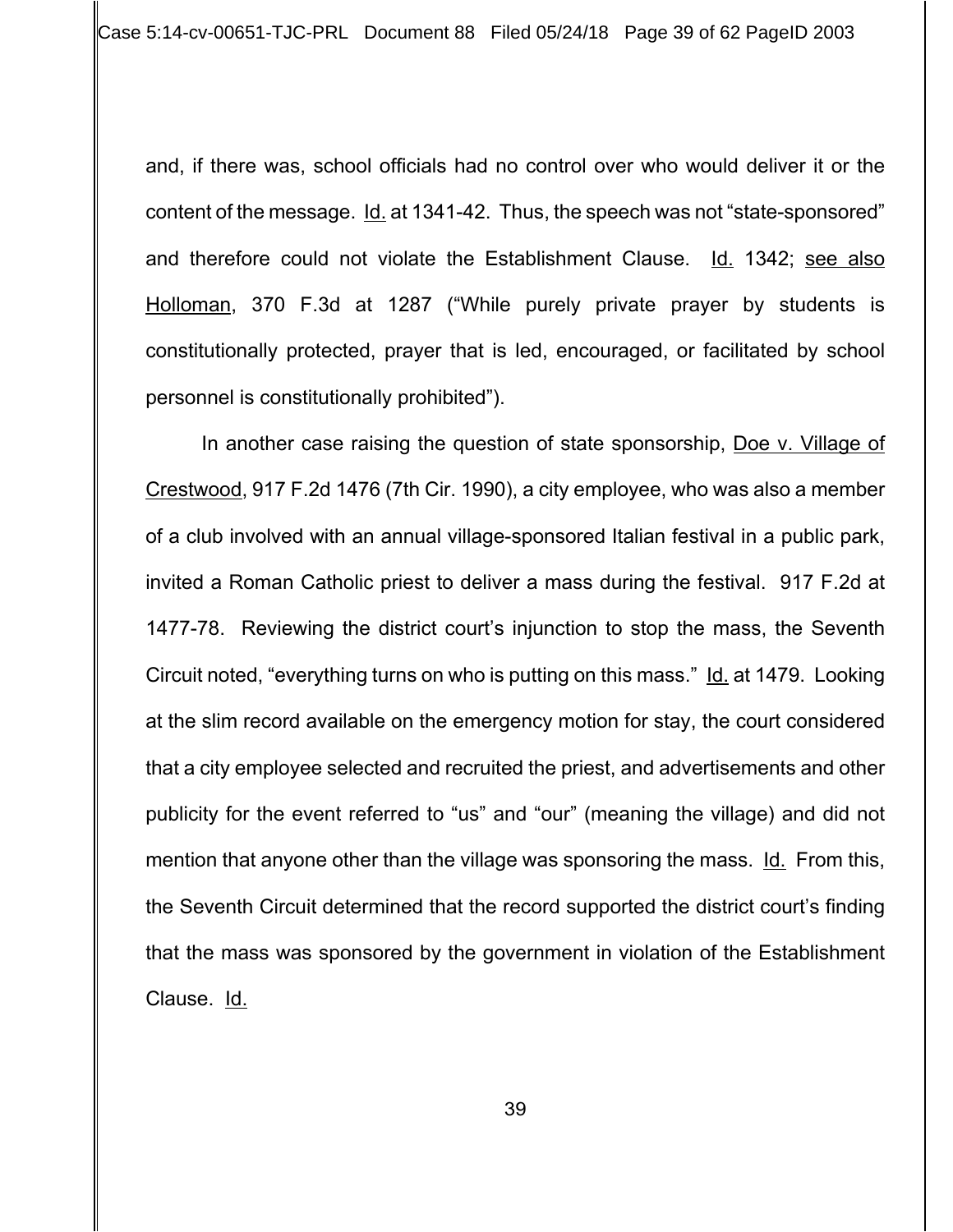and, if there was, school officials had no control over who would deliver it or the content of the message. Id. at 1341-42. Thus, the speech was not "state-sponsored" and therefore could not violate the Establishment Clause. Id. 1342; see also Holloman, 370 F.3d at 1287 ("While purely private prayer by students is constitutionally protected, prayer that is led, encouraged, or facilitated by school personnel is constitutionally prohibited").

In another case raising the question of state sponsorship, Doe v. Village of Crestwood, 917 F.2d 1476 (7th Cir. 1990), a city employee, who was also a member of a club involved with an annual village-sponsored Italian festival in a public park, invited a Roman Catholic priest to deliver a mass during the festival. 917 F.2d at 1477-78. Reviewing the district court's injunction to stop the mass, the Seventh Circuit noted, "everything turns on who is putting on this mass." Id. at 1479. Looking at the slim record available on the emergency motion for stay, the court considered that a city employee selected and recruited the priest, and advertisements and other publicity for the event referred to "us" and "our" (meaning the village) and did not mention that anyone other than the village was sponsoring the mass. Id. From this, the Seventh Circuit determined that the record supported the district court's finding that the mass was sponsored by the government in violation of the Establishment Clause. Id.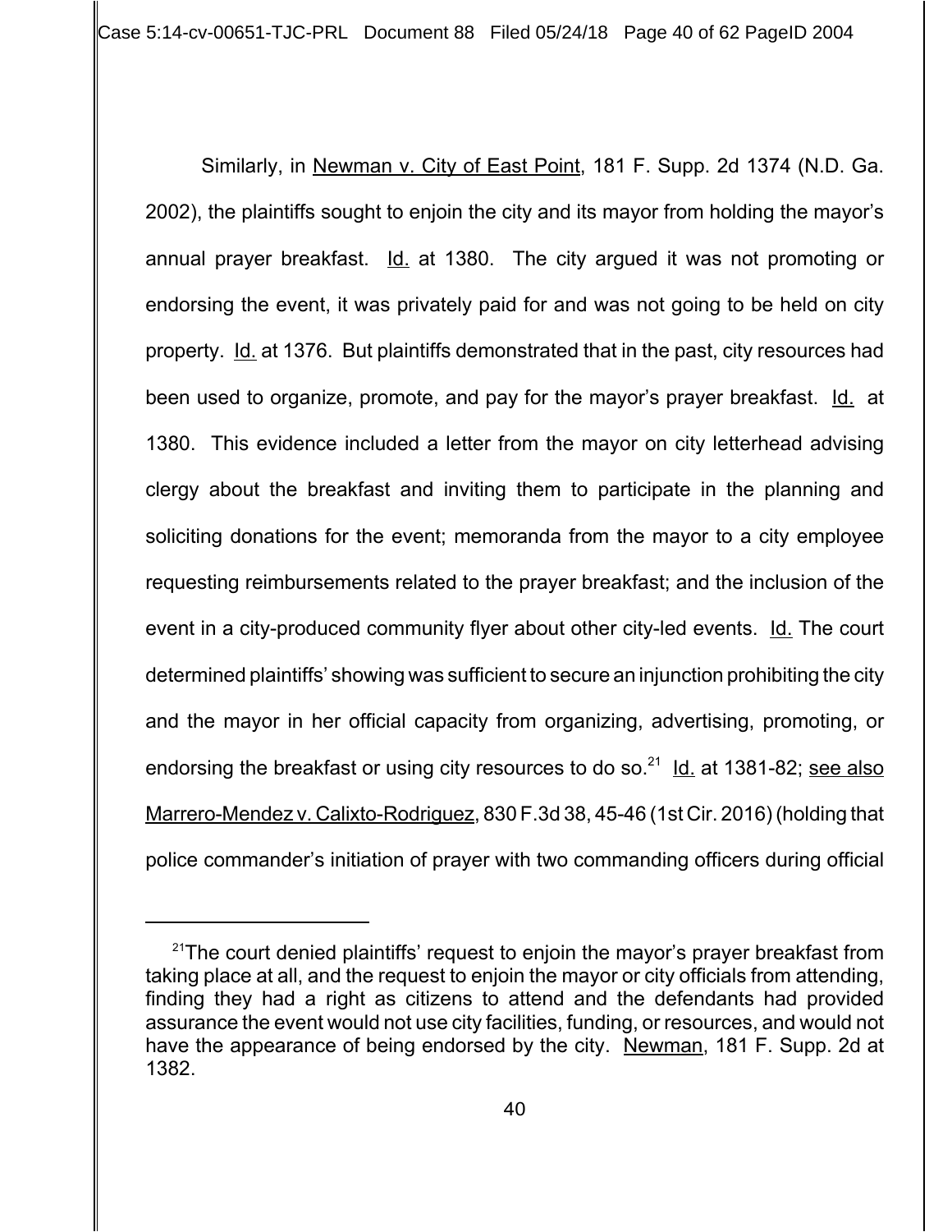Similarly, in Newman v. City of East Point, 181 F. Supp. 2d 1374 (N.D. Ga. 2002), the plaintiffs sought to enjoin the city and its mayor from holding the mayor's annual prayer breakfast. Id. at 1380. The city argued it was not promoting or endorsing the event, it was privately paid for and was not going to be held on city property. Id. at 1376. But plaintiffs demonstrated that in the past, city resources had been used to organize, promote, and pay for the mayor's prayer breakfast. Id. at 1380. This evidence included a letter from the mayor on city letterhead advising clergy about the breakfast and inviting them to participate in the planning and soliciting donations for the event; memoranda from the mayor to a city employee requesting reimbursements related to the prayer breakfast; and the inclusion of the event in a city-produced community flyer about other city-led events. Id. The court determined plaintiffs' showing was sufficient to secure an injunction prohibiting the city and the mayor in her official capacity from organizing, advertising, promoting, or endorsing the breakfast or using city resources to do so.[21] Id. at 1381-82; see also Marrero-Mendez v. Calixto-Rodriguez, 830 F.3d 38, 45-46 (1st Cir. 2016) (holding that police commander's initiation of prayer with two commanding officers during official

[21] The court denied plaintiffs' request to enjoin the mayor's prayer breakfast from taking place at all, and the request to enjoin the mayor or city officials from attending, finding they had a right as citizens to attend and the defendants had provided assurance the event would not use city facilities, funding, or resources, and would not have the appearance of being endorsed by the city. Newman, 181 F. Supp. 2d at 1382.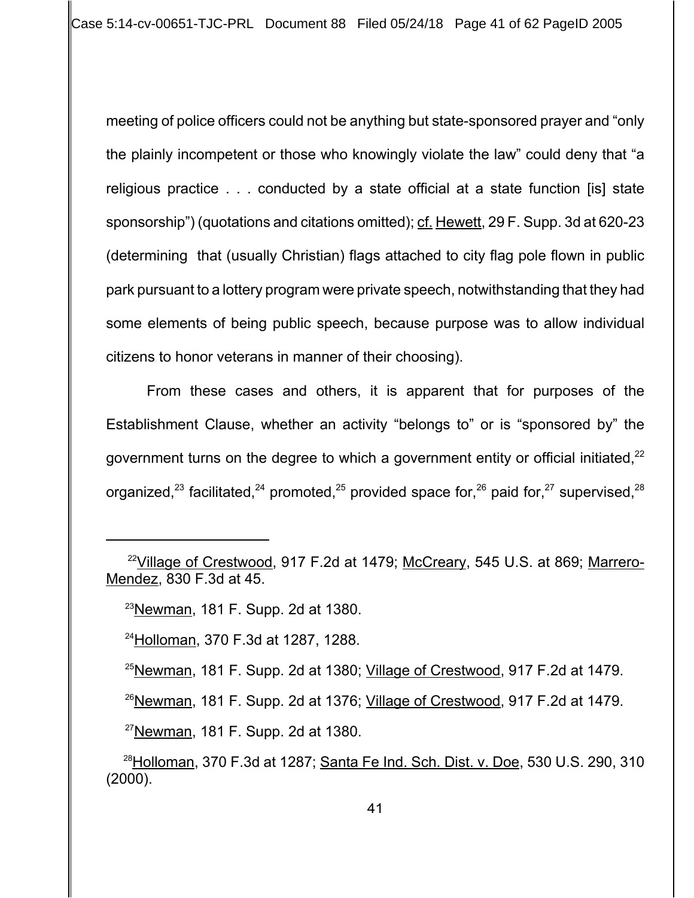meeting of police officers could not be anything but state-sponsored prayer and "only the plainly incompetent or those who knowingly violate the law" could deny that "a religious practice . . . conducted by a state official at a state function [is] state sponsorship") (quotations and citations omitted); cf. Hewett, 29 F. Supp. 3d at 620-23 (determining that (usually Christian) flags attached to city flag pole flown in public park pursuant to a lottery program were private speech, notwithstanding that they had some elements of being public speech, because purpose was to allow individual citizens to honor veterans in manner of their choosing).

From these cases and others, it is apparent that for purposes of the Establishment Clause, whether an activity "belongs to" or is "sponsored by" the government turns on the degree to which a government entity or official initiated,[22] organized,[23] facilitated,[24] promoted,[25] provided space for,[26] paid for,[27] supervised,[28]

---

[22] Village of Crestwood, 917 F.2d at 1479; McCreary, 545 U.S. at 869; Marrero-Mendez, 830 F.3d at 45.

[23] Newman, 181 F. Supp. 2d at 1380.

[24] Holloman, 370 F.3d at 1287, 1288.

[25] Newman, 181 F. Supp. 2d at 1380; Village of Crestwood, 917 F.2d at 1479.

[26] Newman, 181 F. Supp. 2d at 1376; Village of Crestwood, 917 F.2d at 1479.

[27] Newman, 181 F. Supp. 2d at 1380.

[28] Holloman, 370 F.3d at 1287; Santa Fe Ind. Sch. Dist. v. Doe, 530 U.S. 290, 310 (2000).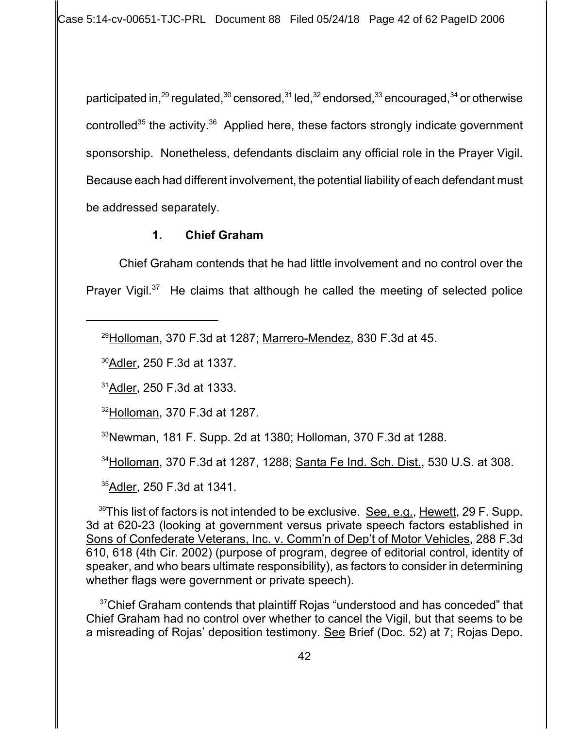participated in,[29] regulated,[30] censored,[31] led,[32] endorsed,[33] encouraged,[34] or otherwise controlled[35] the activity.[36] Applied here, these factors strongly indicate government sponsorship. Nonetheless, defendants disclaim any official role in the Prayer Vigil. Because each had different involvement, the potential liability of each defendant must be addressed separately.

### 1. Chief Graham

Chief Graham contends that he had little involvement and no control over the Prayer Vigil.[37] He claims that although he called the meeting of selected police

---

[29] Holloman, 370 F.3d at 1287; Marrero-Mendez, 830 F.3d at 45.

[30] Adler, 250 F.3d at 1337.

[31] Adler, 250 F.3d at 1333.

[32] Holloman, 370 F.3d at 1287.

[33] Newman, 181 F. Supp. 2d at 1380; Holloman, 370 F.3d at 1288.

[34] Holloman, 370 F.3d at 1287, 1288; Santa Fe Ind. Sch. Dist., 530 U.S. at 308.

[35] Adler, 250 F.3d at 1341.

[36] This list of factors is not intended to be exclusive. See, e.g., Hewett, 29 F. Supp. 3d at 620-23 (looking at government versus private speech factors established in Sons of Confederate Veterans, Inc. v. Comm'n of Dep't of Motor Vehicles, 288 F.3d 610, 618 (4th Cir. 2002) (purpose of program, degree of editorial control, identity of speaker, and who bears ultimate responsibility), as factors to consider in determining whether flags were government or private speech).

[37] Chief Graham contends that plaintiff Rojas "understood and has conceded" that Chief Graham had no control over whether to cancel the Vigil, but that seems to be a misreading of Rojas' deposition testimony. See Brief (Doc. 52) at 7; Rojas Depo.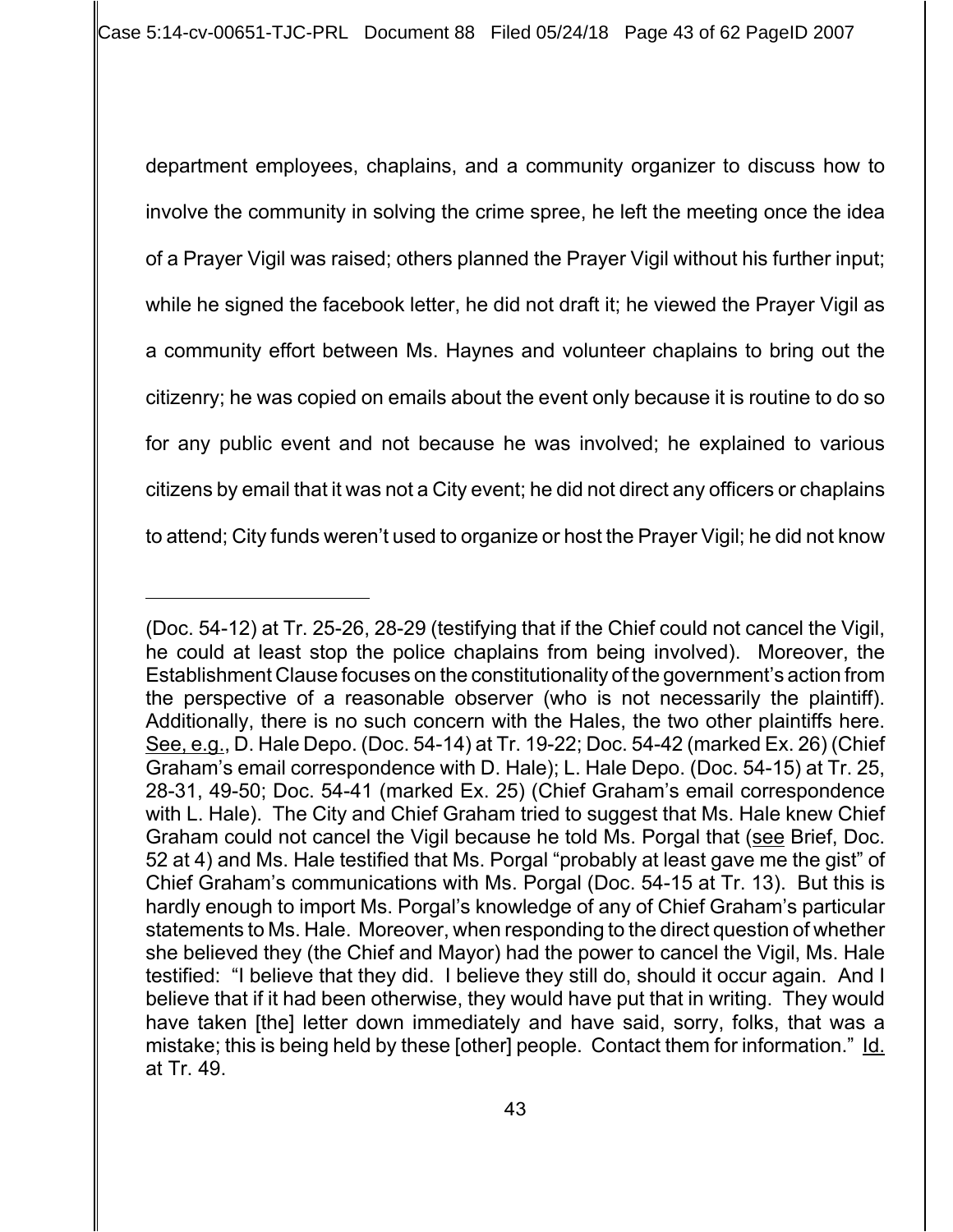department employees, chaplains, and a community organizer to discuss how to involve the community in solving the crime spree, he left the meeting once the idea of a Prayer Vigil was raised; others planned the Prayer Vigil without his further input; while he signed the facebook letter, he did not draft it; he viewed the Prayer Vigil as a community effort between Ms. Haynes and volunteer chaplains to bring out the citizenry; he was copied on emails about the event only because it is routine to do so for any public event and not because he was involved; he explained to various citizens by email that it was not a City event; he did not direct any officers or chaplains to attend; City funds weren't used to organize or host the Prayer Vigil; he did not know

---

(Doc. 54-12) at Tr. 25-26, 28-29 (testifying that if the Chief could not cancel the Vigil, he could at least stop the police chaplains from being involved). Moreover, the Establishment Clause focuses on the constitutionality of the government's action from the perspective of a reasonable observer (who is not necessarily the plaintiff). Additionally, there is no such concern with the Hales, the two other plaintiffs here. See, e.g., D. Hale Depo. (Doc. 54-14) at Tr. 19-22; Doc. 54-42 (marked Ex. 26) (Chief Graham's email correspondence with D. Hale); L. Hale Depo. (Doc. 54-15) at Tr. 25, 28-31, 49-50; Doc. 54-41 (marked Ex. 25) (Chief Graham's email correspondence with L. Hale). The City and Chief Graham tried to suggest that Ms. Hale knew Chief Graham could not cancel the Vigil because he told Ms. Porgal that (see Brief, Doc. 52 at 4) and Ms. Hale testified that Ms. Porgal "probably at least gave me the gist" of Chief Graham's communications with Ms. Porgal (Doc. 54-15 at Tr. 13). But this is hardly enough to import Ms. Porgal's knowledge of any of Chief Graham's particular statements to Ms. Hale. Moreover, when responding to the direct question of whether she believed they (the Chief and Mayor) had the power to cancel the Vigil, Ms. Hale testified: "I believe that they did. I believe they still do, should it occur again. And I believe that if it had been otherwise, they would have put that in writing. They would have taken [the] letter down immediately and have said, sorry, folks, that was a mistake; this is being held by these [other] people. Contact them for information." Id. at Tr. 49.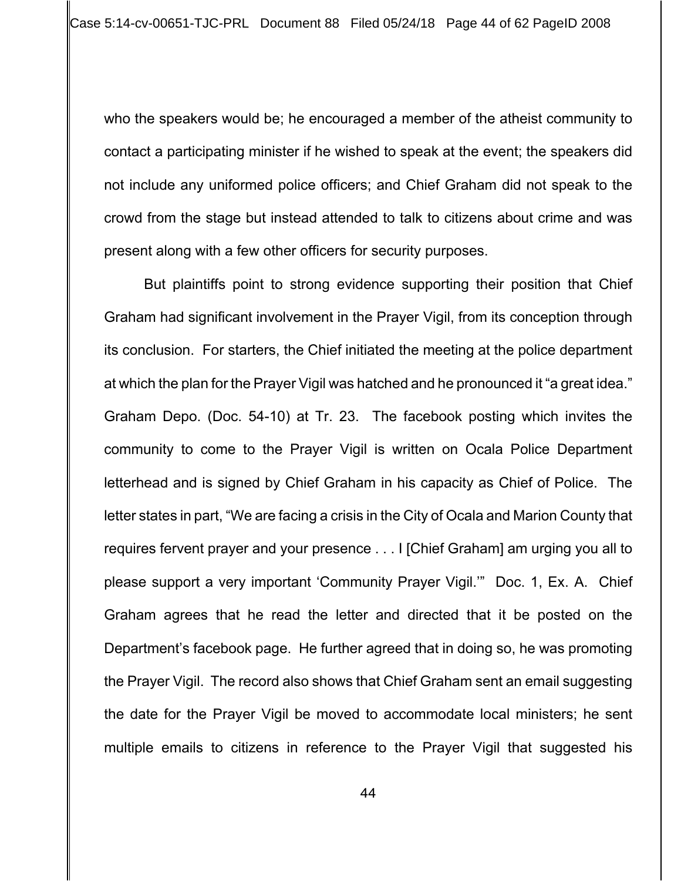who the speakers would be; he encouraged a member of the atheist community to contact a participating minister if he wished to speak at the event; the speakers did not include any uniformed police officers; and Chief Graham did not speak to the crowd from the stage but instead attended to talk to citizens about crime and was present along with a few other officers for security purposes.

But plaintiffs point to strong evidence supporting their position that Chief Graham had significant involvement in the Prayer Vigil, from its conception through its conclusion. For starters, the Chief initiated the meeting at the police department at which the plan for the Prayer Vigil was hatched and he pronounced it "a great idea." Graham Depo. (Doc. 54-10) at Tr. 23. The facebook posting which invites the community to come to the Prayer Vigil is written on Ocala Police Department letterhead and is signed by Chief Graham in his capacity as Chief of Police. The letter states in part, "We are facing a crisis in the City of Ocala and Marion County that requires fervent prayer and your presence . . . I [Chief Graham] am urging you all to please support a very important 'Community Prayer Vigil.'" Doc. 1, Ex. A. Chief Graham agrees that he read the letter and directed that it be posted on the Department's facebook page. He further agreed that in doing so, he was promoting the Prayer Vigil. The record also shows that Chief Graham sent an email suggesting the date for the Prayer Vigil be moved to accommodate local ministers; he sent multiple emails to citizens in reference to the Prayer Vigil that suggested his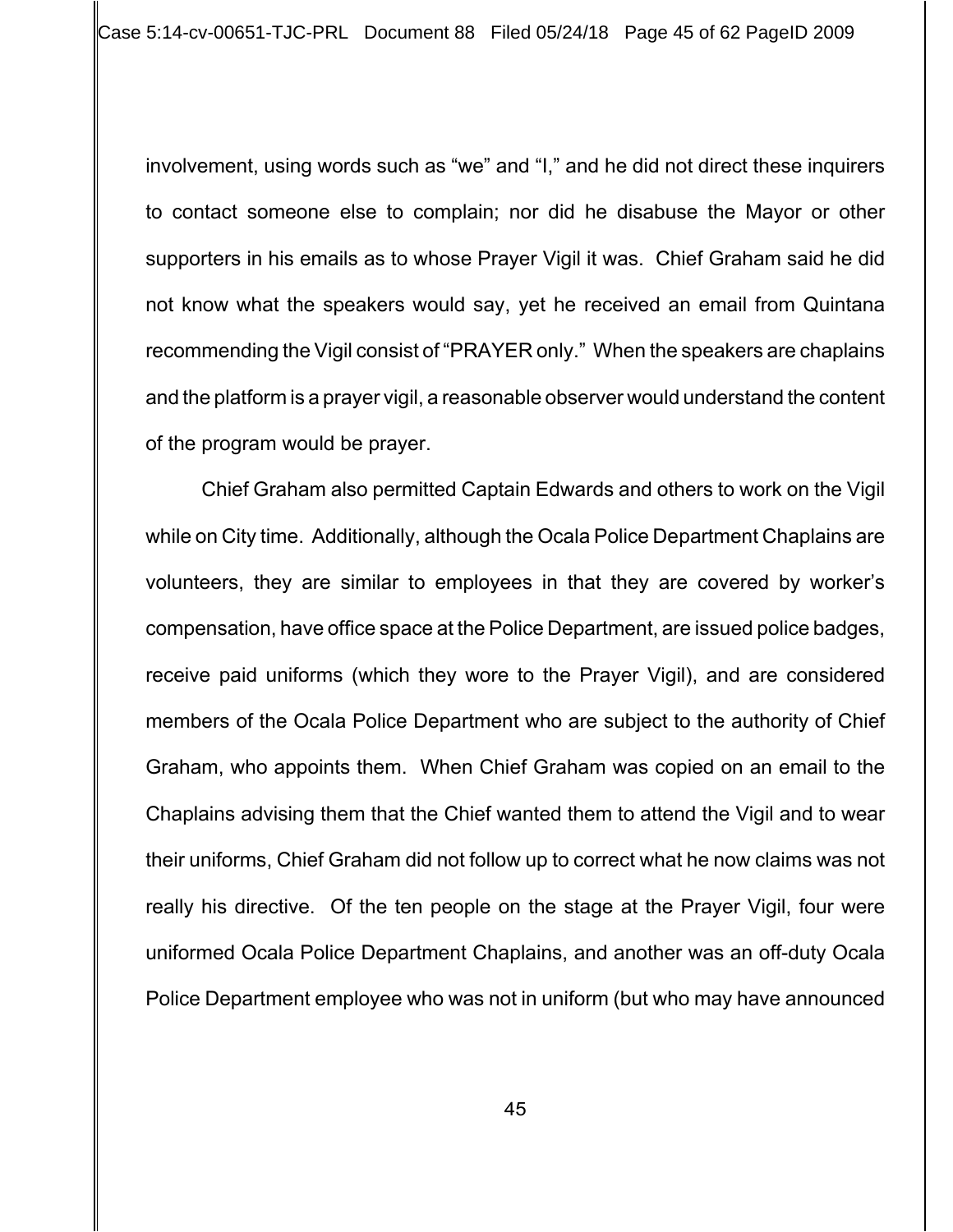involvement, using words such as "we" and "I," and he did not direct these inquirers to contact someone else to complain; nor did he disabuse the Mayor or other supporters in his emails as to whose Prayer Vigil it was. Chief Graham said he did not know what the speakers would say, yet he received an email from Quintana recommending the Vigil consist of "PRAYER only." When the speakers are chaplains and the platform is a prayer vigil, a reasonable observer would understand the content of the program would be prayer.

Chief Graham also permitted Captain Edwards and others to work on the Vigil while on City time. Additionally, although the Ocala Police Department Chaplains are volunteers, they are similar to employees in that they are covered by worker's compensation, have office space at the Police Department, are issued police badges, receive paid uniforms (which they wore to the Prayer Vigil), and are considered members of the Ocala Police Department who are subject to the authority of Chief Graham, who appoints them. When Chief Graham was copied on an email to the Chaplains advising them that the Chief wanted them to attend the Vigil and to wear their uniforms, Chief Graham did not follow up to correct what he now claims was not really his directive. Of the ten people on the stage at the Prayer Vigil, four were uniformed Ocala Police Department Chaplains, and another was an off-duty Ocala Police Department employee who was not in uniform (but who may have announced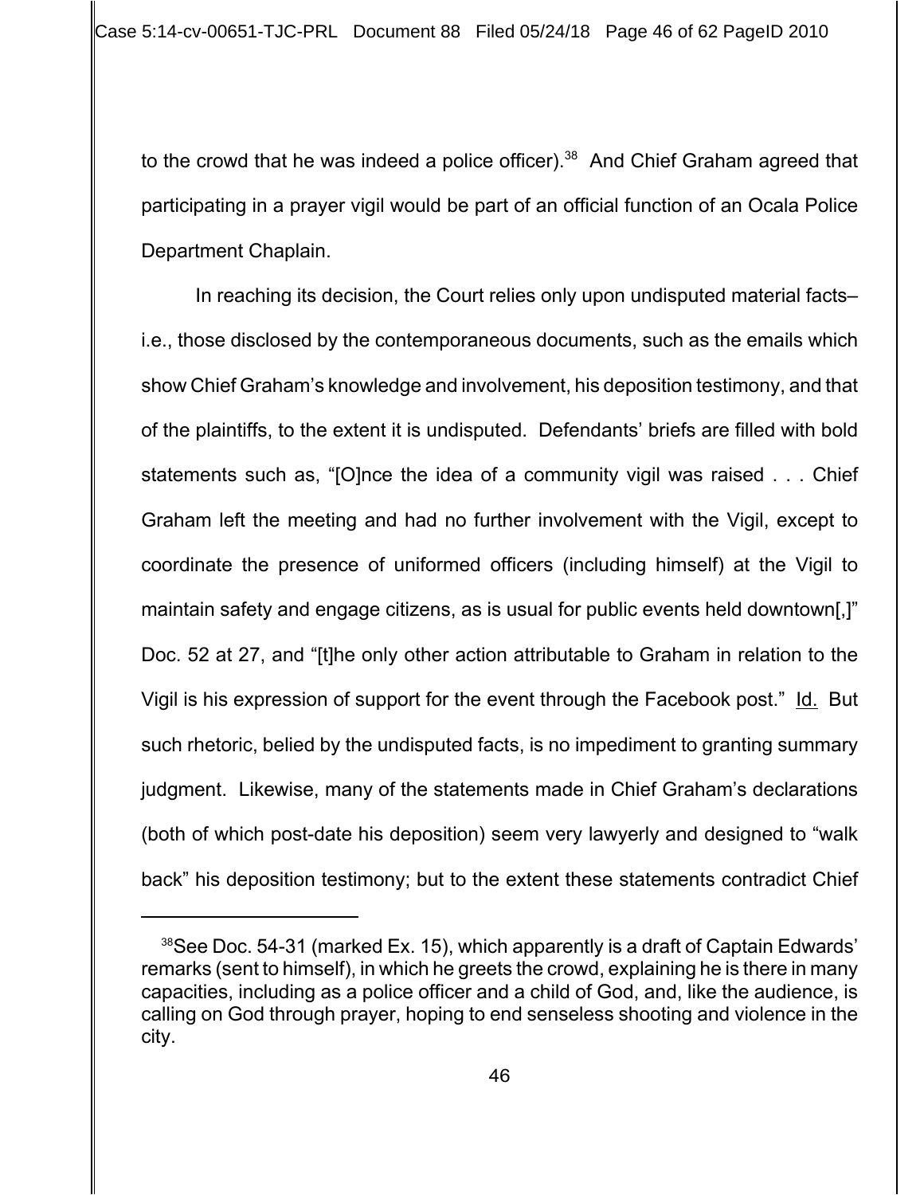to the crowd that he was indeed a police officer).[38] And Chief Graham agreed that participating in a prayer vigil would be part of an official function of an Ocala Police Department Chaplain.

In reaching its decision, the Court relies only upon undisputed material facts– i.e., those disclosed by the contemporaneous documents, such as the emails which show Chief Graham's knowledge and involvement, his deposition testimony, and that of the plaintiffs, to the extent it is undisputed. Defendants' briefs are filled with bold statements such as, "[O]nce the idea of a community vigil was raised . . . Chief Graham left the meeting and had no further involvement with the Vigil, except to coordinate the presence of uniformed officers (including himself) at the Vigil to maintain safety and engage citizens, as is usual for public events held downtown[,]" Doc. 52 at 27, and "[t]he only other action attributable to Graham in relation to the Vigil is his expression of support for the event through the Facebook post." Id. But such rhetoric, belied by the undisputed facts, is no impediment to granting summary judgment. Likewise, many of the statements made in Chief Graham's declarations (both of which post-date his deposition) seem very lawyerly and designed to "walk back" his deposition testimony; but to the extent these statements contradict Chief

[38] See Doc. 54-31 (marked Ex. 15), which apparently is a draft of Captain Edwards' remarks (sent to himself), in which he greets the crowd, explaining he is there in many capacities, including as a police officer and a child of God, and, like the audience, is calling on God through prayer, hoping to end senseless shooting and violence in the city.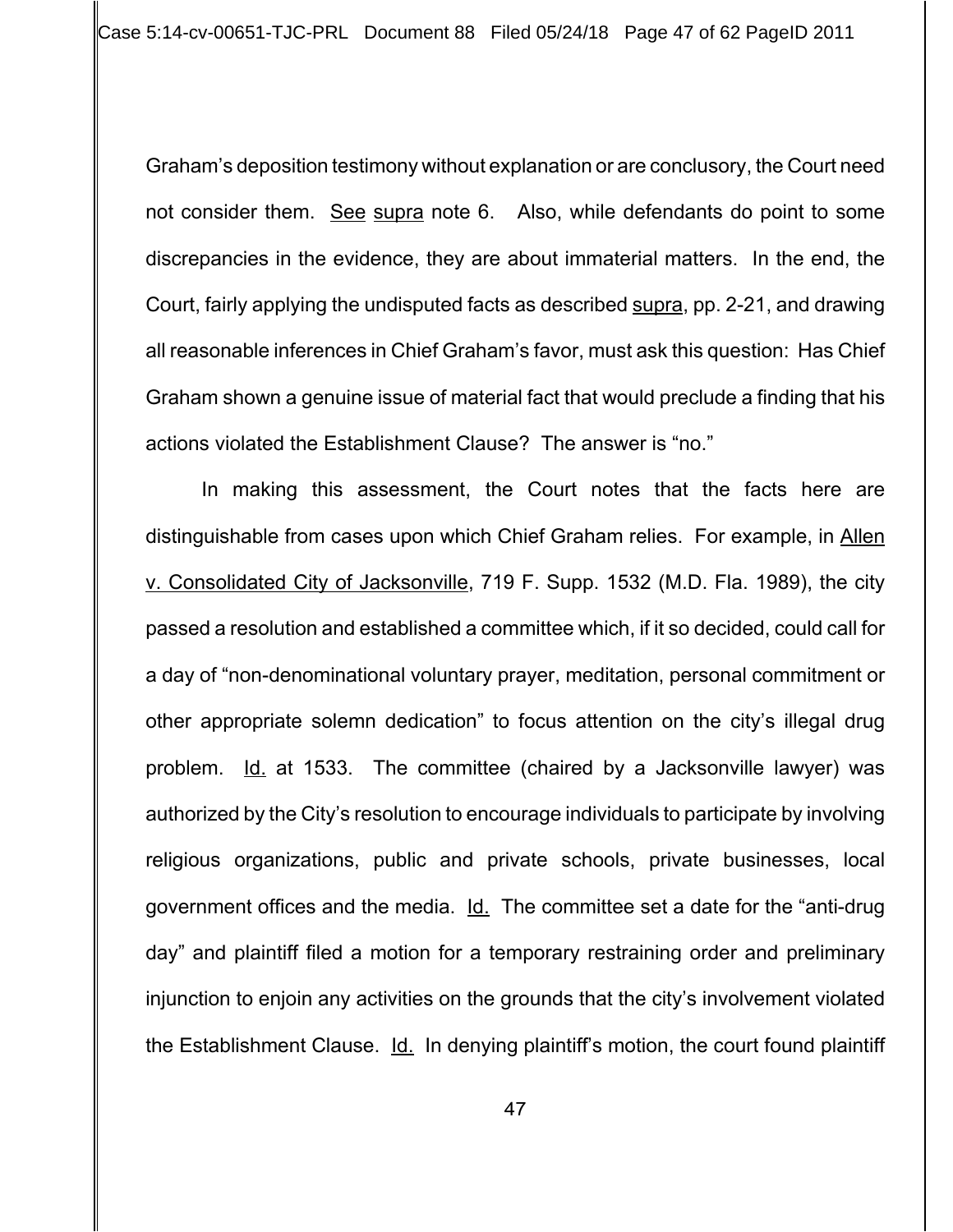Graham's deposition testimony without explanation or are conclusory, the Court need not consider them. See supra note 6. Also, while defendants do point to some discrepancies in the evidence, they are about immaterial matters. In the end, the Court, fairly applying the undisputed facts as described supra, pp. 2-21, and drawing all reasonable inferences in Chief Graham's favor, must ask this question: Has Chief Graham shown a genuine issue of material fact that would preclude a finding that his actions violated the Establishment Clause? The answer is "no."

In making this assessment, the Court notes that the facts here are distinguishable from cases upon which Chief Graham relies. For example, in Allen v. Consolidated City of Jacksonville, 719 F. Supp. 1532 (M.D. Fla. 1989), the city passed a resolution and established a committee which, if it so decided, could call for a day of "non-denominational voluntary prayer, meditation, personal commitment or other appropriate solemn dedication" to focus attention on the city's illegal drug problem. Id. at 1533. The committee (chaired by a Jacksonville lawyer) was authorized by the City's resolution to encourage individuals to participate by involving religious organizations, public and private schools, private businesses, local government offices and the media. Id. The committee set a date for the "anti-drug day" and plaintiff filed a motion for a temporary restraining order and preliminary injunction to enjoin any activities on the grounds that the city's involvement violated the Establishment Clause. Id. In denying plaintiff's motion, the court found plaintiff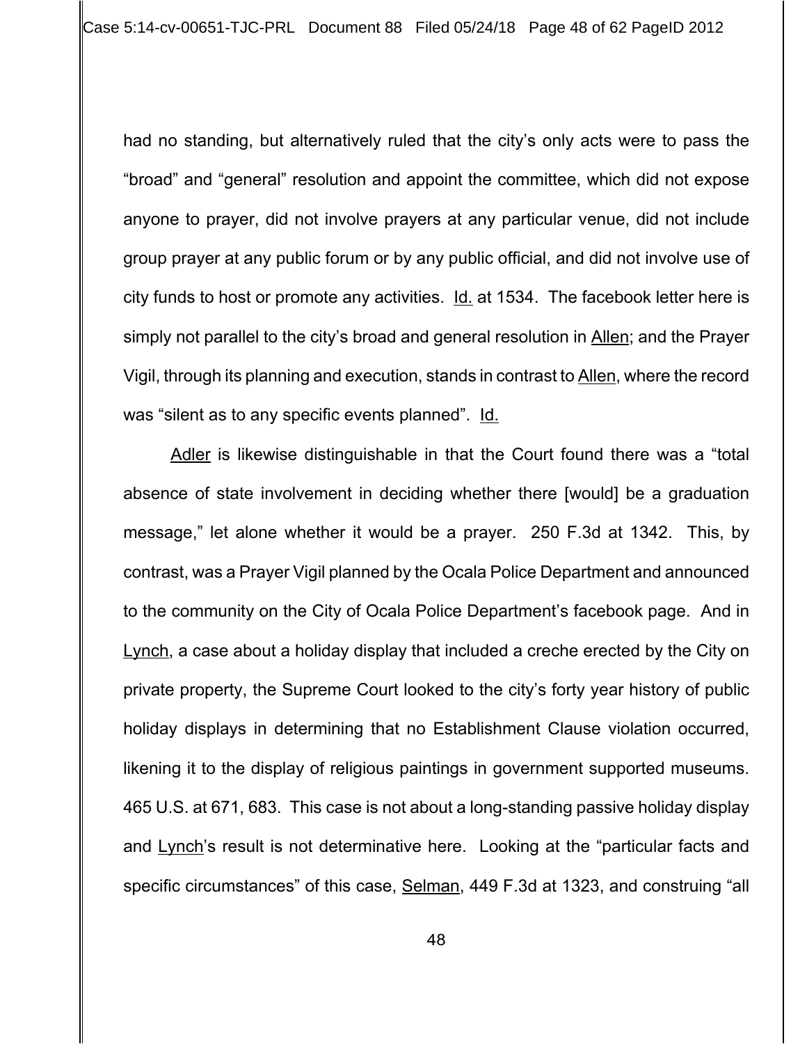had no standing, but alternatively ruled that the city's only acts were to pass the "broad" and "general" resolution and appoint the committee, which did not expose anyone to prayer, did not involve prayers at any particular venue, did not include group prayer at any public forum or by any public official, and did not involve use of city funds to host or promote any activities. Id. at 1534. The facebook letter here is simply not parallel to the city's broad and general resolution in Allen; and the Prayer Vigil, through its planning and execution, stands in contrast to Allen, where the record was "silent as to any specific events planned". Id.

Adler is likewise distinguishable in that the Court found there was a "total absence of state involvement in deciding whether there [would] be a graduation message," let alone whether it would be a prayer. 250 F.3d at 1342. This, by contrast, was a Prayer Vigil planned by the Ocala Police Department and announced to the community on the City of Ocala Police Department's facebook page. And in Lynch, a case about a holiday display that included a creche erected by the City on private property, the Supreme Court looked to the city's forty year history of public holiday displays in determining that no Establishment Clause violation occurred, likening it to the display of religious paintings in government supported museums. 465 U.S. at 671, 683. This case is not about a long-standing passive holiday display and Lynch's result is not determinative here. Looking at the "particular facts and specific circumstances" of this case, Selman, 449 F.3d at 1323, and construing "all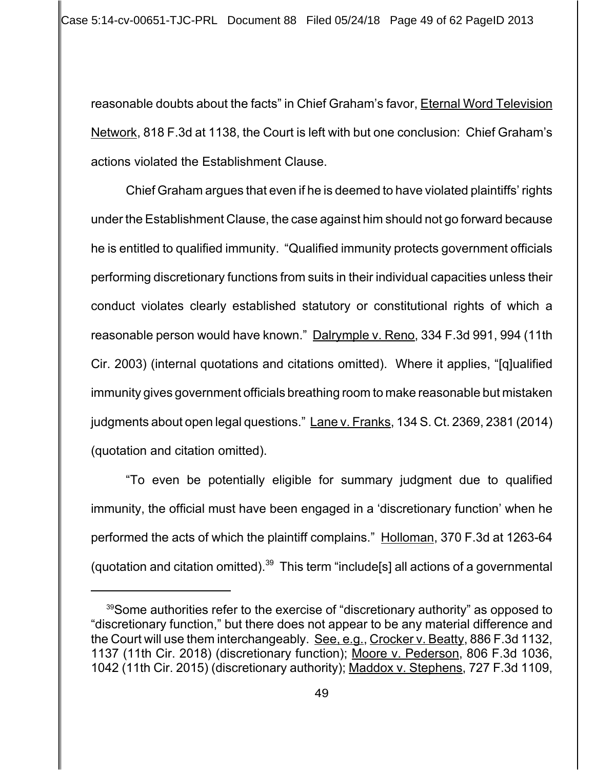reasonable doubts about the facts" in Chief Graham's favor, Eternal Word Television Network, 818 F.3d at 1138, the Court is left with but one conclusion: Chief Graham's actions violated the Establishment Clause.

Chief Graham argues that even if he is deemed to have violated plaintiffs' rights under the Establishment Clause, the case against him should not go forward because he is entitled to qualified immunity. "Qualified immunity protects government officials performing discretionary functions from suits in their individual capacities unless their conduct violates clearly established statutory or constitutional rights of which a reasonable person would have known." Dalrymple v. Reno, 334 F.3d 991, 994 (11th Cir. 2003) (internal quotations and citations omitted). Where it applies, "[q]ualified immunity gives government officials breathing room to make reasonable but mistaken judgments about open legal questions." Lane v. Franks, 134 S. Ct. 2369, 2381 (2014) (quotation and citation omitted).

"To even be potentially eligible for summary judgment due to qualified immunity, the official must have been engaged in a 'discretionary function' when he performed the acts of which the plaintiff complains." Holloman, 370 F.3d at 1263-64 (quotation and citation omitted).[39] This term "include[s] all actions of a governmental

[39] Some authorities refer to the exercise of "discretionary authority" as opposed to "discretionary function," but there does not appear to be any material difference and the Court will use them interchangeably. See, e.g., Crocker v. Beatty, 886 F.3d 1132, 1137 (11th Cir. 2018) (discretionary function); Moore v. Pederson, 806 F.3d 1036, 1042 (11th Cir. 2015) (discretionary authority); Maddox v. Stephens, 727 F.3d 1109,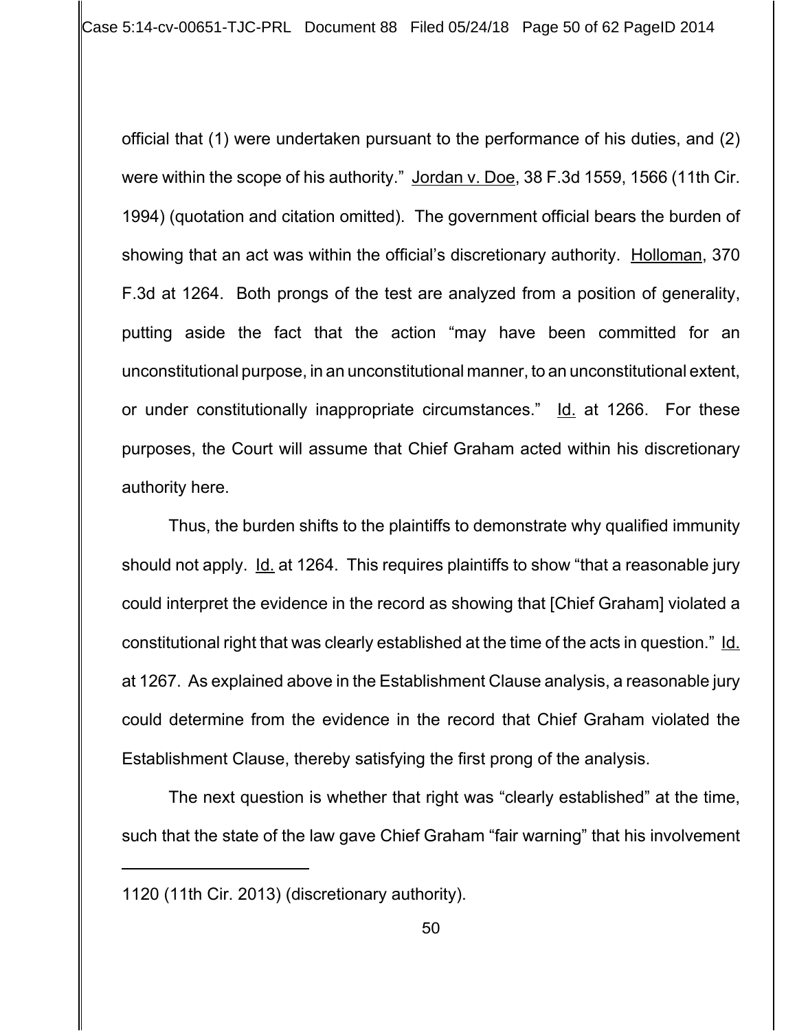official that (1) were undertaken pursuant to the performance of his duties, and (2) were within the scope of his authority." Jordan v. Doe, 38 F.3d 1559, 1566 (11th Cir. 1994) (quotation and citation omitted). The government official bears the burden of showing that an act was within the official's discretionary authority. Holloman, 370 F.3d at 1264. Both prongs of the test are analyzed from a position of generality, putting aside the fact that the action "may have been committed for an unconstitutional purpose, in an unconstitutional manner, to an unconstitutional extent, or under constitutionally inappropriate circumstances." Id. at 1266. For these purposes, the Court will assume that Chief Graham acted within his discretionary authority here.

Thus, the burden shifts to the plaintiffs to demonstrate why qualified immunity should not apply. Id. at 1264. This requires plaintiffs to show "that a reasonable jury could interpret the evidence in the record as showing that [Chief Graham] violated a constitutional right that was clearly established at the time of the acts in question." Id. at 1267. As explained above in the Establishment Clause analysis, a reasonable jury could determine from the evidence in the record that Chief Graham violated the Establishment Clause, thereby satisfying the first prong of the analysis.

The next question is whether that right was "clearly established" at the time, such that the state of the law gave Chief Graham "fair warning" that his involvement

---

1120 (11th Cir. 2013) (discretionary authority).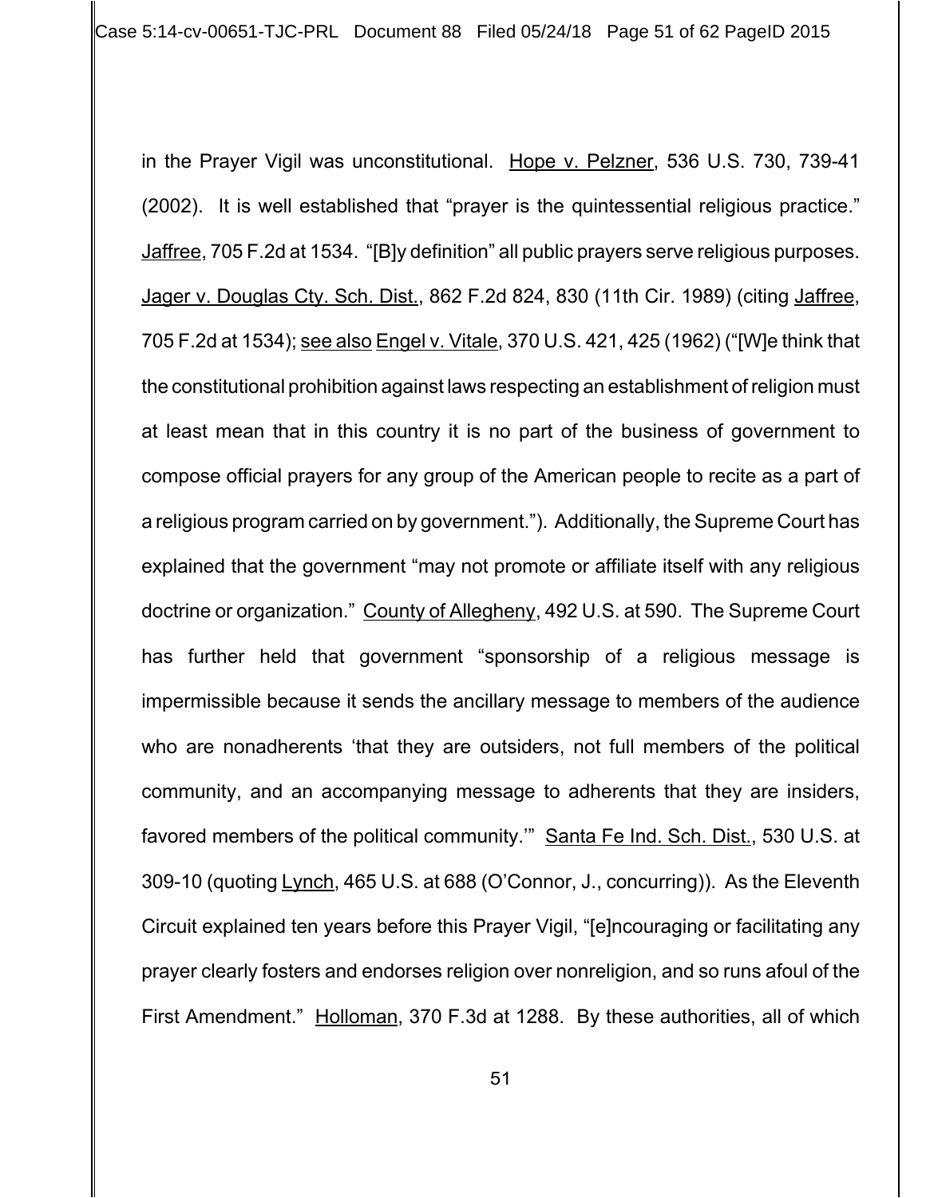in the Prayer Vigil was unconstitutional. Hope v. Pelzner, 536 U.S. 730, 739-41 (2002). It is well established that "prayer is the quintessential religious practice." Jaffree, 705 F.2d at 1534. "[B]y definition" all public prayers serve religious purposes. Jager v. Douglas Cty. Sch. Dist., 862 F.2d 824, 830 (11th Cir. 1989) (citing Jaffree, 705 F.2d at 1534); see also Engel v. Vitale, 370 U.S. 421, 425 (1962) ("[W]e think that the constitutional prohibition against laws respecting an establishment of religion must at least mean that in this country it is no part of the business of government to compose official prayers for any group of the American people to recite as a part of a religious program carried on by government."). Additionally, the Supreme Court has explained that the government "may not promote or affiliate itself with any religious doctrine or organization." County of Allegheny, 492 U.S. at 590. The Supreme Court has further held that government "sponsorship of a religious message is impermissible because it sends the ancillary message to members of the audience who are nonadherents 'that they are outsiders, not full members of the political community, and an accompanying message to adherents that they are insiders, favored members of the political community.'" Santa Fe Ind. Sch. Dist., 530 U.S. at 309-10 (quoting Lynch, 465 U.S. at 688 (O'Connor, J., concurring)). As the Eleventh Circuit explained ten years before this Prayer Vigil, "[e]ncouraging or facilitating any prayer clearly fosters and endorses religion over nonreligion, and so runs afoul of the First Amendment." Holloman, 370 F.3d at 1288. By these authorities, all of which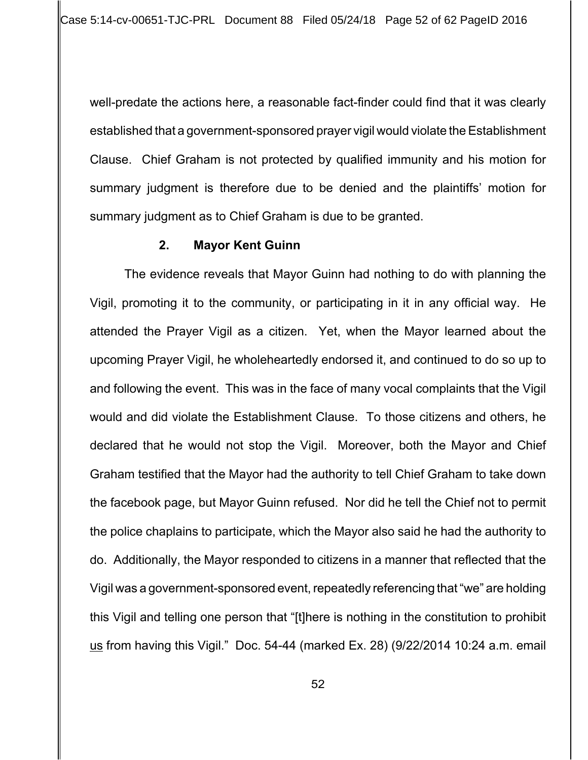well-predate the actions here, a reasonable fact-finder could find that it was clearly established that a government-sponsored prayer vigil would violate the Establishment Clause. Chief Graham is not protected by qualified immunity and his motion for summary judgment is therefore due to be denied and the plaintiffs' motion for summary judgment as to Chief Graham is due to be granted.

**2. Mayor Kent Guinn**

The evidence reveals that Mayor Guinn had nothing to do with planning the Vigil, promoting it to the community, or participating in it in any official way. He attended the Prayer Vigil as a citizen. Yet, when the Mayor learned about the upcoming Prayer Vigil, he wholeheartedly endorsed it, and continued to do so up to and following the event. This was in the face of many vocal complaints that the Vigil would and did violate the Establishment Clause. To those citizens and others, he declared that he would not stop the Vigil. Moreover, both the Mayor and Chief Graham testified that the Mayor had the authority to tell Chief Graham to take down the facebook page, but Mayor Guinn refused. Nor did he tell the Chief not to permit the police chaplains to participate, which the Mayor also said he had the authority to do. Additionally, the Mayor responded to citizens in a manner that reflected that the Vigil was a government-sponsored event, repeatedly referencing that "we" are holding this Vigil and telling one person that "[t]here is nothing in the constitution to prohibit <u>us</u> from having this Vigil." Doc. 54-44 (marked Ex. 28) (9/22/2014 10:24 a.m. email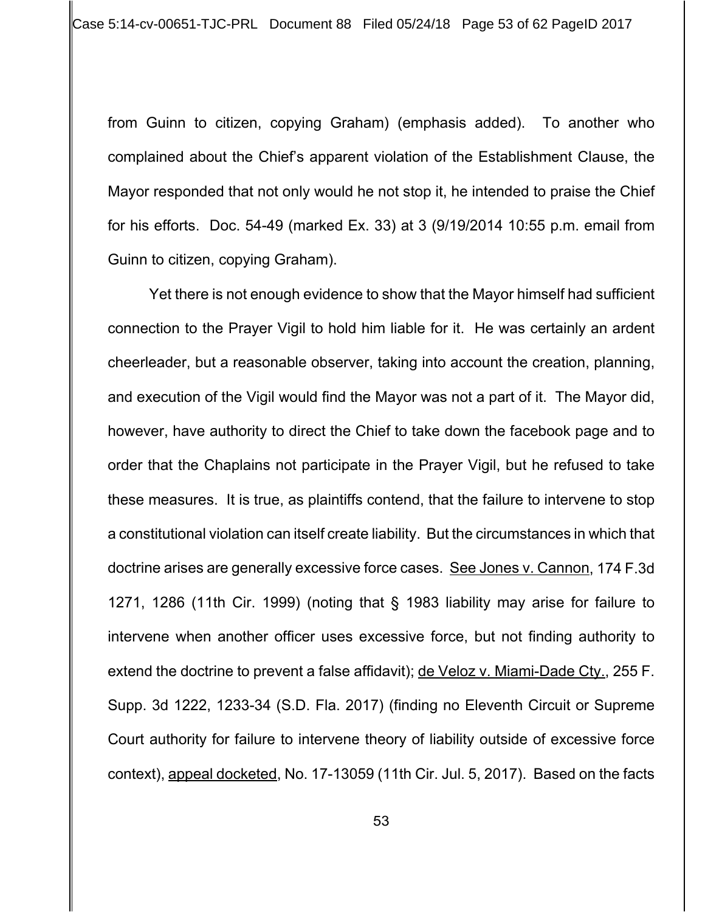from Guinn to citizen, copying Graham) (emphasis added). To another who complained about the Chief's apparent violation of the Establishment Clause, the Mayor responded that not only would he not stop it, he intended to praise the Chief for his efforts. Doc. 54-49 (marked Ex. 33) at 3 (9/19/2014 10:55 p.m. email from Guinn to citizen, copying Graham).

Yet there is not enough evidence to show that the Mayor himself had sufficient connection to the Prayer Vigil to hold him liable for it. He was certainly an ardent cheerleader, but a reasonable observer, taking into account the creation, planning, and execution of the Vigil would find the Mayor was not a part of it. The Mayor did, however, have authority to direct the Chief to take down the facebook page and to order that the Chaplains not participate in the Prayer Vigil, but he refused to take these measures. It is true, as plaintiffs contend, that the failure to intervene to stop a constitutional violation can itself create liability. But the circumstances in which that doctrine arises are generally excessive force cases. See Jones v. Cannon, 174 F.3d 1271, 1286 (11th Cir. 1999) (noting that § 1983 liability may arise for failure to intervene when another officer uses excessive force, but not finding authority to extend the doctrine to prevent a false affidavit); de Veloz v. Miami-Dade Cty., 255 F. Supp. 3d 1222, 1233-34 (S.D. Fla. 2017) (finding no Eleventh Circuit or Supreme Court authority for failure to intervene theory of liability outside of excessive force context), appeal docketed, No. 17-13059 (11th Cir. Jul. 5, 2017). Based on the facts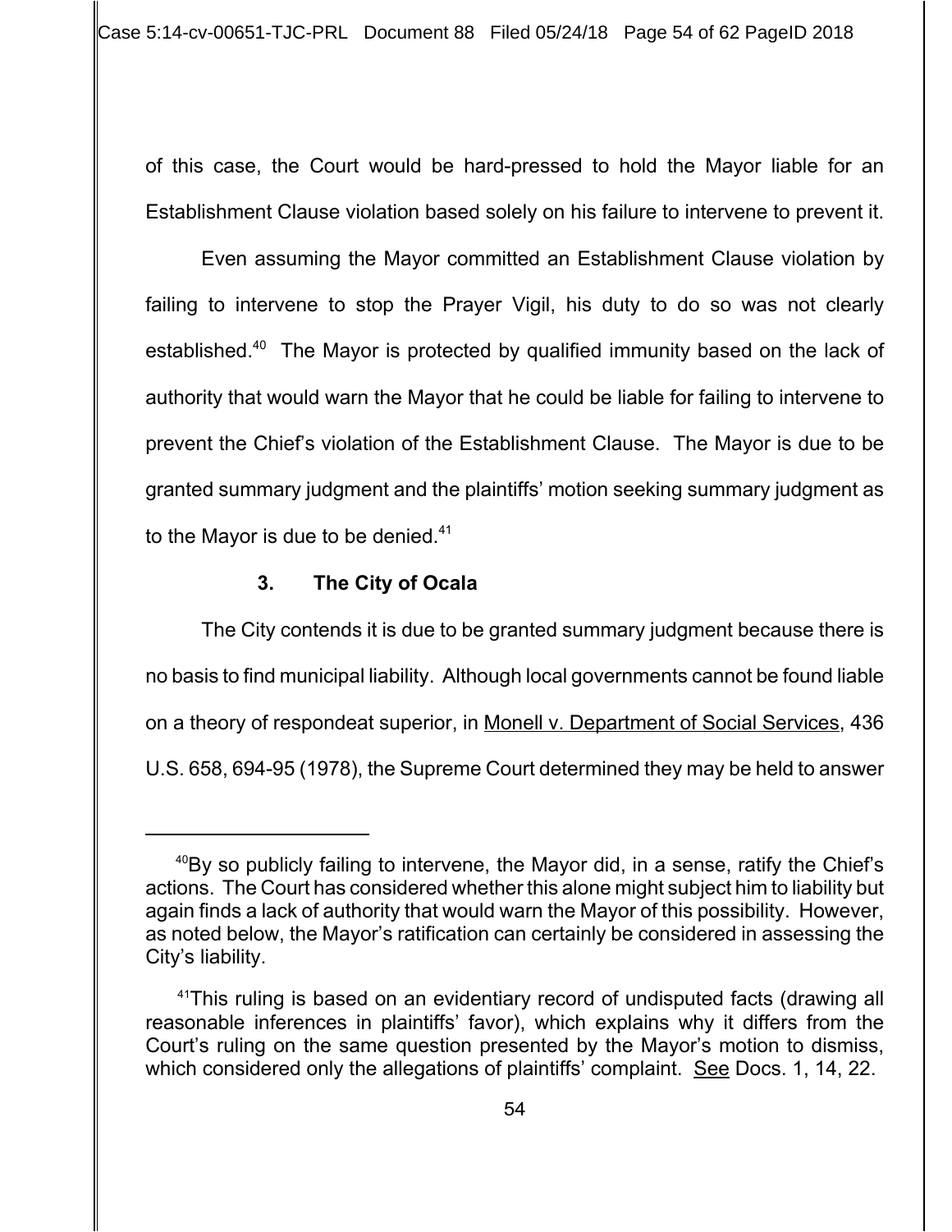of this case, the Court would be hard-pressed to hold the Mayor liable for an Establishment Clause violation based solely on his failure to intervene to prevent it.

Even assuming the Mayor committed an Establishment Clause violation by failing to intervene to stop the Prayer Vigil, his duty to do so was not clearly established.[40] The Mayor is protected by qualified immunity based on the lack of authority that would warn the Mayor that he could be liable for failing to intervene to prevent the Chief's violation of the Establishment Clause. The Mayor is due to be granted summary judgment and the plaintiffs' motion seeking summary judgment as to the Mayor is due to be denied.[41]

**3. The City of Ocala**

The City contends it is due to be granted summary judgment because there is no basis to find municipal liability. Although local governments cannot be found liable on a theory of respondeat superior, in Monell v. Department of Social Services, 436 U.S. 658, 694-95 (1978), the Supreme Court determined they may be held to answer

---

[40]By so publicly failing to intervene, the Mayor did, in a sense, ratify the Chief's actions. The Court has considered whether this alone might subject him to liability but again finds a lack of authority that would warn the Mayor of this possibility. However, as noted below, the Mayor's ratification can certainly be considered in assessing the City's liability.

[41]This ruling is based on an evidentiary record of undisputed facts (drawing all reasonable inferences in plaintiffs' favor), which explains why it differs from the Court's ruling on the same question presented by the Mayor's motion to dismiss, which considered only the allegations of plaintiffs' complaint. See Docs. 1, 14, 22.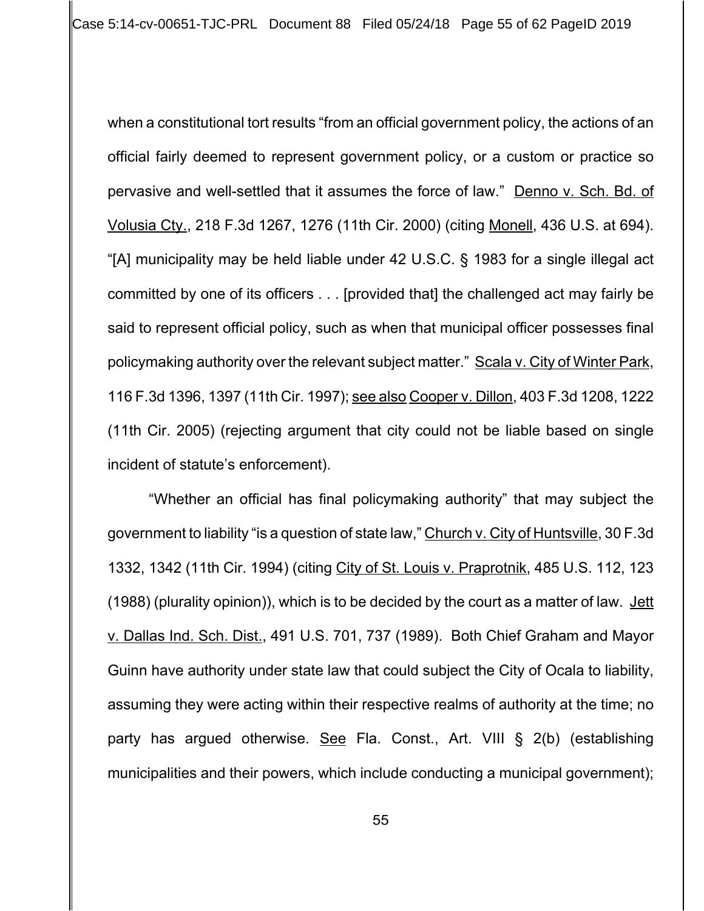when a constitutional tort results "from an official government policy, the actions of an official fairly deemed to represent government policy, or a custom or practice so pervasive and well-settled that it assumes the force of law." Denno v. Sch. Bd. of Volusia Cty., 218 F.3d 1267, 1276 (11th Cir. 2000) (citing Monell, 436 U.S. at 694). "[A] municipality may be held liable under 42 U.S.C. § 1983 for a single illegal act committed by one of its officers . . . [provided that] the challenged act may fairly be said to represent official policy, such as when that municipal officer possesses final policymaking authority over the relevant subject matter." Scala v. City of Winter Park, 116 F.3d 1396, 1397 (11th Cir. 1997); see also Cooper v. Dillon, 403 F.3d 1208, 1222 (11th Cir. 2005) (rejecting argument that city could not be liable based on single incident of statute's enforcement).

"Whether an official has final policymaking authority" that may subject the government to liability "is a question of state law," Church v. City of Huntsville, 30 F.3d 1332, 1342 (11th Cir. 1994) (citing City of St. Louis v. Praprotnik, 485 U.S. 112, 123 (1988) (plurality opinion)), which is to be decided by the court as a matter of law. Jett v. Dallas Ind. Sch. Dist., 491 U.S. 701, 737 (1989). Both Chief Graham and Mayor Guinn have authority under state law that could subject the City of Ocala to liability, assuming they were acting within their respective realms of authority at the time; no party has argued otherwise. See Fla. Const., Art. VIII § 2(b) (establishing municipalities and their powers, which include conducting a municipal government);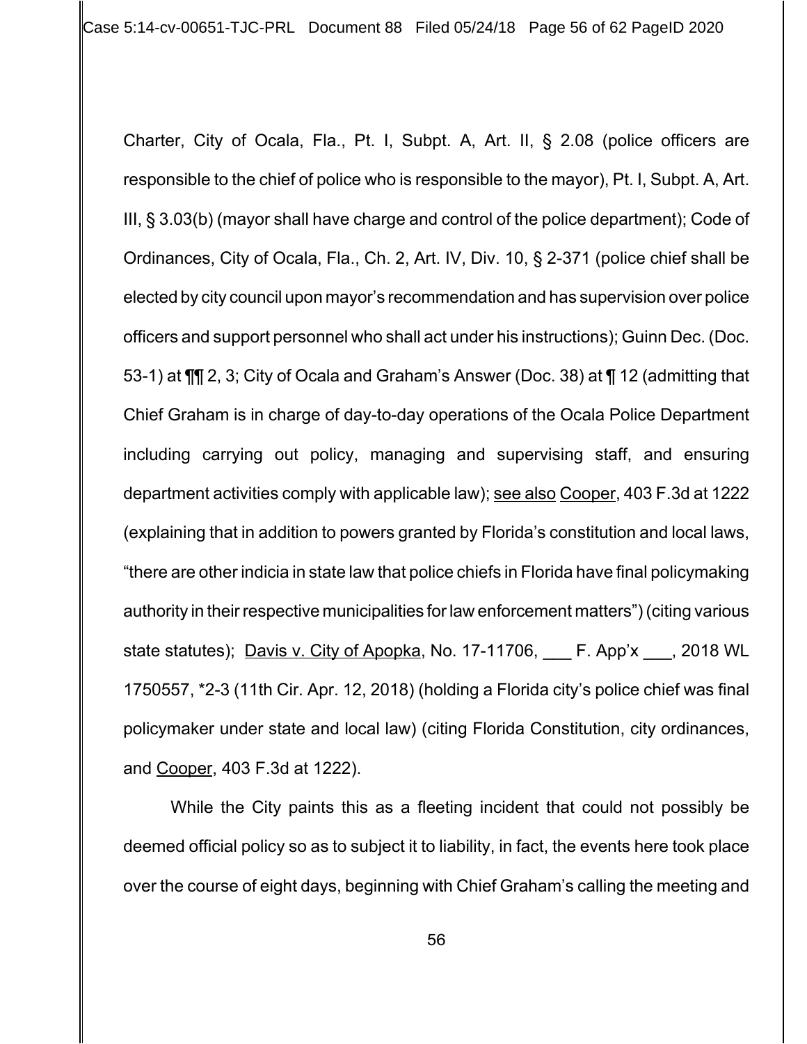Charter, City of Ocala, Fla., Pt. I, Subpt. A, Art. II, § 2.08 (police officers are responsible to the chief of police who is responsible to the mayor), Pt. I, Subpt. A, Art. III, § 3.03(b) (mayor shall have charge and control of the police department); Code of Ordinances, City of Ocala, Fla., Ch. 2, Art. IV, Div. 10, § 2-371 (police chief shall be elected by city council upon mayor's recommendation and has supervision over police officers and support personnel who shall act under his instructions); Guinn Dec. (Doc. 53-1) at ¶¶ 2, 3; City of Ocala and Graham's Answer (Doc. 38) at ¶ 12 (admitting that Chief Graham is in charge of day-to-day operations of the Ocala Police Department including carrying out policy, managing and supervising staff, and ensuring department activities comply with applicable law); see also Cooper, 403 F.3d at 1222 (explaining that in addition to powers granted by Florida's constitution and local laws, "there are other indicia in state law that police chiefs in Florida have final policymaking authority in their respective municipalities for law enforcement matters") (citing various state statutes); Davis v. City of Apopka, No. 17-11706, ___ F. App'x ___, 2018 WL 1750557, *2-3 (11th Cir. Apr. 12, 2018) (holding a Florida city's police chief was final policymaker under state and local law) (citing Florida Constitution, city ordinances, and Cooper, 403 F.3d at 1222).

While the City paints this as a fleeting incident that could not possibly be deemed official policy so as to subject it to liability, in fact, the events here took place over the course of eight days, beginning with Chief Graham's calling the meeting and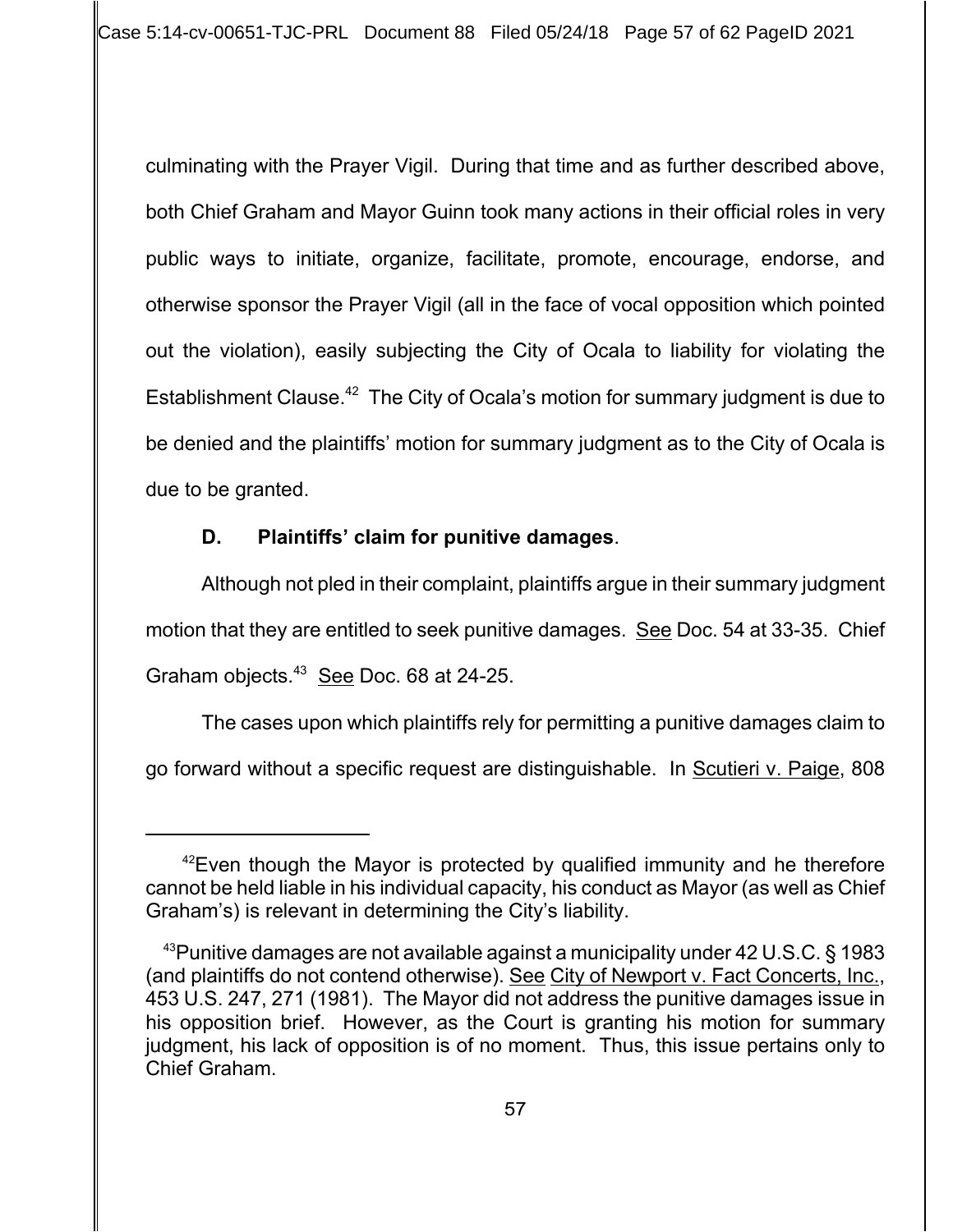culminating with the Prayer Vigil. During that time and as further described above, both Chief Graham and Mayor Guinn took many actions in their official roles in very public ways to initiate, organize, facilitate, promote, encourage, endorse, and otherwise sponsor the Prayer Vigil (all in the face of vocal opposition which pointed out the violation), easily subjecting the City of Ocala to liability for violating the Establishment Clause.[42] The City of Ocala's motion for summary judgment is due to be denied and the plaintiffs' motion for summary judgment as to the City of Ocala is due to be granted.

**D. Plaintiffs' claim for punitive damages**.

Although not pled in their complaint, plaintiffs argue in their summary judgment motion that they are entitled to seek punitive damages. See Doc. 54 at 33-35. Chief Graham objects.[43] See Doc. 68 at 24-25.

The cases upon which plaintiffs rely for permitting a punitive damages claim to go forward without a specific request are distinguishable. In Scutieri v. Paige, 808

---

[42]Even though the Mayor is protected by qualified immunity and he therefore cannot be held liable in his individual capacity, his conduct as Mayor (as well as Chief Graham's) is relevant in determining the City's liability.

[43]Punitive damages are not available against a municipality under 42 U.S.C. § 1983 (and plaintiffs do not contend otherwise). See City of Newport v. Fact Concerts, Inc., 453 U.S. 247, 271 (1981). The Mayor did not address the punitive damages issue in his opposition brief. However, as the Court is granting his motion for summary judgment, his lack of opposition is of no moment. Thus, this issue pertains only to Chief Graham.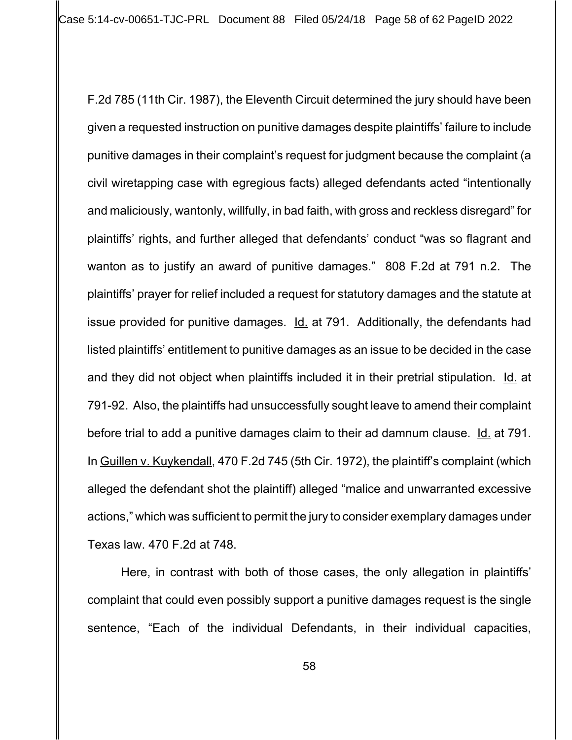F.2d 785 (11th Cir. 1987), the Eleventh Circuit determined the jury should have been given a requested instruction on punitive damages despite plaintiffs' failure to include punitive damages in their complaint's request for judgment because the complaint (a civil wiretapping case with egregious facts) alleged defendants acted "intentionally and maliciously, wantonly, willfully, in bad faith, with gross and reckless disregard" for plaintiffs' rights, and further alleged that defendants' conduct "was so flagrant and wanton as to justify an award of punitive damages." 808 F.2d at 791 n.2. The plaintiffs' prayer for relief included a request for statutory damages and the statute at issue provided for punitive damages. Id. at 791. Additionally, the defendants had listed plaintiffs' entitlement to punitive damages as an issue to be decided in the case and they did not object when plaintiffs included it in their pretrial stipulation. Id. at 791-92. Also, the plaintiffs had unsuccessfully sought leave to amend their complaint before trial to add a punitive damages claim to their ad damnum clause. Id. at 791. In Guillen v. Kuykendall, 470 F.2d 745 (5th Cir. 1972), the plaintiff's complaint (which alleged the defendant shot the plaintiff) alleged "malice and unwarranted excessive actions," which was sufficient to permit the jury to consider exemplary damages under Texas law. 470 F.2d at 748.

Here, in contrast with both of those cases, the only allegation in plaintiffs' complaint that could even possibly support a punitive damages request is the single sentence, "Each of the individual Defendants, in their individual capacities,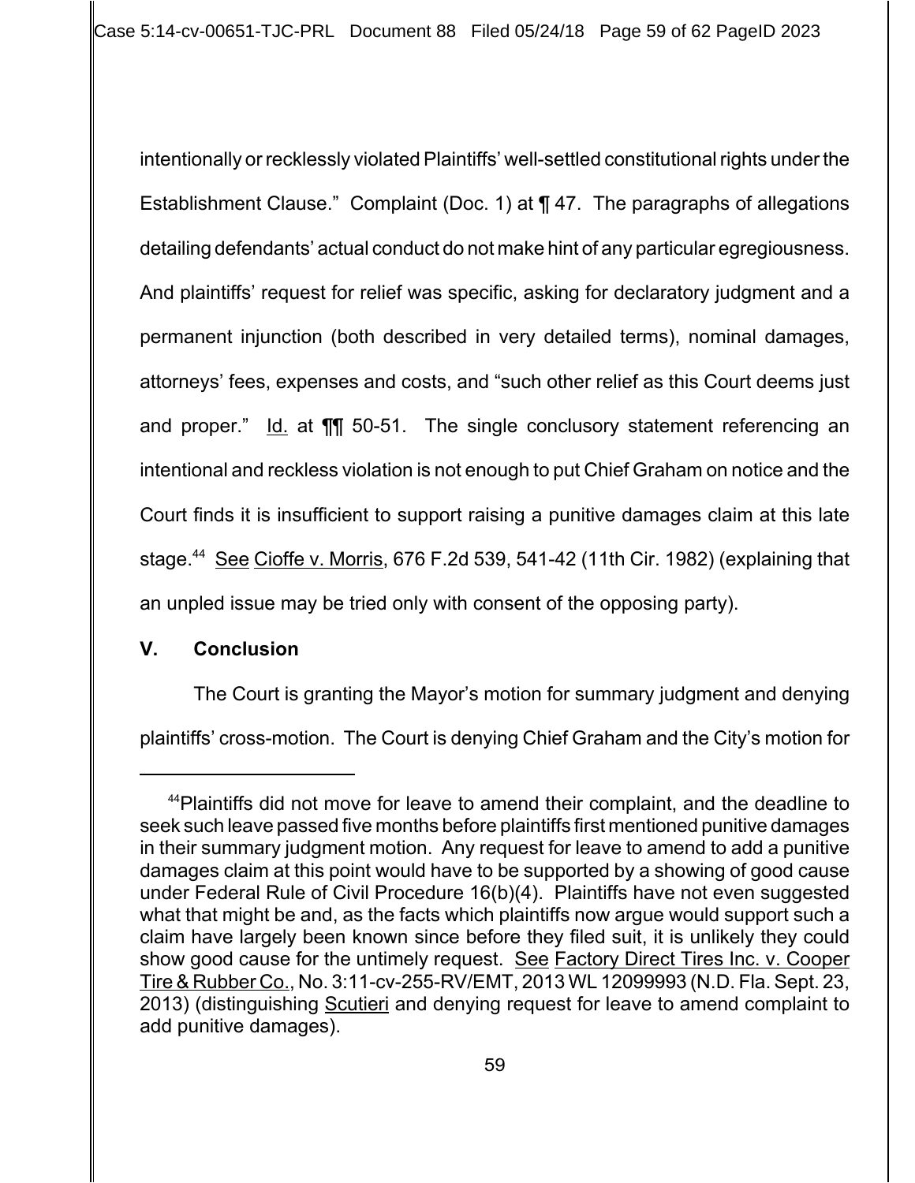intentionally or recklessly violated Plaintiffs' well-settled constitutional rights under the Establishment Clause." Complaint (Doc. 1) at ¶ 47. The paragraphs of allegations detailing defendants' actual conduct do not make hint of any particular egregiousness. And plaintiffs' request for relief was specific, asking for declaratory judgment and a permanent injunction (both described in very detailed terms), nominal damages, attorneys' fees, expenses and costs, and "such other relief as this Court deems just and proper." Id. at ¶¶ 50-51. The single conclusory statement referencing an intentional and reckless violation is not enough to put Chief Graham on notice and the Court finds it is insufficient to support raising a punitive damages claim at this late stage.[44] See Cioffe v. Morris, 676 F.2d 539, 541-42 (11th Cir. 1982) (explaining that an unpled issue may be tried only with consent of the opposing party).

## V. Conclusion

The Court is granting the Mayor's motion for summary judgment and denying plaintiffs' cross-motion. The Court is denying Chief Graham and the City's motion for

---

[44]Plaintiffs did not move for leave to amend their complaint, and the deadline to seek such leave passed five months before plaintiffs first mentioned punitive damages in their summary judgment motion. Any request for leave to amend to add a punitive damages claim at this point would have to be supported by a showing of good cause under Federal Rule of Civil Procedure 16(b)(4). Plaintiffs have not even suggested what that might be and, as the facts which plaintiffs now argue would support such a claim have largely been known since before they filed suit, it is unlikely they could show good cause for the untimely request. See Factory Direct Tires Inc. v. Cooper Tire & Rubber Co., No. 3:11-cv-255-RV/EMT, 2013 WL 12099993 (N.D. Fla. Sept. 23, 2013) (distinguishing Scutieri and denying request for leave to amend complaint to add punitive damages).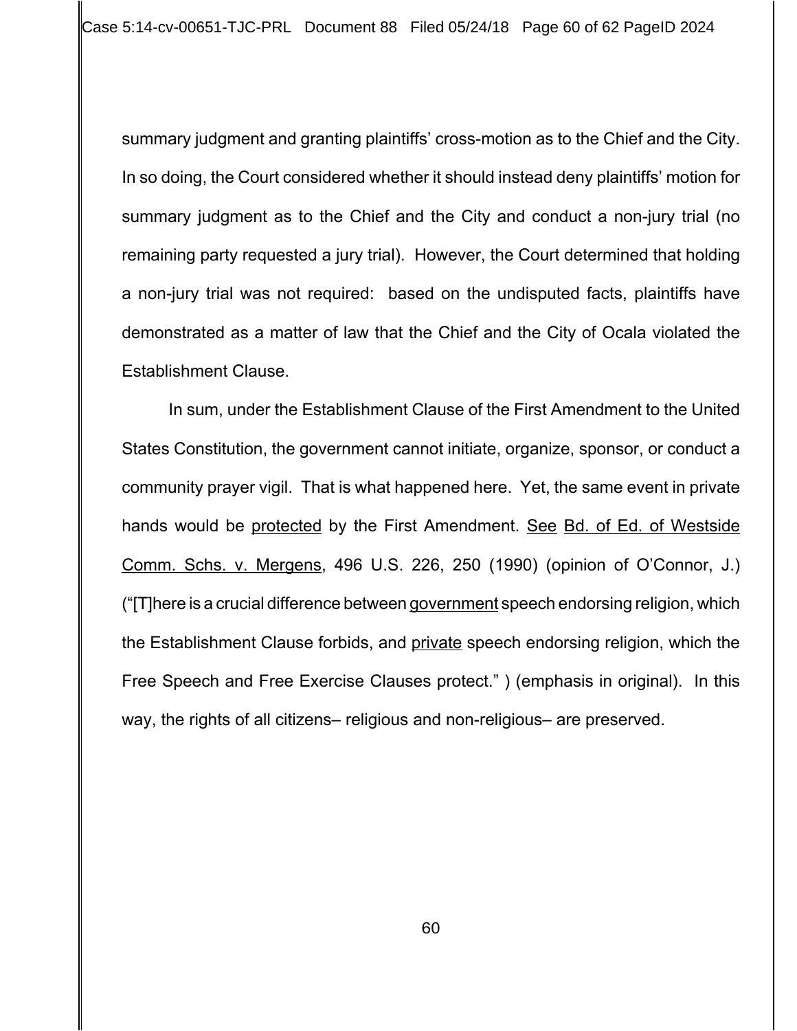summary judgment and granting plaintiffs' cross-motion as to the Chief and the City. In so doing, the Court considered whether it should instead deny plaintiffs' motion for summary judgment as to the Chief and the City and conduct a non-jury trial (no remaining party requested a jury trial). However, the Court determined that holding a non-jury trial was not required: based on the undisputed facts, plaintiffs have demonstrated as a matter of law that the Chief and the City of Ocala violated the Establishment Clause.

In sum, under the Establishment Clause of the First Amendment to the United States Constitution, the government cannot initiate, organize, sponsor, or conduct a community prayer vigil. That is what happened here. Yet, the same event in private hands would be <u>protected</u> by the First Amendment. <u>See</u> <u>Bd. of Ed. of Westside Comm. Schs. v. Mergens</u>, 496 U.S. 226, 250 (1990) (opinion of O'Connor, J.) ("[T]here is a crucial difference between <u>government</u> speech endorsing religion, which the Establishment Clause forbids, and <u>private</u> speech endorsing religion, which the Free Speech and Free Exercise Clauses protect." ) (emphasis in original). In this way, the rights of all citizens– religious and non-religious– are preserved.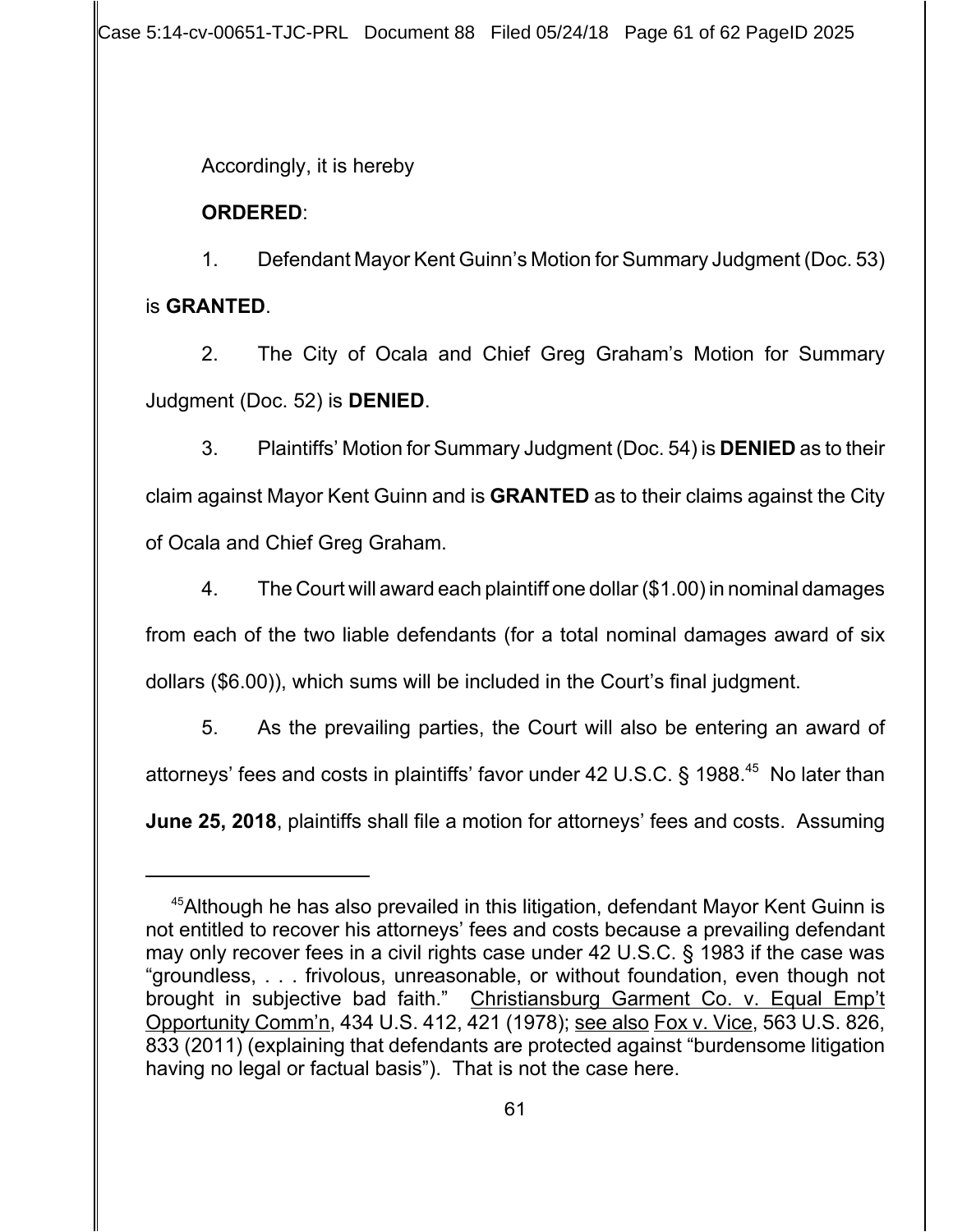Accordingly, it is hereby

**ORDERED**:

1. Defendant Mayor Kent Guinn's Motion for Summary Judgment (Doc. 53) is **GRANTED**.

2. The City of Ocala and Chief Greg Graham's Motion for Summary Judgment (Doc. 52) is **DENIED**.

3. Plaintiffs' Motion for Summary Judgment (Doc. 54) is **DENIED** as to their claim against Mayor Kent Guinn and is **GRANTED** as to their claims against the City of Ocala and Chief Greg Graham.

4. The Court will award each plaintiff one dollar ($1.00) in nominal damages from each of the two liable defendants (for a total nominal damages award of six dollars ($6.00)), which sums will be included in the Court's final judgment.

5. As the prevailing parties, the Court will also be entering an award of attorneys' fees and costs in plaintiffs' favor under 42 U.S.C. § 1988.[45] No later than **June 25, 2018**, plaintiffs shall file a motion for attorneys' fees and costs. Assuming

---

[45] Although he has also prevailed in this litigation, defendant Mayor Kent Guinn is not entitled to recover his attorneys' fees and costs because a prevailing defendant may only recover fees in a civil rights case under 42 U.S.C. § 1983 if the case was "groundless, . . . frivolous, unreasonable, or without foundation, even though not brought in subjective bad faith." Christiansburg Garment Co. v. Equal Emp't Opportunity Comm'n, 434 U.S. 412, 421 (1978); see also Fox v. Vice, 563 U.S. 826, 833 (2011) (explaining that defendants are protected against "burdensome litigation having no legal or factual basis"). That is not the case here.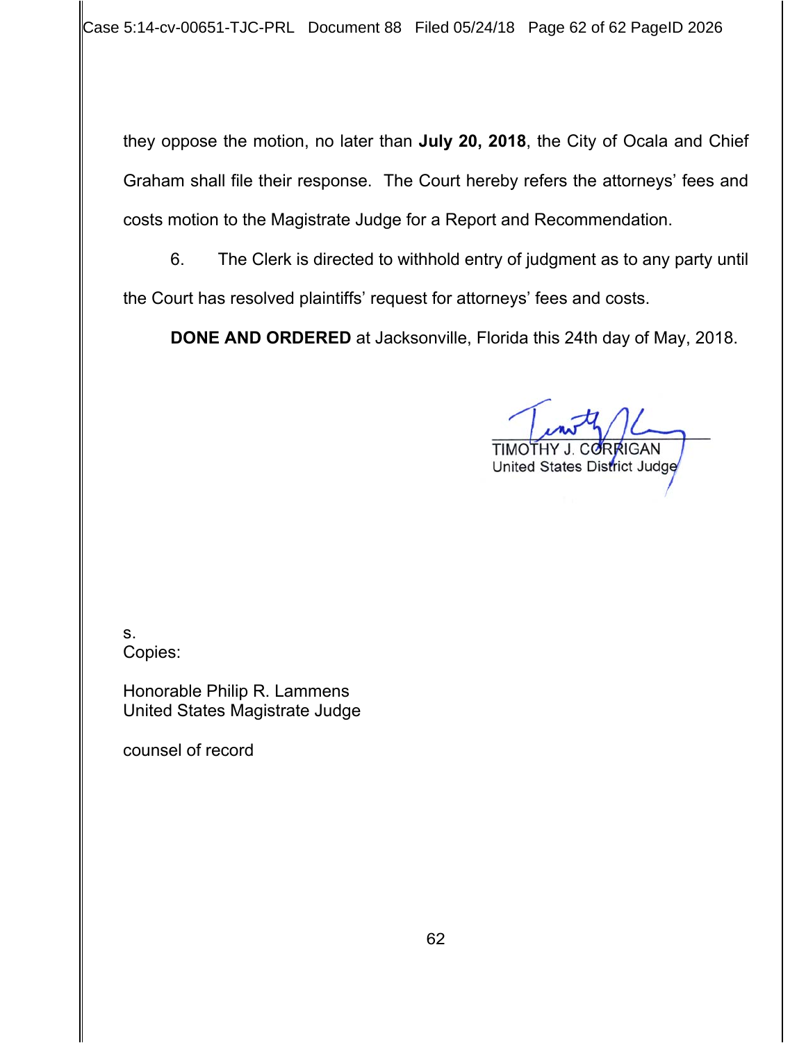they oppose the motion, no later than **July 20, 2018**, the City of Ocala and Chief Graham shall file their response. The Court hereby refers the attorneys' fees and costs motion to the Magistrate Judge for a Report and Recommendation.

6. The Clerk is directed to withhold entry of judgment as to any party until the Court has resolved plaintiffs' request for attorneys' fees and costs.

**DONE AND ORDERED** at Jacksonville, Florida this 24th day of May, 2018.

TIMOTHY J. CORRIGAN
United States District Judge

s.
Copies:

Honorable Philip R. Lammens
United States Magistrate Judge

counsel of record